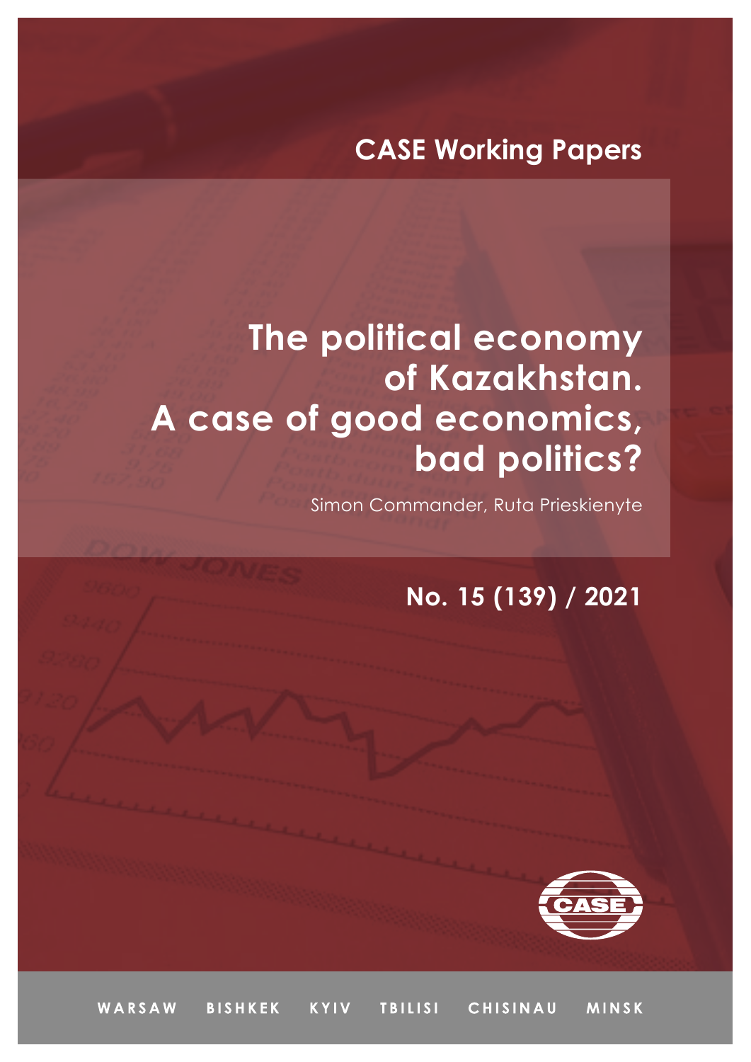CASE Working Papers

# The political economy of Kazakhstan. A case of good economics, bad politics?

Simon Commander, Ruta Prieskienyte

No. 15 (139) / 2021

WARSAW BISHKEK KYIV TBILISI CHISINAU MINSK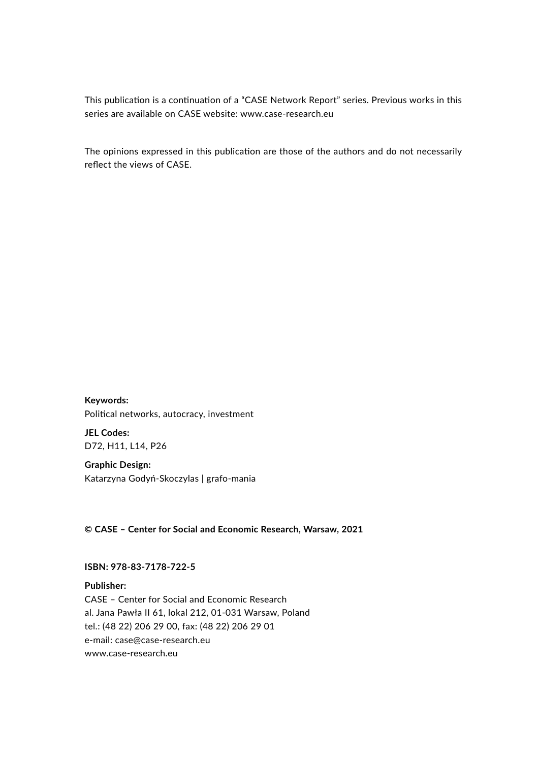This publication is a continuation of a "CASE Network Report" series. Previous works in this series are available on CASE website: www.case-research.eu

The opinions expressed in this publication are those of the authors and do not necessarily reflect the views of CASE.

**Keywords:**
Political networks, autocracy, investment

**JEL Codes:**
D72, H11, L14, P26

**Graphic Design:**
Katarzyna Godyń-Skoczylas | grafo-mania

**© CASE – Center for Social and Economic Research, Warsaw, 2021**

**ISBN: 978-83-7178-722-5**

**Publisher:**
CASE – Center for Social and Economic Research
al. Jana Pawła II 61, lokal 212, 01-031 Warsaw, Poland
tel.: (48 22) 206 29 00, fax: (48 22) 206 29 01
e-mail: case@case-research.eu
www.case-research.eu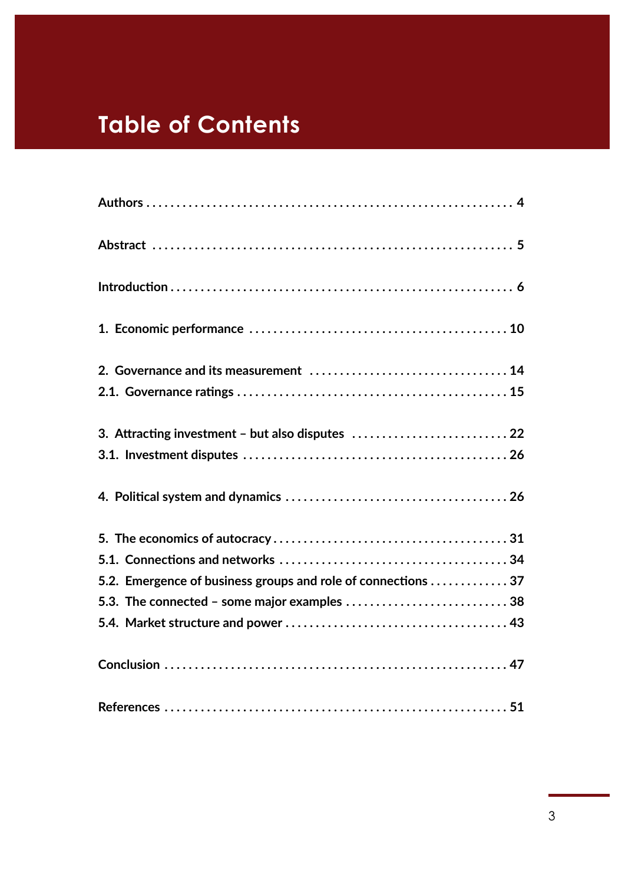# Table of Contents

Authors . . . . . . . . . . . . . . . . . . . . . . . . . . . . . . . . . . . . . . . . . . . . . . . . . . . . . . . . . . 4

Abstract . . . . . . . . . . . . . . . . . . . . . . . . . . . . . . . . . . . . . . . . . . . . . . . . . . . . . . . . . 5

Introduction . . . . . . . . . . . . . . . . . . . . . . . . . . . . . . . . . . . . . . . . . . . . . . . . . . . . . . 6

1. Economic performance . . . . . . . . . . . . . . . . . . . . . . . . . . . . . . . . . . . . . . . . . . . 10

2. Governance and its measurement . . . . . . . . . . . . . . . . . . . . . . . . . . . . . . . . . 14
2.1. Governance ratings . . . . . . . . . . . . . . . . . . . . . . . . . . . . . . . . . . . . . . . . . . . . 15

3. Attracting investment – but also disputes . . . . . . . . . . . . . . . . . . . . . . . . . . 22
3.1. Investment disputes . . . . . . . . . . . . . . . . . . . . . . . . . . . . . . . . . . . . . . . . . . . 26

4. Political system and dynamics . . . . . . . . . . . . . . . . . . . . . . . . . . . . . . . . . . . . 26

5. The economics of autocracy . . . . . . . . . . . . . . . . . . . . . . . . . . . . . . . . . . . . . . 31
5.1. Connections and networks . . . . . . . . . . . . . . . . . . . . . . . . . . . . . . . . . . . . . 34
5.2. Emergence of business groups and role of connections . . . . . . . . . . . . . 37
5.3. The connected – some major examples . . . . . . . . . . . . . . . . . . . . . . . . . . . 38
5.4. Market structure and power . . . . . . . . . . . . . . . . . . . . . . . . . . . . . . . . . . . . 43

Conclusion . . . . . . . . . . . . . . . . . . . . . . . . . . . . . . . . . . . . . . . . . . . . . . . . . . . . . . . 47

References . . . . . . . . . . . . . . . . . . . . . . . . . . . . . . . . . . . . . . . . . . . . . . . . . . . . . . . 51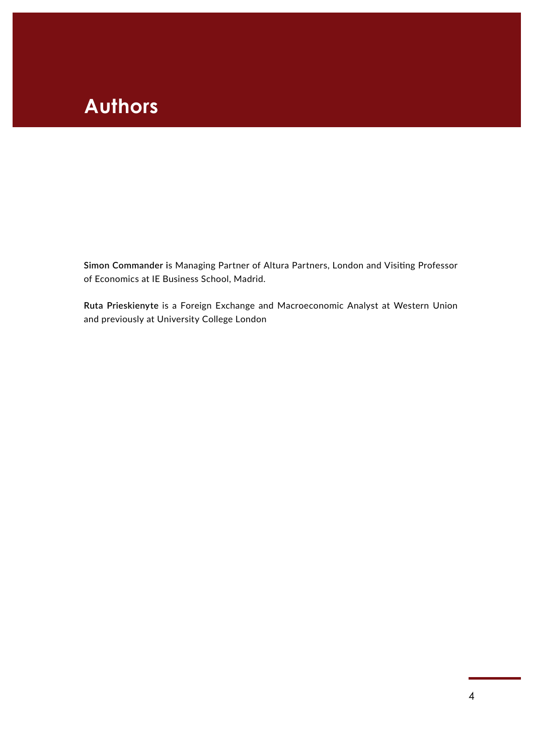# Authors

**Simon Commander** is Managing Partner of Altura Partners, London and Visiting Professor of Economics at IE Business School, Madrid.

**Ruta Prieskienyte** is a Foreign Exchange and Macroeconomic Analyst at Western Union and previously at University College London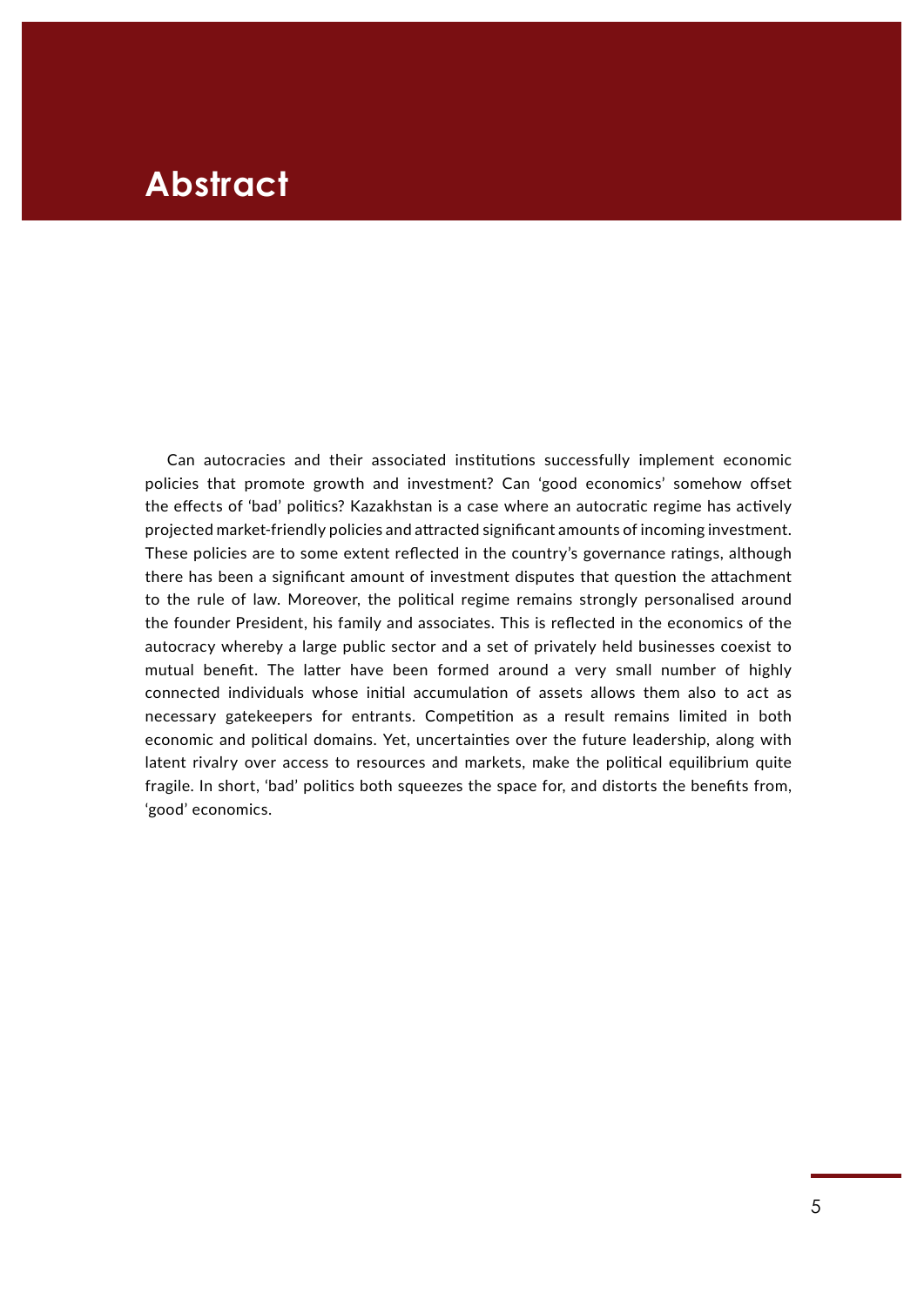# Abstract

Can autocracies and their associated institutions successfully implement economic policies that promote growth and investment? Can 'good economics' somehow offset the effects of 'bad' politics? Kazakhstan is a case where an autocratic regime has actively projected market-friendly policies and attracted significant amounts of incoming investment. These policies are to some extent reflected in the country's governance ratings, although there has been a significant amount of investment disputes that question the attachment to the rule of law. Moreover, the political regime remains strongly personalised around the founder President, his family and associates. This is reflected in the economics of the autocracy whereby a large public sector and a set of privately held businesses coexist to mutual benefit. The latter have been formed around a very small number of highly connected individuals whose initial accumulation of assets allows them also to act as necessary gatekeepers for entrants. Competition as a result remains limited in both economic and political domains. Yet, uncertainties over the future leadership, along with latent rivalry over access to resources and markets, make the political equilibrium quite fragile. In short, 'bad' politics both squeezes the space for, and distorts the benefits from, 'good' economics.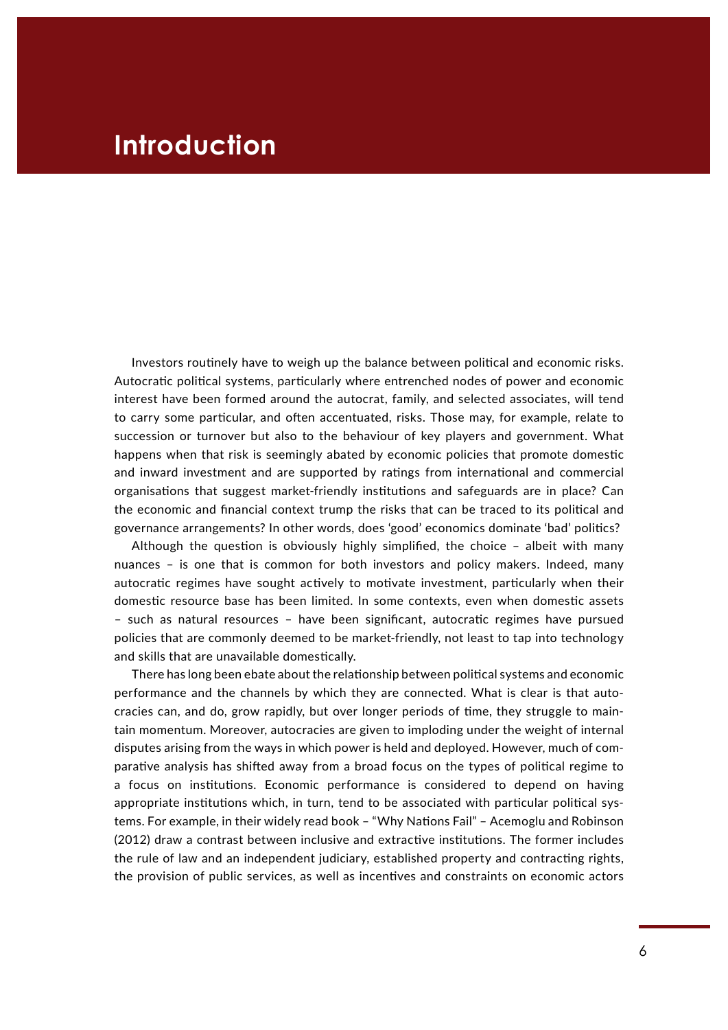# Introduction

Investors routinely have to weigh up the balance between political and economic risks. Autocratic political systems, particularly where entrenched nodes of power and economic interest have been formed around the autocrat, family, and selected associates, will tend to carry some particular, and often accentuated, risks. Those may, for example, relate to succession or turnover but also to the behaviour of key players and government. What happens when that risk is seemingly abated by economic policies that promote domestic and inward investment and are supported by ratings from international and commercial organisations that suggest market-friendly institutions and safeguards are in place? Can the economic and financial context trump the risks that can be traced to its political and governance arrangements? In other words, does 'good' economics dominate 'bad' politics?

Although the question is obviously highly simplified, the choice – albeit with many nuances – is one that is common for both investors and policy makers. Indeed, many autocratic regimes have sought actively to motivate investment, particularly when their domestic resource base has been limited. In some contexts, even when domestic assets – such as natural resources – have been significant, autocratic regimes have pursued policies that are commonly deemed to be market-friendly, not least to tap into technology and skills that are unavailable domestically.

There has long been ebate about the relationship between political systems and economic performance and the channels by which they are connected. What is clear is that autocracies can, and do, grow rapidly, but over longer periods of time, they struggle to maintain momentum. Moreover, autocracies are given to imploding under the weight of internal disputes arising from the ways in which power is held and deployed. However, much of comparative analysis has shifted away from a broad focus on the types of political regime to a focus on institutions. Economic performance is considered to depend on having appropriate institutions which, in turn, tend to be associated with particular political systems. For example, in their widely read book – "Why Nations Fail" – Acemoglu and Robinson (2012) draw a contrast between inclusive and extractive institutions. The former includes the rule of law and an independent judiciary, established property and contracting rights, the provision of public services, as well as incentives and constraints on economic actors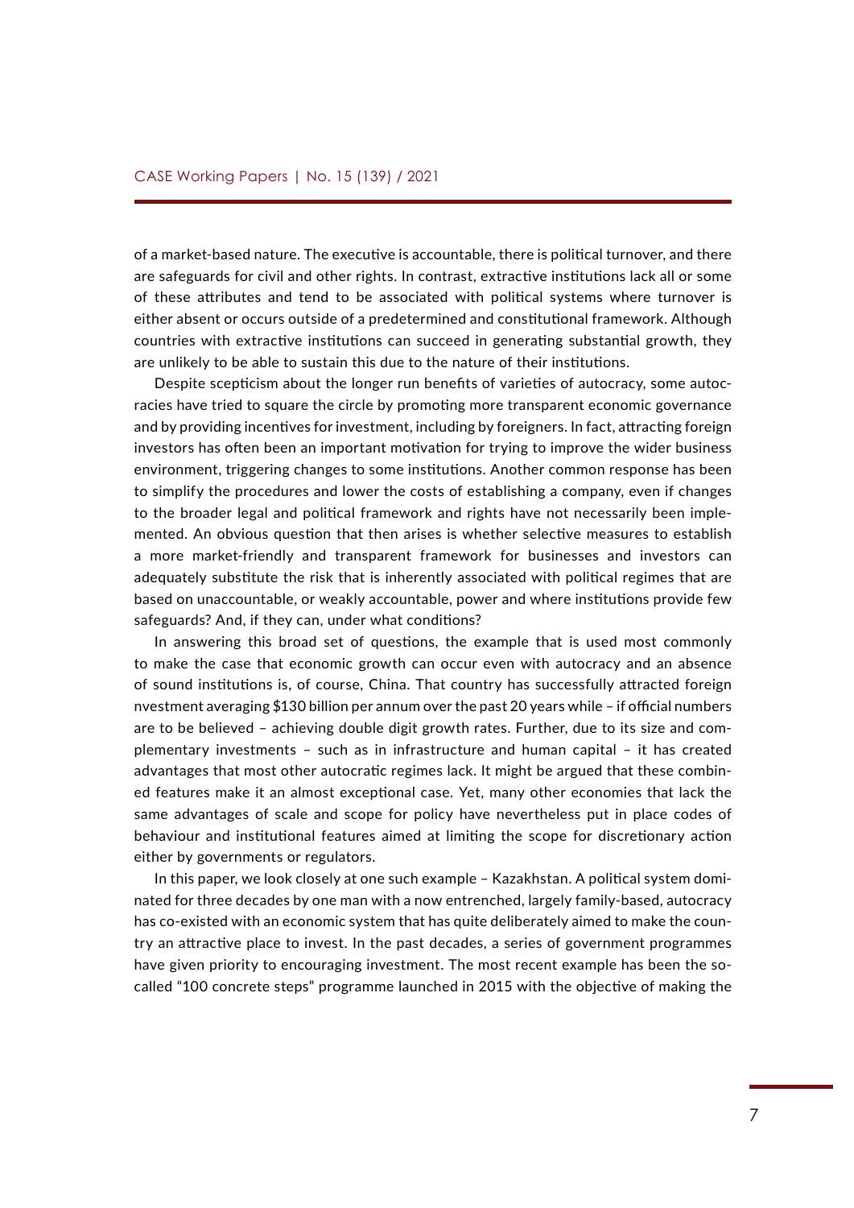of a market-based nature. The executive is accountable, there is political turnover, and there are safeguards for civil and other rights. In contrast, extractive institutions lack all or some of these attributes and tend to be associated with political systems where turnover is either absent or occurs outside of a predetermined and constitutional framework. Although countries with extractive institutions can succeed in generating substantial growth, they are unlikely to be able to sustain this due to the nature of their institutions.

Despite scepticism about the longer run benefits of varieties of autocracy, some autocracies have tried to square the circle by promoting more transparent economic governance and by providing incentives for investment, including by foreigners. In fact, attracting foreign investors has often been an important motivation for trying to improve the wider business environment, triggering changes to some institutions. Another common response has been to simplify the procedures and lower the costs of establishing a company, even if changes to the broader legal and political framework and rights have not necessarily been implemented. An obvious question that then arises is whether selective measures to establish a more market-friendly and transparent framework for businesses and investors can adequately substitute the risk that is inherently associated with political regimes that are based on unaccountable, or weakly accountable, power and where institutions provide few safeguards? And, if they can, under what conditions?

In answering this broad set of questions, the example that is used most commonly to make the case that economic growth can occur even with autocracy and an absence of sound institutions is, of course, China. That country has successfully attracted foreign nvestment averaging $130 billion per annum over the past 20 years while – if official numbers are to be believed – achieving double digit growth rates. Further, due to its size and complementary investments – such as in infrastructure and human capital – it has created advantages that most other autocratic regimes lack. It might be argued that these combined features make it an almost exceptional case. Yet, many other economies that lack the same advantages of scale and scope for policy have nevertheless put in place codes of behaviour and institutional features aimed at limiting the scope for discretionary action either by governments or regulators.

In this paper, we look closely at one such example – Kazakhstan. A political system dominated for three decades by one man with a now entrenched, largely family-based, autocracy has co-existed with an economic system that has quite deliberately aimed to make the country an attractive place to invest. In the past decades, a series of government programmes have given priority to encouraging investment. The most recent example has been the so-called "100 concrete steps" programme launched in 2015 with the objective of making the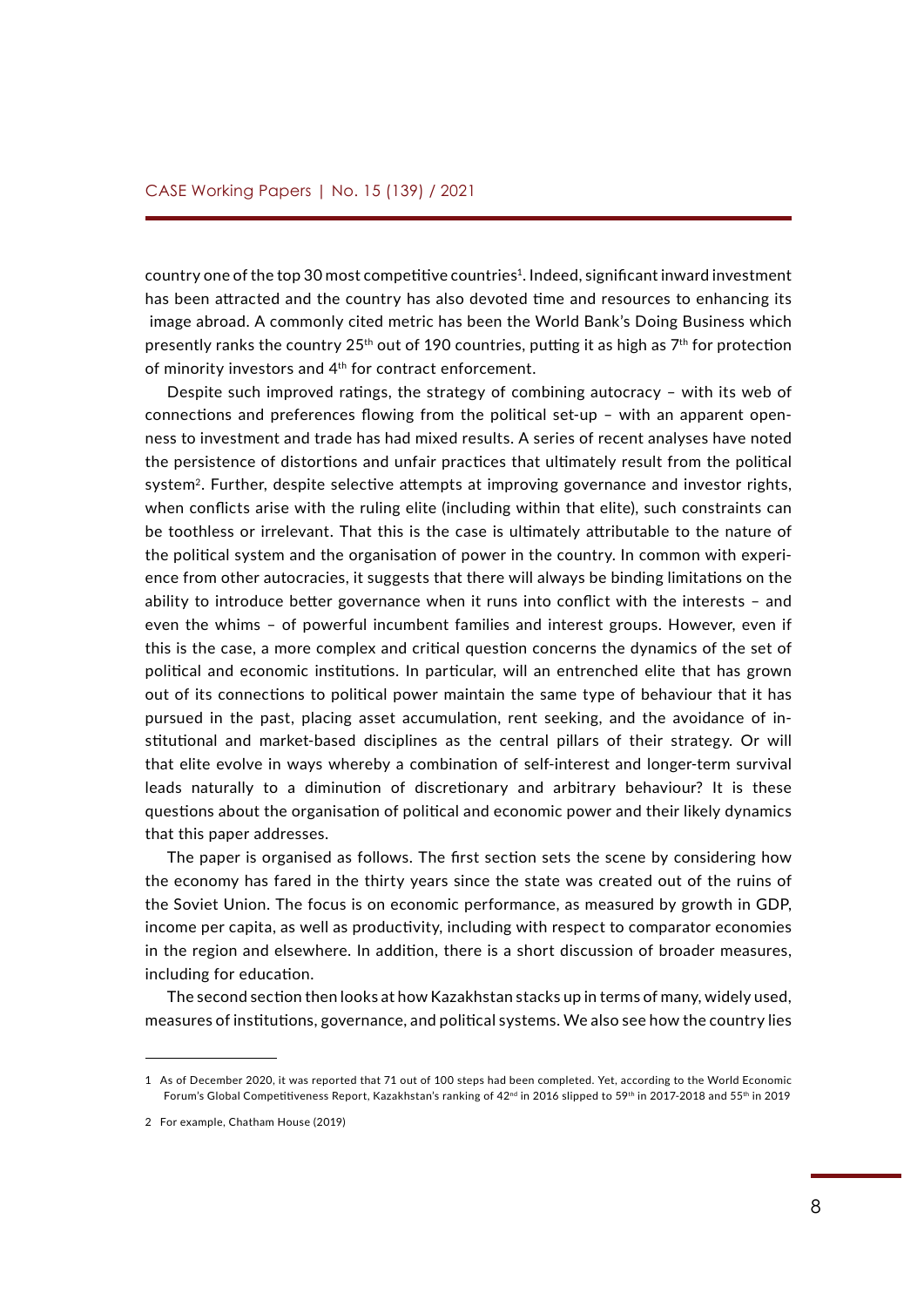country one of the top 30 most competitive countries[1]. Indeed, significant inward investment has been attracted and the country has also devoted time and resources to enhancing its image abroad. A commonly cited metric has been the World Bank's Doing Business which presently ranks the country 25th out of 190 countries, putting it as high as 7th for protection of minority investors and 4th for contract enforcement.

Despite such improved ratings, the strategy of combining autocracy – with its web of connections and preferences flowing from the political set-up – with an apparent openness to investment and trade has had mixed results. A series of recent analyses have noted the persistence of distortions and unfair practices that ultimately result from the political system[2]. Further, despite selective attempts at improving governance and investor rights, when conflicts arise with the ruling elite (including within that elite), such constraints can be toothless or irrelevant. That this is the case is ultimately attributable to the nature of the political system and the organisation of power in the country. In common with experience from other autocracies, it suggests that there will always be binding limitations on the ability to introduce better governance when it runs into conflict with the interests – and even the whims – of powerful incumbent families and interest groups. However, even if this is the case, a more complex and critical question concerns the dynamics of the set of political and economic institutions. In particular, will an entrenched elite that has grown out of its connections to political power maintain the same type of behaviour that it has pursued in the past, placing asset accumulation, rent seeking, and the avoidance of institutional and market-based disciplines as the central pillars of their strategy. Or will that elite evolve in ways whereby a combination of self-interest and longer-term survival leads naturally to a diminution of discretionary and arbitrary behaviour? It is these questions about the organisation of political and economic power and their likely dynamics that this paper addresses.

The paper is organised as follows. The first section sets the scene by considering how the economy has fared in the thirty years since the state was created out of the ruins of the Soviet Union. The focus is on economic performance, as measured by growth in GDP, income per capita, as well as productivity, including with respect to comparator economies in the region and elsewhere. In addition, there is a short discussion of broader measures, including for education.

The second section then looks at how Kazakhstan stacks up in terms of many, widely used, measures of institutions, governance, and political systems. We also see how the country lies

---

[1] As of December 2020, it was reported that 71 out of 100 steps had been completed. Yet, according to the World Economic Forum's Global Competitiveness Report, Kazakhstan's ranking of 42nd in 2016 slipped to 59th in 2017-2018 and 55th in 2019

[2] For example, Chatham House (2019)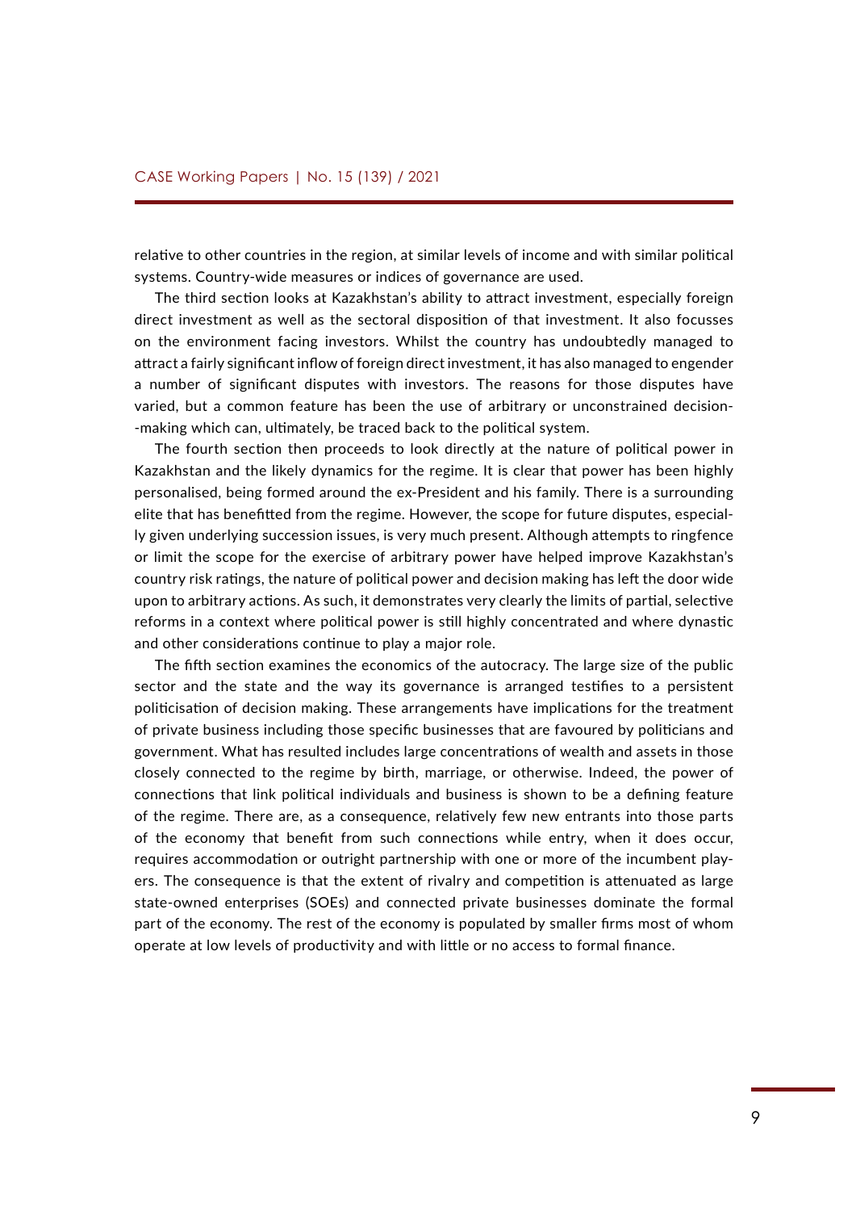relative to other countries in the region, at similar levels of income and with similar political systems. Country-wide measures or indices of governance are used.

The third section looks at Kazakhstan's ability to attract investment, especially foreign direct investment as well as the sectoral disposition of that investment. It also focusses on the environment facing investors. Whilst the country has undoubtedly managed to attract a fairly significant inflow of foreign direct investment, it has also managed to engender a number of significant disputes with investors. The reasons for those disputes have varied, but a common feature has been the use of arbitrary or unconstrained decision-making which can, ultimately, be traced back to the political system.

The fourth section then proceeds to look directly at the nature of political power in Kazakhstan and the likely dynamics for the regime. It is clear that power has been highly personalised, being formed around the ex-President and his family. There is a surrounding elite that has benefitted from the regime. However, the scope for future disputes, especially given underlying succession issues, is very much present. Although attempts to ringfence or limit the scope for the exercise of arbitrary power have helped improve Kazakhstan's country risk ratings, the nature of political power and decision making has left the door wide upon to arbitrary actions. As such, it demonstrates very clearly the limits of partial, selective reforms in a context where political power is still highly concentrated and where dynastic and other considerations continue to play a major role.

The fifth section examines the economics of the autocracy. The large size of the public sector and the state and the way its governance is arranged testifies to a persistent politicisation of decision making. These arrangements have implications for the treatment of private business including those specific businesses that are favoured by politicians and government. What has resulted includes large concentrations of wealth and assets in those closely connected to the regime by birth, marriage, or otherwise. Indeed, the power of connections that link political individuals and business is shown to be a defining feature of the regime. There are, as a consequence, relatively few new entrants into those parts of the economy that benefit from such connections while entry, when it does occur, requires accommodation or outright partnership with one or more of the incumbent players. The consequence is that the extent of rivalry and competition is attenuated as large state-owned enterprises (SOEs) and connected private businesses dominate the formal part of the economy. The rest of the economy is populated by smaller firms most of whom operate at low levels of productivity and with little or no access to formal finance.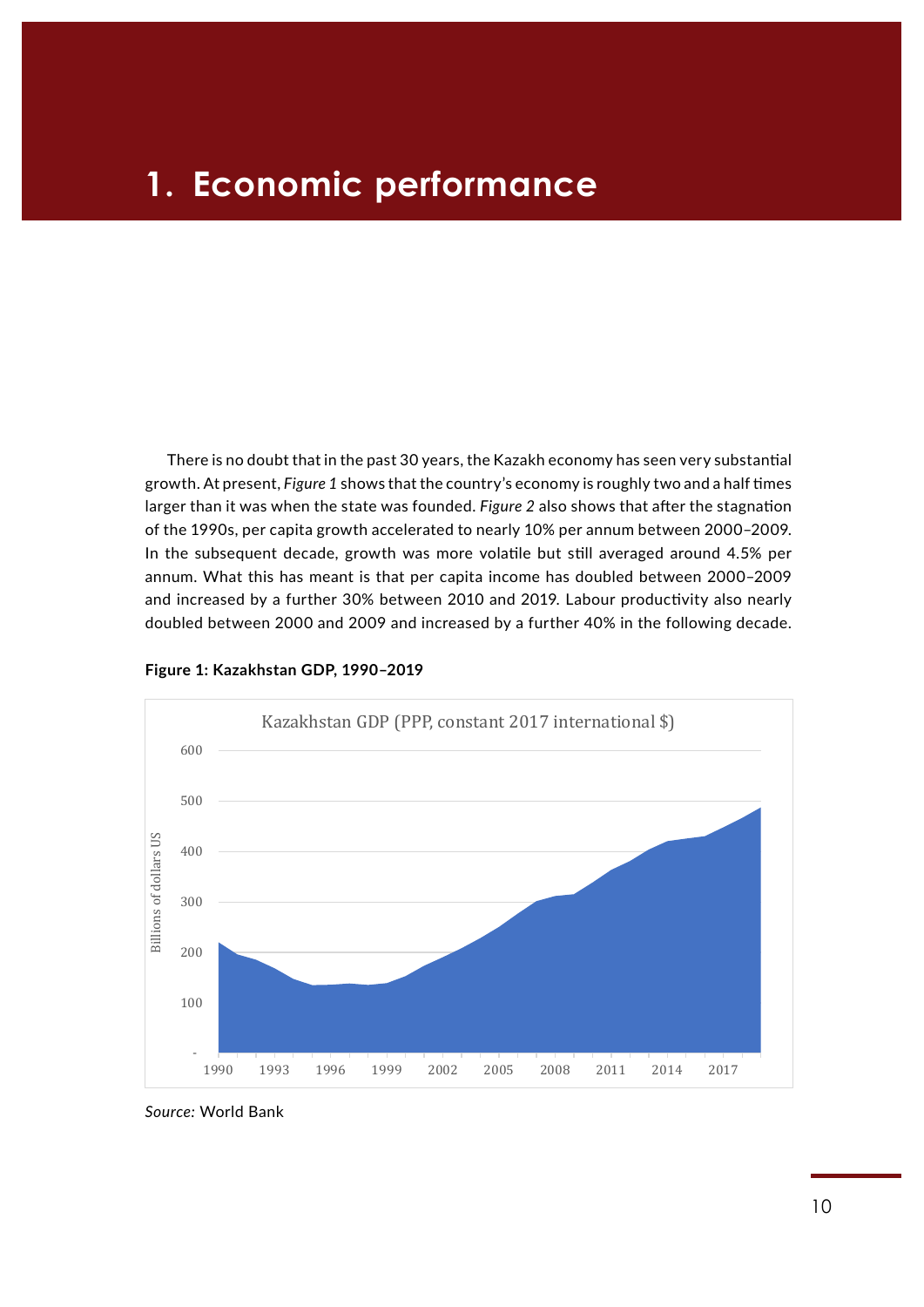# 1. Economic performance

There is no doubt that in the past 30 years, the Kazakh economy has seen very substantial growth. At present, *Figure 1* shows that the country's economy is roughly two and a half times larger than it was when the state was founded. *Figure 2* also shows that after the stagnation of the 1990s, per capita growth accelerated to nearly 10% per annum between 2000–2009. In the subsequent decade, growth was more volatile but still averaged around 4.5% per annum. What this has meant is that per capita income has doubled between 2000–2009 and increased by a further 30% between 2010 and 2019. Labour productivity also nearly doubled between 2000 and 2009 and increased by a further 40% in the following decade.

**Figure 1: Kazakhstan GDP, 1990–2019**

*Source:* World Bank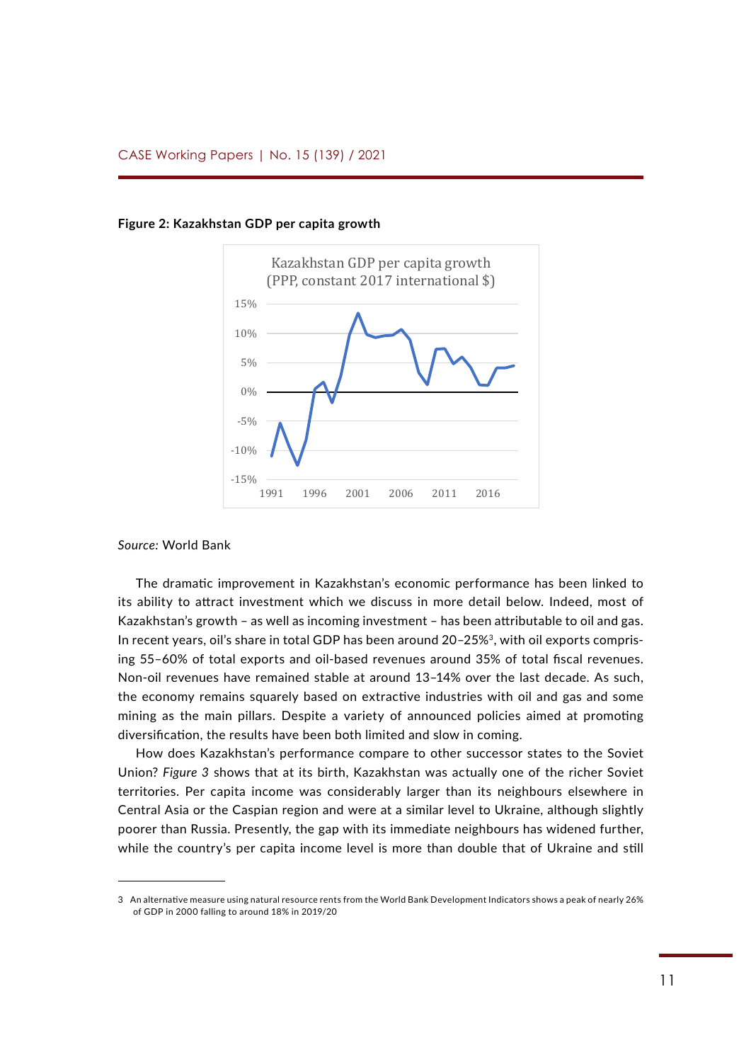**Figure 2: Kazakhstan GDP per capita growth**

*Source:* World Bank

The dramatic improvement in Kazakhstan's economic performance has been linked to its ability to attract investment which we discuss in more detail below. Indeed, most of Kazakhstan's growth – as well as incoming investment – has been attributable to oil and gas. In recent years, oil's share in total GDP has been around 20–25%[3], with oil exports comprising 55–60% of total exports and oil-based revenues around 35% of total fiscal revenues. Non-oil revenues have remained stable at around 13–14% over the last decade. As such, the economy remains squarely based on extractive industries with oil and gas and some mining as the main pillars. Despite a variety of announced policies aimed at promoting diversification, the results have been both limited and slow in coming.

How does Kazakhstan's performance compare to other successor states to the Soviet Union? *Figure 3* shows that at its birth, Kazakhstan was actually one of the richer Soviet territories. Per capita income was considerably larger than its neighbours elsewhere in Central Asia or the Caspian region and were at a similar level to Ukraine, although slightly poorer than Russia. Presently, the gap with its immediate neighbours has widened further, while the country's per capita income level is more than double that of Ukraine and still

---

3 An alternative measure using natural resource rents from the World Bank Development Indicators shows a peak of nearly 26% of GDP in 2000 falling to around 18% in 2019/20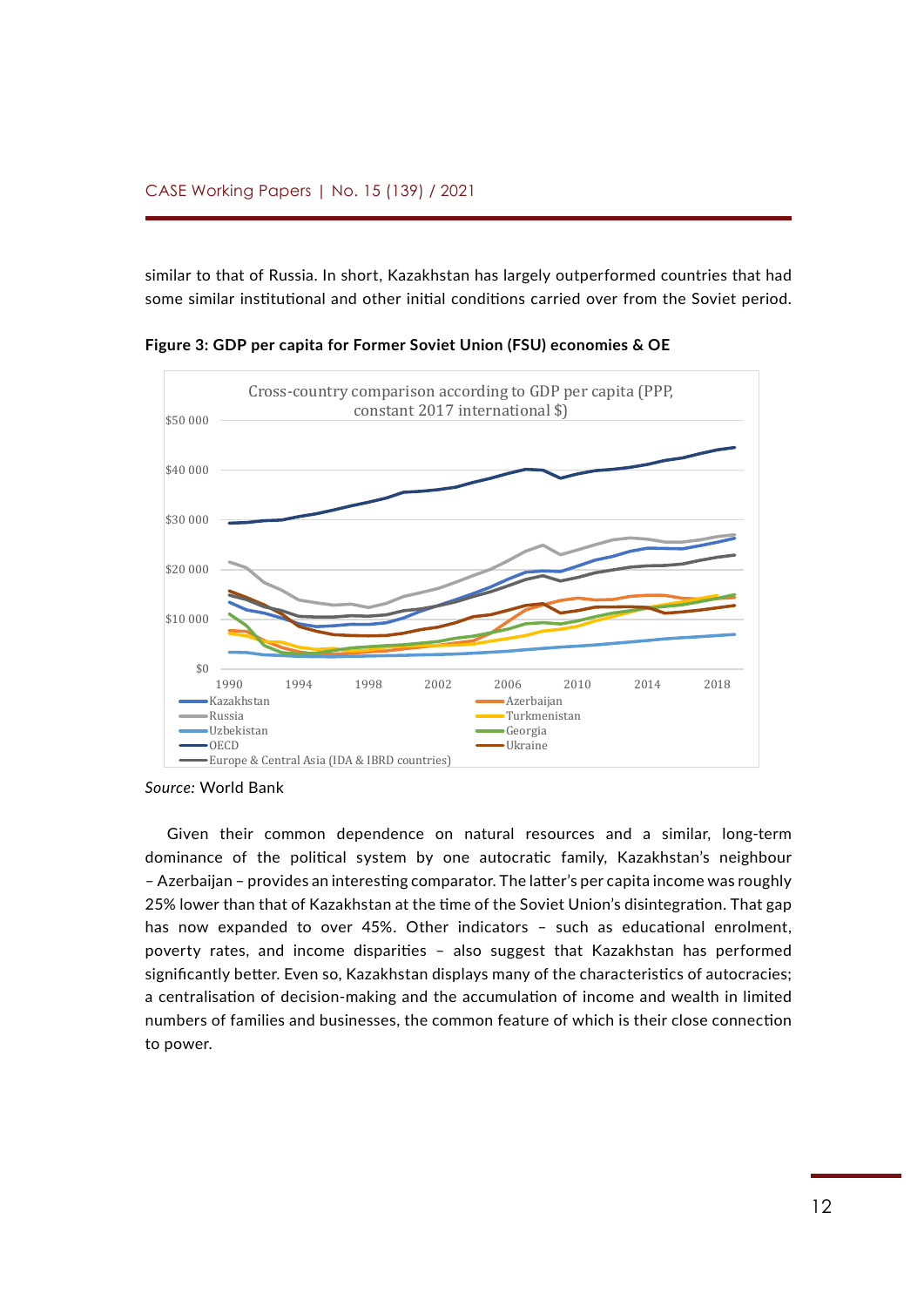similar to that of Russia. In short, Kazakhstan has largely outperformed countries that had some similar institutional and other initial conditions carried over from the Soviet period.

**Figure 3: GDP per capita for Former Soviet Union (FSU) economies & OE**

Cross-country comparison according to GDP per capita (PPP, constant 2017 international $)

*Source:* World Bank

Given their common dependence on natural resources and a similar, long-term dominance of the political system by one autocratic family, Kazakhstan's neighbour – Azerbaijan – provides an interesting comparator. The latter's per capita income was roughly 25% lower than that of Kazakhstan at the time of the Soviet Union's disintegration. That gap has now expanded to over 45%. Other indicators – such as educational enrolment, poverty rates, and income disparities – also suggest that Kazakhstan has performed significantly better. Even so, Kazakhstan displays many of the characteristics of autocracies; a centralisation of decision-making and the accumulation of income and wealth in limited numbers of families and businesses, the common feature of which is their close connection to power.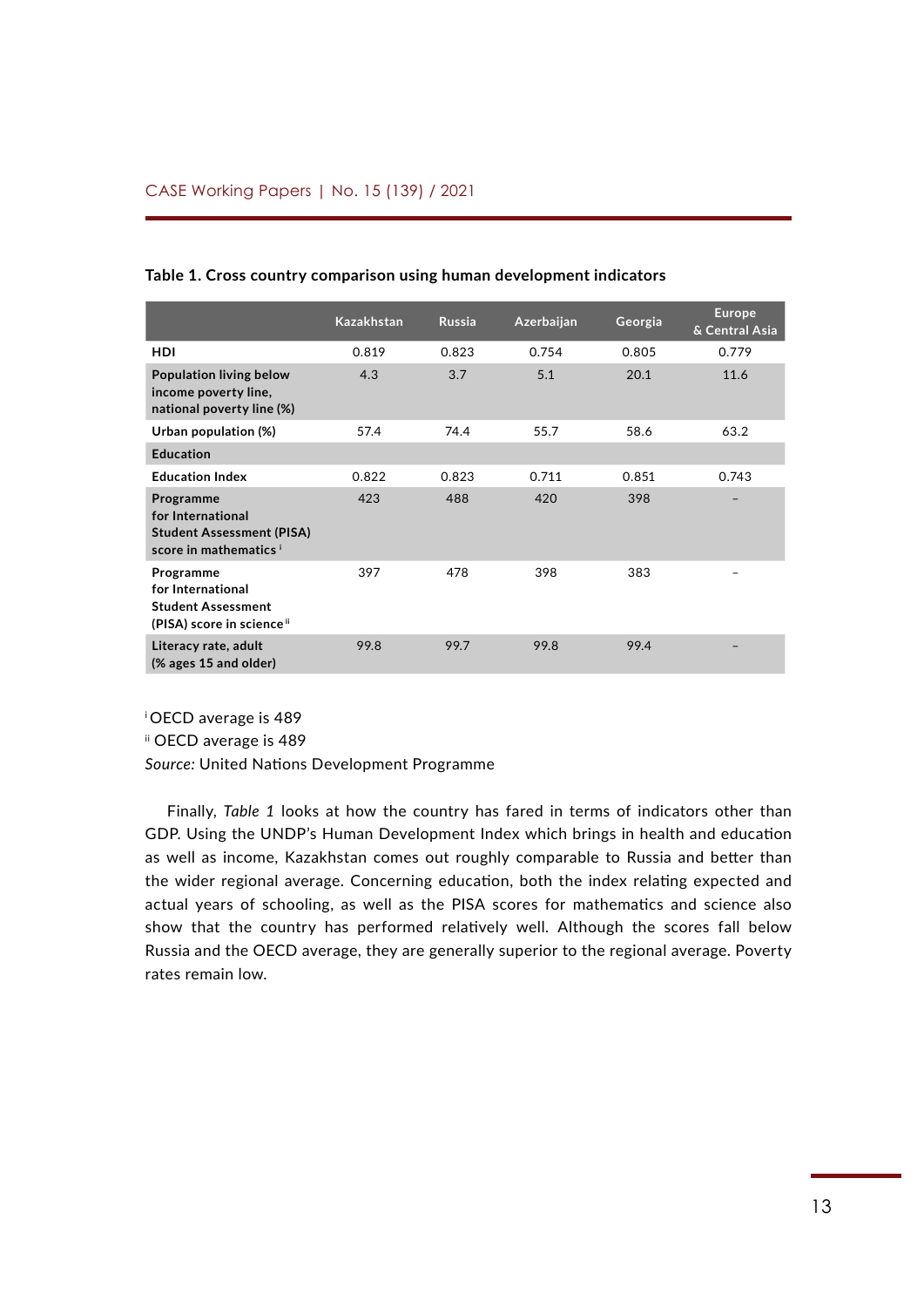**Table 1. Cross country comparison using human development indicators**

| | Kazakhstan | Russia | Azerbaijan | Georgia | Europe & Central Asia |
|---|---|---|---|---|---|
| **HDI** | 0.819 | 0.823 | 0.754 | 0.805 | 0.779 |
| **Population living below income poverty line, national poverty line (%)** | 4.3 | 3.7 | 5.1 | 20.1 | 11.6 |
| **Urban population (%)** | 57.4 | 74.4 | 55.7 | 58.6 | 63.2 |
| **Education** | | | | | |
| **Education Index** | 0.822 | 0.823 | 0.711 | 0.851 | 0.743 |
| **Programme for International Student Assessment (PISA) score in mathematics** [i] | 423 | 488 | 420 | 398 | – |
| **Programme for International Student Assessment (PISA) score in science** [ii] | 397 | 478 | 398 | 383 | – |
| **Literacy rate, adult (% ages 15 and older)** | 99.8 | 99.7 | 99.8 | 99.4 | – |

[i] OECD average is 489
[ii] OECD average is 489
*Source:* United Nations Development Programme

Finally, *Table 1* looks at how the country has fared in terms of indicators other than GDP. Using the UNDP's Human Development Index which brings in health and education as well as income, Kazakhstan comes out roughly comparable to Russia and better than the wider regional average. Concerning education, both the index relating expected and actual years of schooling, as well as the PISA scores for mathematics and science also show that the country has performed relatively well. Although the scores fall below Russia and the OECD average, they are generally superior to the regional average. Poverty rates remain low.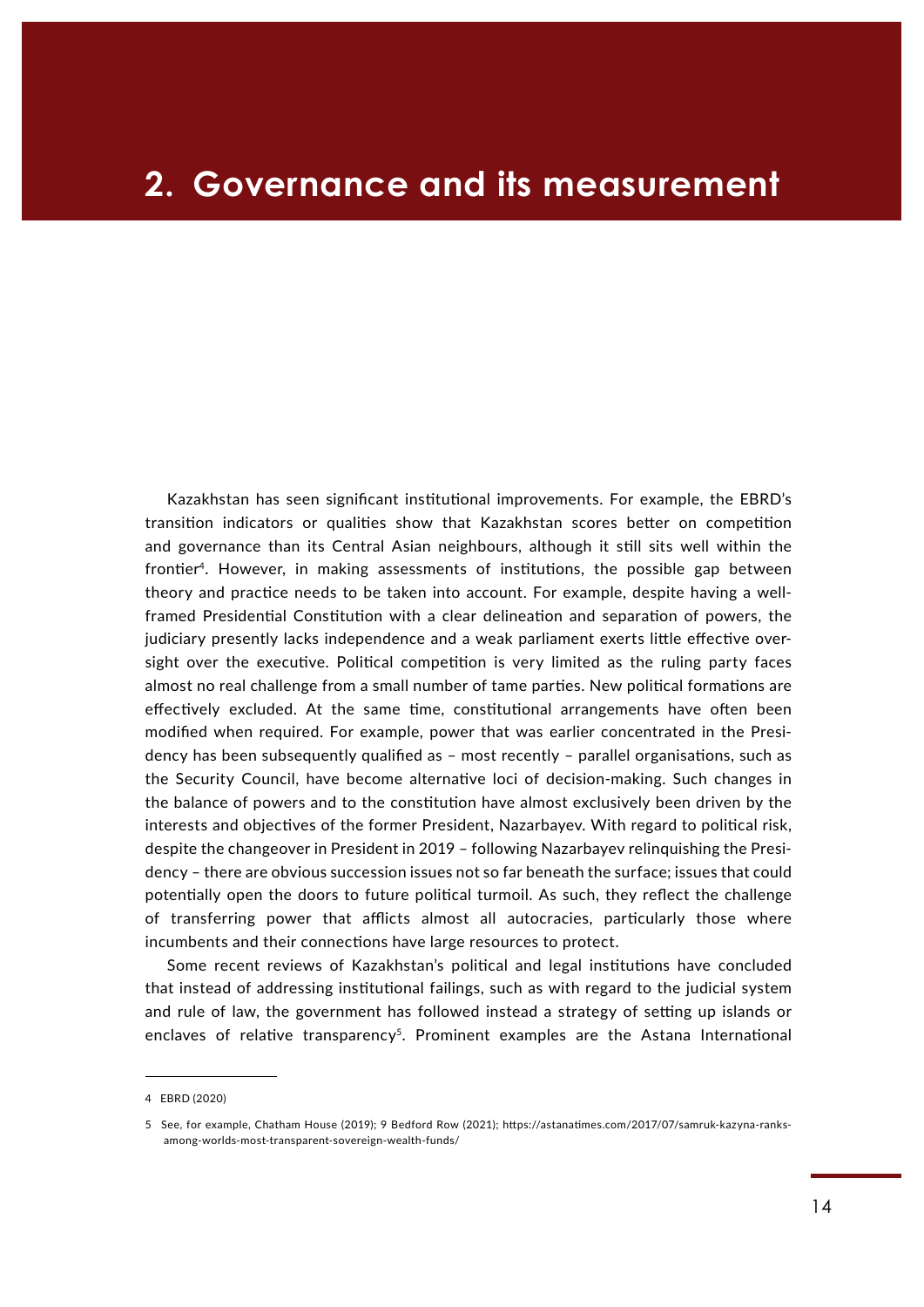# 2. Governance and its measurement

Kazakhstan has seen significant institutional improvements. For example, the EBRD's transition indicators or qualities show that Kazakhstan scores better on competition and governance than its Central Asian neighbours, although it still sits well within the frontier[4]. However, in making assessments of institutions, the possible gap between theory and practice needs to be taken into account. For example, despite having a well-framed Presidential Constitution with a clear delineation and separation of powers, the judiciary presently lacks independence and a weak parliament exerts little effective oversight over the executive. Political competition is very limited as the ruling party faces almost no real challenge from a small number of tame parties. New political formations are effectively excluded. At the same time, constitutional arrangements have often been modified when required. For example, power that was earlier concentrated in the Presidency has been subsequently qualified as – most recently – parallel organisations, such as the Security Council, have become alternative loci of decision-making. Such changes in the balance of powers and to the constitution have almost exclusively been driven by the interests and objectives of the former President, Nazarbayev. With regard to political risk, despite the changeover in President in 2019 – following Nazarbayev relinquishing the Presidency – there are obvious succession issues not so far beneath the surface; issues that could potentially open the doors to future political turmoil. As such, they reflect the challenge of transferring power that afflicts almost all autocracies, particularly those where incumbents and their connections have large resources to protect.

Some recent reviews of Kazakhstan's political and legal institutions have concluded that instead of addressing institutional failings, such as with regard to the judicial system and rule of law, the government has followed instead a strategy of setting up islands or enclaves of relative transparency[5]. Prominent examples are the Astana International

---

4 EBRD (2020)

5 See, for example, Chatham House (2019); 9 Bedford Row (2021); https://astanatimes.com/2017/07/samruk-kazyna-ranks-among-worlds-most-transparent-sovereign-wealth-funds/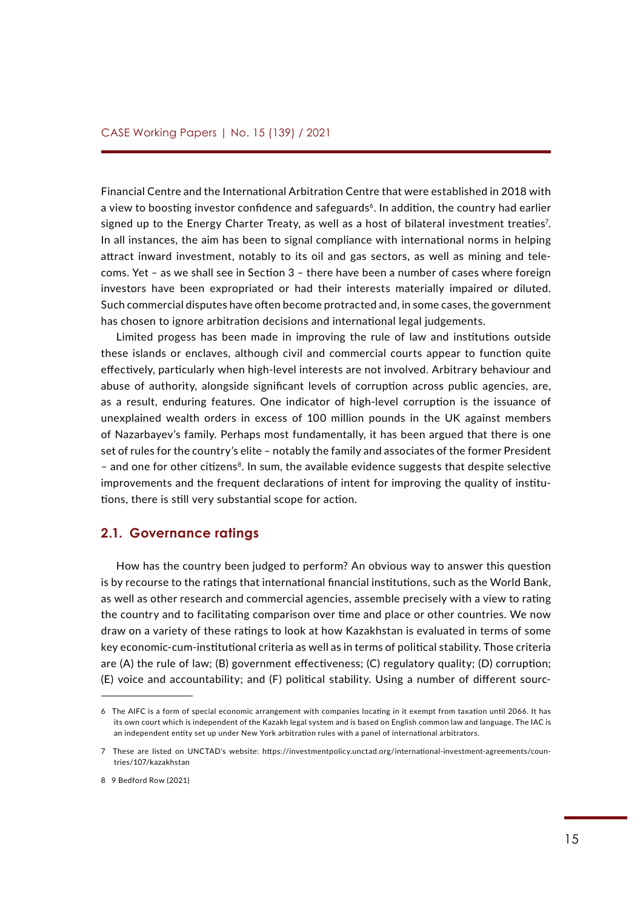Financial Centre and the International Arbitration Centre that were established in 2018 with a view to boosting investor confidence and safeguards[6]. In addition, the country had earlier signed up to the Energy Charter Treaty, as well as a host of bilateral investment treaties[7]. In all instances, the aim has been to signal compliance with international norms in helping attract inward investment, notably to its oil and gas sectors, as well as mining and telecoms. Yet – as we shall see in Section 3 – there have been a number of cases where foreign investors have been expropriated or had their interests materially impaired or diluted. Such commercial disputes have often become protracted and, in some cases, the government has chosen to ignore arbitration decisions and international legal judgements.

Limited progess has been made in improving the rule of law and institutions outside these islands or enclaves, although civil and commercial courts appear to function quite effectively, particularly when high-level interests are not involved. Arbitrary behaviour and abuse of authority, alongside significant levels of corruption across public agencies, are, as a result, enduring features. One indicator of high-level corruption is the issuance of unexplained wealth orders in excess of 100 million pounds in the UK against members of Nazarbayev's family. Perhaps most fundamentally, it has been argued that there is one set of rules for the country's elite – notably the family and associates of the former President – and one for other citizens[8]. In sum, the available evidence suggests that despite selective improvements and the frequent declarations of intent for improving the quality of institutions, there is still very substantial scope for action.

## 2.1. Governance ratings

How has the country been judged to perform? An obvious way to answer this question is by recourse to the ratings that international financial institutions, such as the World Bank, as well as other research and commercial agencies, assemble precisely with a view to rating the country and to facilitating comparison over time and place or other countries. We now draw on a variety of these ratings to look at how Kazakhstan is evaluated in terms of some key economic-cum-institutional criteria as well as in terms of political stability. Those criteria are (A) the rule of law; (B) government effectiveness; (C) regulatory quality; (D) corruption; (E) voice and accountability; and (F) political stability. Using a number of different sourc-

---

6 The AIFC is a form of special economic arrangement with companies locating in it exempt from taxation until 2066. It has its own court which is independent of the Kazakh legal system and is based on English common law and language. The IAC is an independent entity set up under New York arbitration rules with a panel of international arbitrators.

7 These are listed on UNCTAD's website: https://investmentpolicy.unctad.org/international-investment-agreements/countries/107/kazakhstan

8 9 Bedford Row (2021)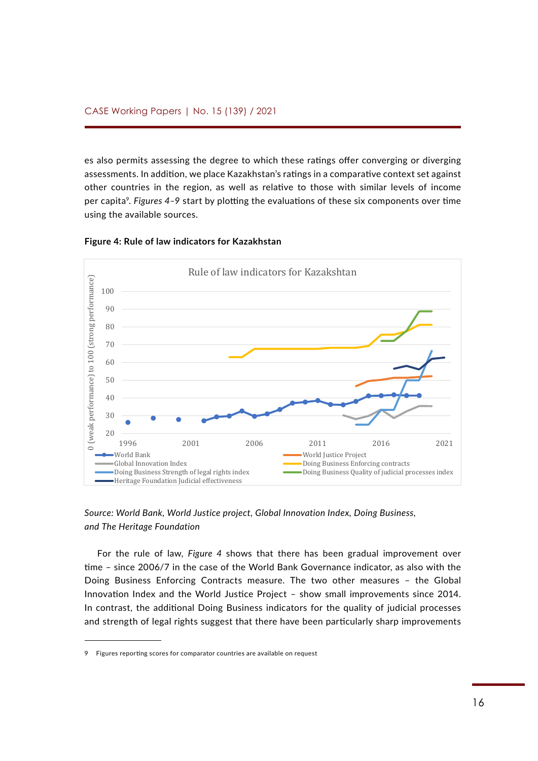es also permits assessing the degree to which these ratings offer converging or diverging assessments. In addition, we place Kazakhstan's ratings in a comparative context set against other countries in the region, as well as relative to those with similar levels of income per capita[9]. *Figures 4–9* start by plotting the evaluations of these six components over time using the available sources.

**Figure 4: Rule of law indicators for Kazakhstan**

*Source: World Bank, World Justice project, Global Innovation Index, Doing Business, and The Heritage Foundation*

For the rule of law, *Figure 4* shows that there has been gradual improvement over time – since 2006/7 in the case of the World Bank Governance indicator, as also with the Doing Business Enforcing Contracts measure. The two other measures – the Global Innovation Index and the World Justice Project – show small improvements since 2014. In contrast, the additional Doing Business indicators for the quality of judicial processes and strength of legal rights suggest that there have been particularly sharp improvements

9 Figures reporting scores for comparator countries are available on request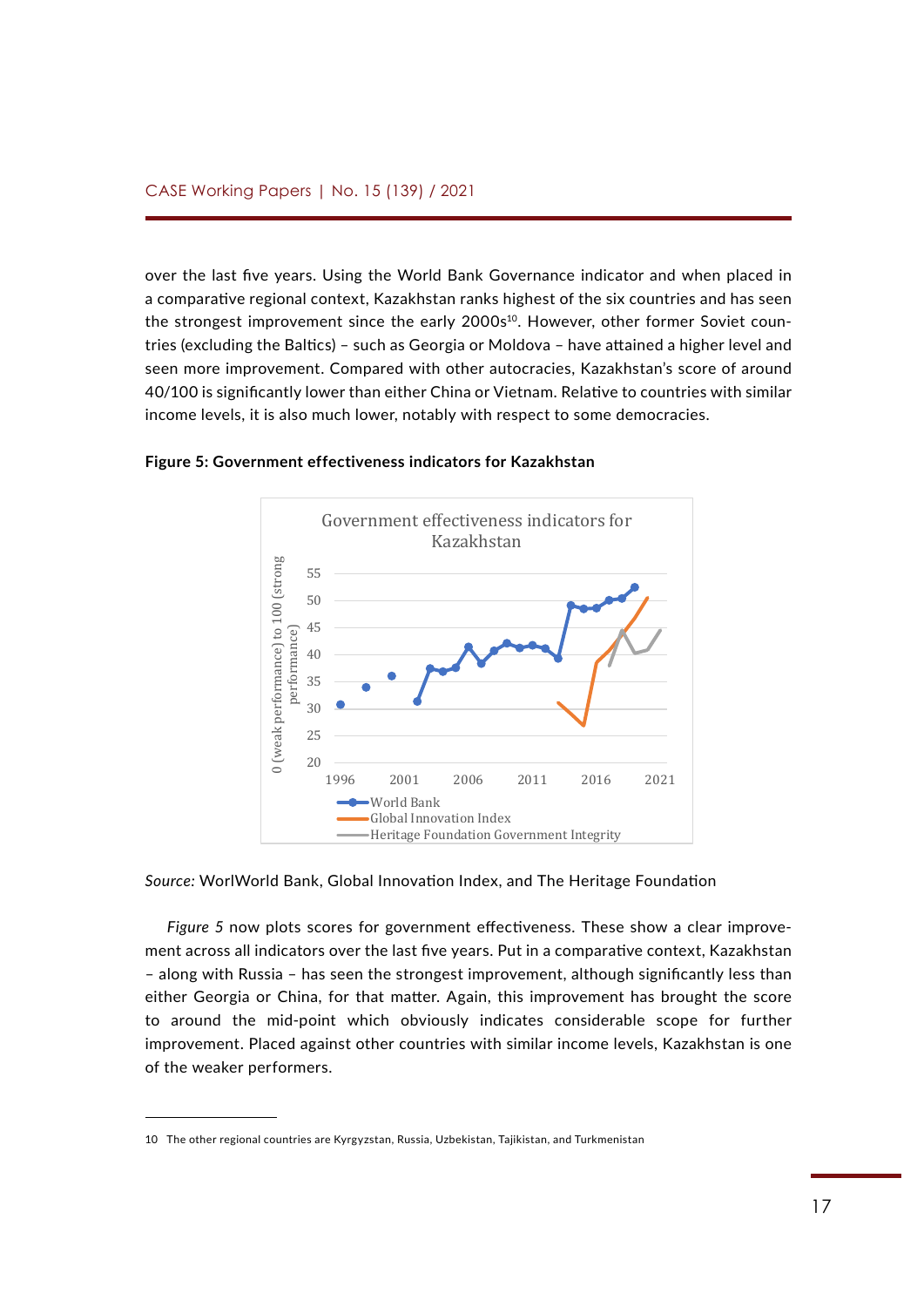over the last five years. Using the World Bank Governance indicator and when placed in a comparative regional context, Kazakhstan ranks highest of the six countries and has seen the strongest improvement since the early 2000s[10]. However, other former Soviet countries (excluding the Baltics) – such as Georgia or Moldova – have attained a higher level and seen more improvement. Compared with other autocracies, Kazakhstan's score of around 40/100 is significantly lower than either China or Vietnam. Relative to countries with similar income levels, it is also much lower, notably with respect to some democracies.

**Figure 5: Government effectiveness indicators for Kazakhstan**

*Source:* WorlWorld Bank, Global Innovation Index, and The Heritage Foundation

*Figure 5* now plots scores for government effectiveness. These show a clear improvement across all indicators over the last five years. Put in a comparative context, Kazakhstan – along with Russia – has seen the strongest improvement, although significantly less than either Georgia or China, for that matter. Again, this improvement has brought the score to around the mid-point which obviously indicates considerable scope for further improvement. Placed against other countries with similar income levels, Kazakhstan is one of the weaker performers.

---

10 The other regional countries are Kyrgyzstan, Russia, Uzbekistan, Tajikistan, and Turkmenistan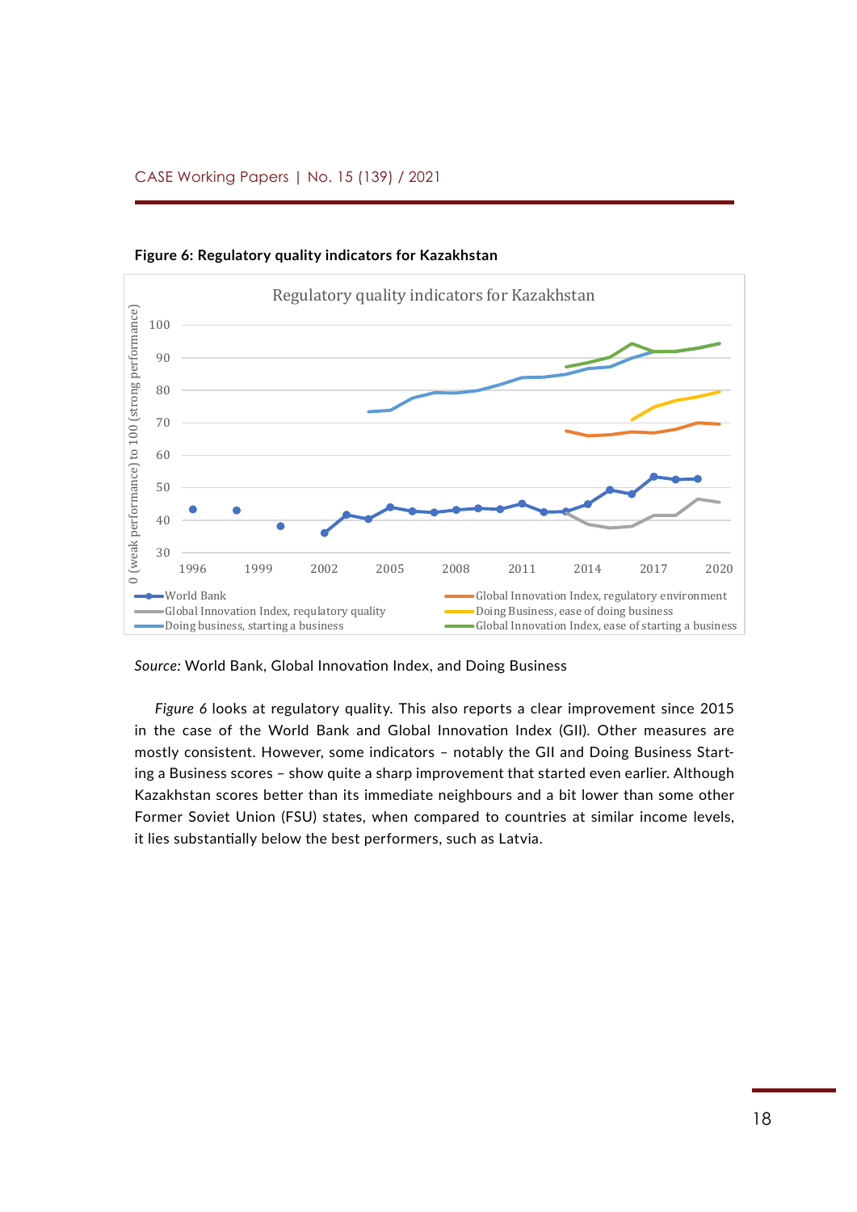**Figure 6: Regulatory quality indicators for Kazakhstan**

*Source:* World Bank, Global Innovation Index, and Doing Business

*Figure 6* looks at regulatory quality. This also reports a clear improvement since 2015 in the case of the World Bank and Global Innovation Index (GII). Other measures are mostly consistent. However, some indicators – notably the GII and Doing Business Starting a Business scores – show quite a sharp improvement that started even earlier. Although Kazakhstan scores better than its immediate neighbours and a bit lower than some other Former Soviet Union (FSU) states, when compared to countries at similar income levels, it lies substantially below the best performers, such as Latvia.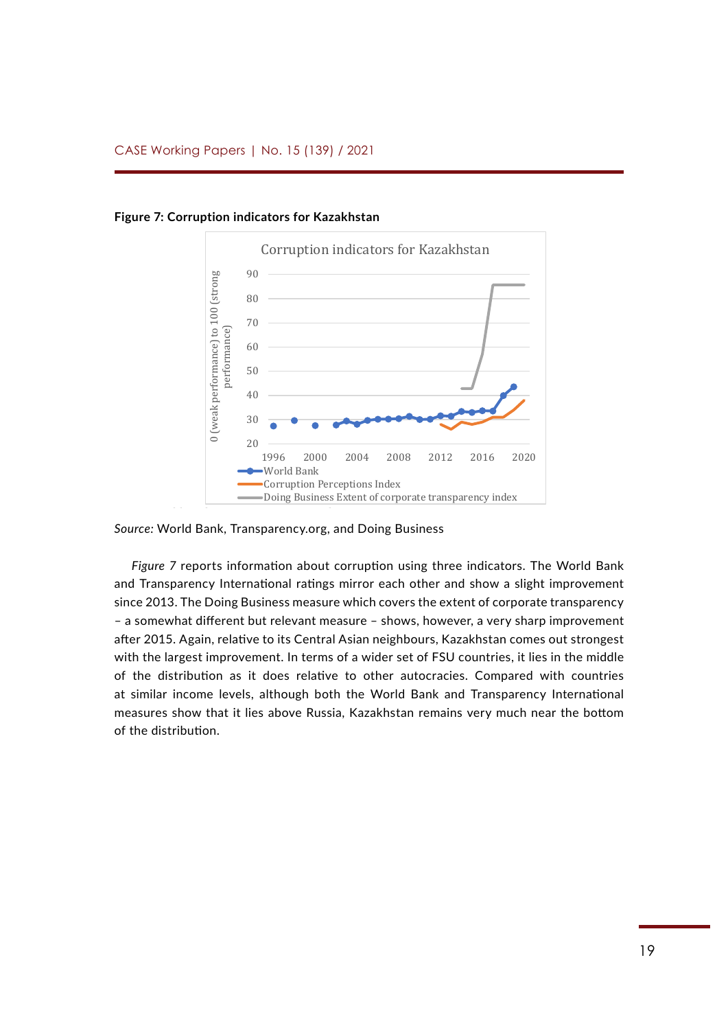**Figure 7: Corruption indicators for Kazakhstan**

*Source:* World Bank, Transparency.org, and Doing Business

*Figure 7* reports information about corruption using three indicators. The World Bank and Transparency International ratings mirror each other and show a slight improvement since 2013. The Doing Business measure which covers the extent of corporate transparency – a somewhat different but relevant measure – shows, however, a very sharp improvement after 2015. Again, relative to its Central Asian neighbours, Kazakhstan comes out strongest with the largest improvement. In terms of a wider set of FSU countries, it lies in the middle of the distribution as it does relative to other autocracies. Compared with countries at similar income levels, although both the World Bank and Transparency International measures show that it lies above Russia, Kazakhstan remains very much near the bottom of the distribution.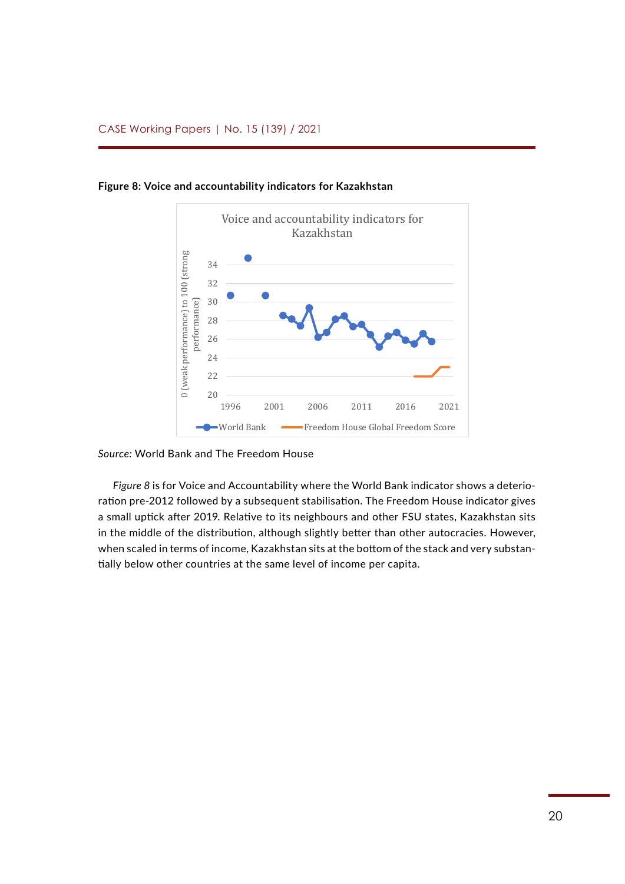**Figure 8: Voice and accountability indicators for Kazakhstan**

*Source:* World Bank and The Freedom House

*Figure 8* is for Voice and Accountability where the World Bank indicator shows a deterioration pre-2012 followed by a subsequent stabilisation. The Freedom House indicator gives a small uptick after 2019. Relative to its neighbours and other FSU states, Kazakhstan sits in the middle of the distribution, although slightly better than other autocracies. However, when scaled in terms of income, Kazakhstan sits at the bottom of the stack and very substantially below other countries at the same level of income per capita.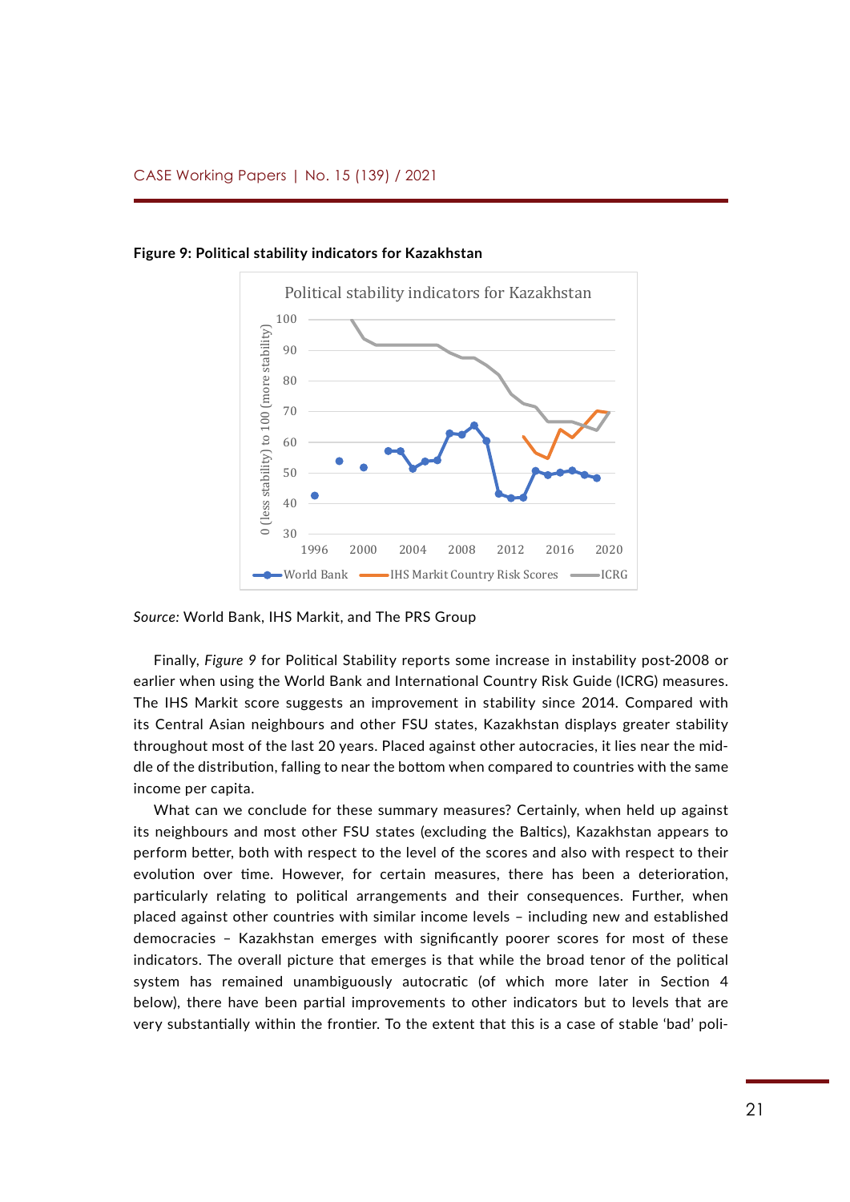**Figure 9: Political stability indicators for Kazakhstan**

*Source:* World Bank, IHS Markit, and The PRS Group

Finally, *Figure 9* for Political Stability reports some increase in instability post-2008 or earlier when using the World Bank and International Country Risk Guide (ICRG) measures. The IHS Markit score suggests an improvement in stability since 2014. Compared with its Central Asian neighbours and other FSU states, Kazakhstan displays greater stability throughout most of the last 20 years. Placed against other autocracies, it lies near the middle of the distribution, falling to near the bottom when compared to countries with the same income per capita.

What can we conclude for these summary measures? Certainly, when held up against its neighbours and most other FSU states (excluding the Baltics), Kazakhstan appears to perform better, both with respect to the level of the scores and also with respect to their evolution over time. However, for certain measures, there has been a deterioration, particularly relating to political arrangements and their consequences. Further, when placed against other countries with similar income levels – including new and established democracies – Kazakhstan emerges with significantly poorer scores for most of these indicators. The overall picture that emerges is that while the broad tenor of the political system has remained unambiguously autocratic (of which more later in Section 4 below), there have been partial improvements to other indicators but to levels that are very substantially within the frontier. To the extent that this is a case of stable 'bad' poli-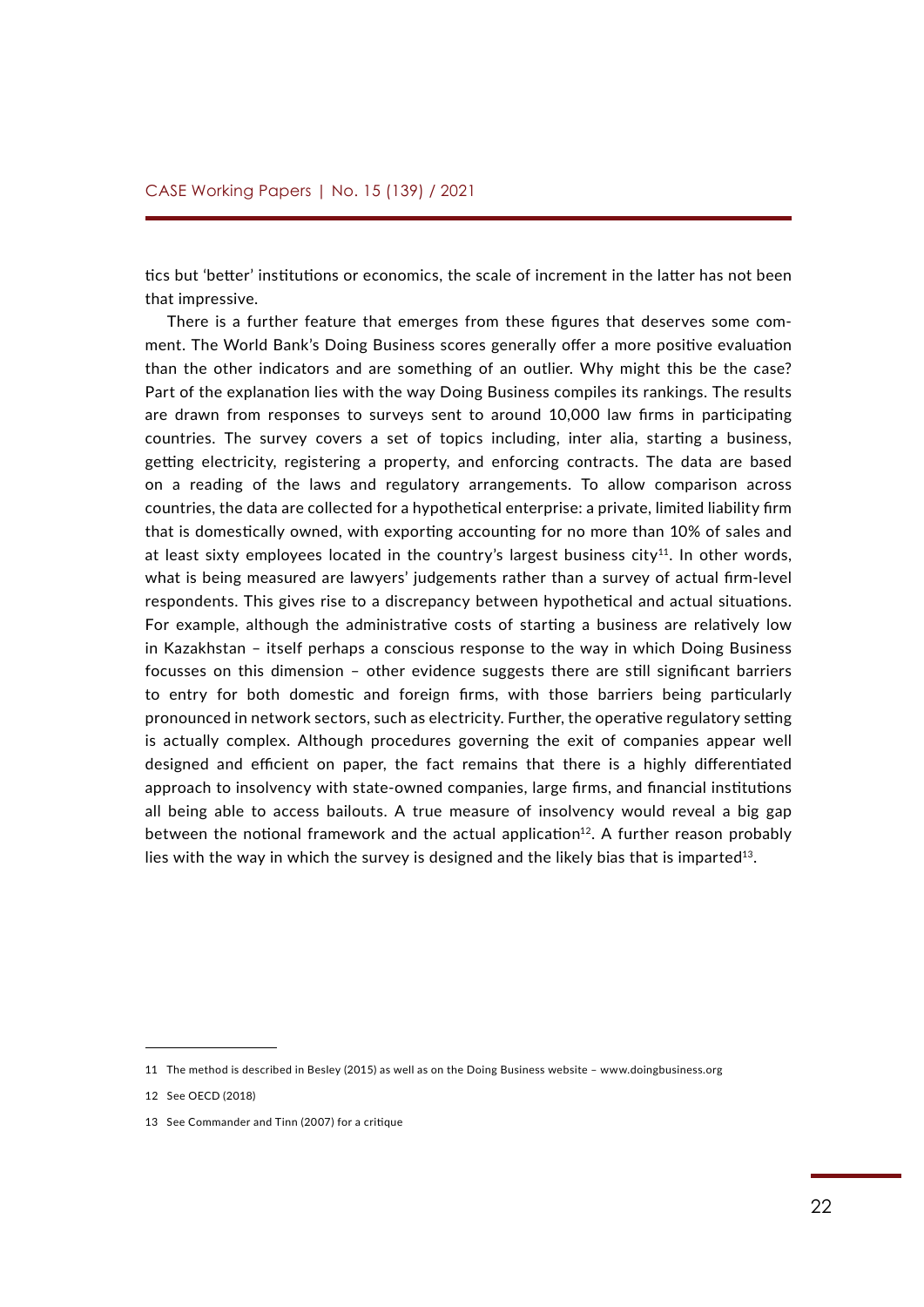tics but 'better' institutions or economics, the scale of increment in the latter has not been that impressive.

There is a further feature that emerges from these figures that deserves some comment. The World Bank's Doing Business scores generally offer a more positive evaluation than the other indicators and are something of an outlier. Why might this be the case? Part of the explanation lies with the way Doing Business compiles its rankings. The results are drawn from responses to surveys sent to around 10,000 law firms in participating countries. The survey covers a set of topics including, inter alia, starting a business, getting electricity, registering a property, and enforcing contracts. The data are based on a reading of the laws and regulatory arrangements. To allow comparison across countries, the data are collected for a hypothetical enterprise: a private, limited liability firm that is domestically owned, with exporting accounting for no more than 10% of sales and at least sixty employees located in the country's largest business city[11]. In other words, what is being measured are lawyers' judgements rather than a survey of actual firm-level respondents. This gives rise to a discrepancy between hypothetical and actual situations. For example, although the administrative costs of starting a business are relatively low in Kazakhstan – itself perhaps a conscious response to the way in which Doing Business focusses on this dimension – other evidence suggests there are still significant barriers to entry for both domestic and foreign firms, with those barriers being particularly pronounced in network sectors, such as electricity. Further, the operative regulatory setting is actually complex. Although procedures governing the exit of companies appear well designed and efficient on paper, the fact remains that there is a highly differentiated approach to insolvency with state-owned companies, large firms, and financial institutions all being able to access bailouts. A true measure of insolvency would reveal a big gap between the notional framework and the actual application[12]. A further reason probably lies with the way in which the survey is designed and the likely bias that is imparted[13].

---

11 The method is described in Besley (2015) as well as on the Doing Business website – www.doingbusiness.org

12 See OECD (2018)

13 See Commander and Tinn (2007) for a critique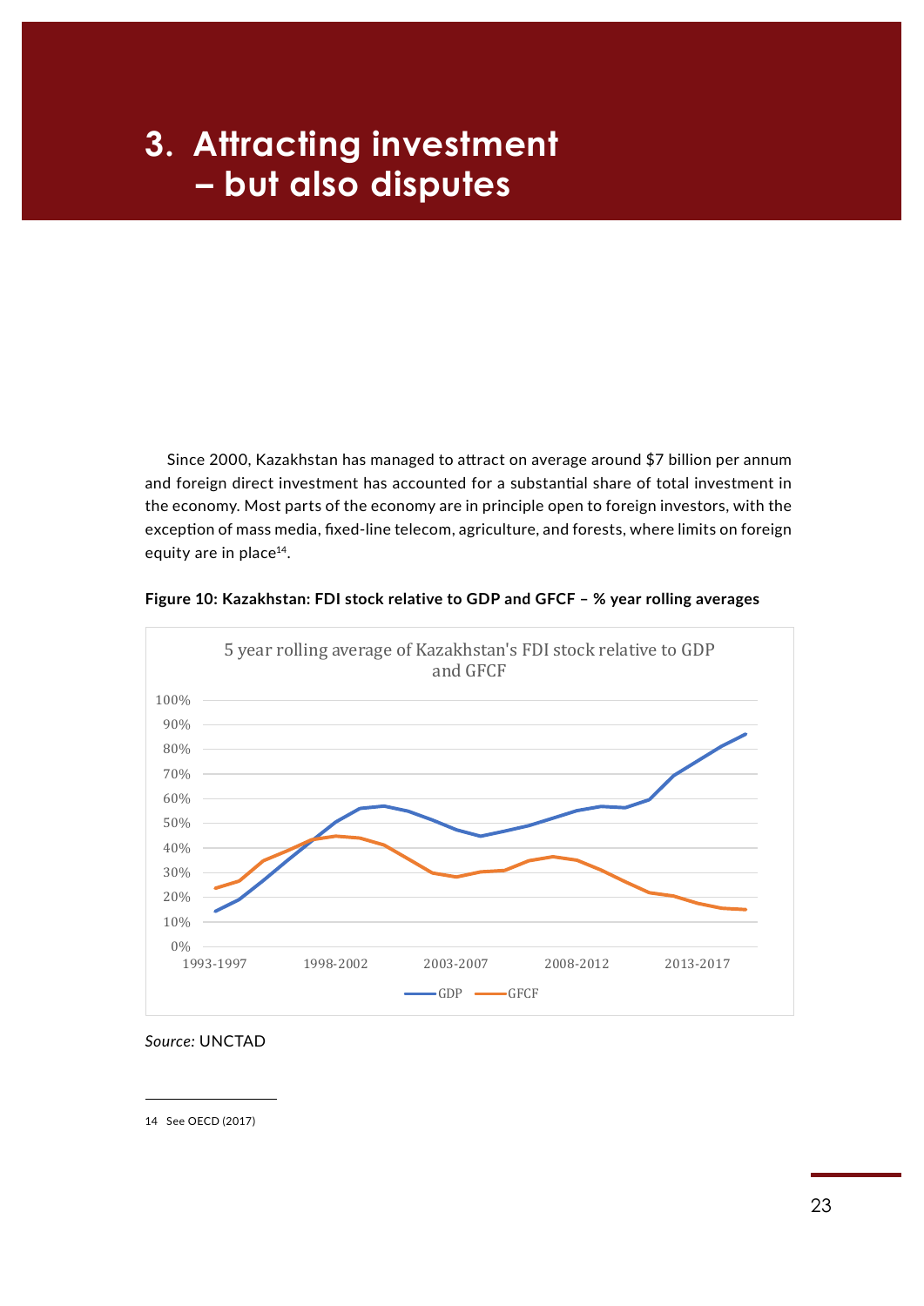# 3. Attracting investment – but also disputes

Since 2000, Kazakhstan has managed to attract on average around $7 billion per annum and foreign direct investment has accounted for a substantial share of total investment in the economy. Most parts of the economy are in principle open to foreign investors, with the exception of mass media, fixed-line telecom, agriculture, and forests, where limits on foreign equity are in place[14].

**Figure 10: Kazakhstan: FDI stock relative to GDP and GFCF – % year rolling averages**

*Source:* UNCTAD

14 See OECD (2017)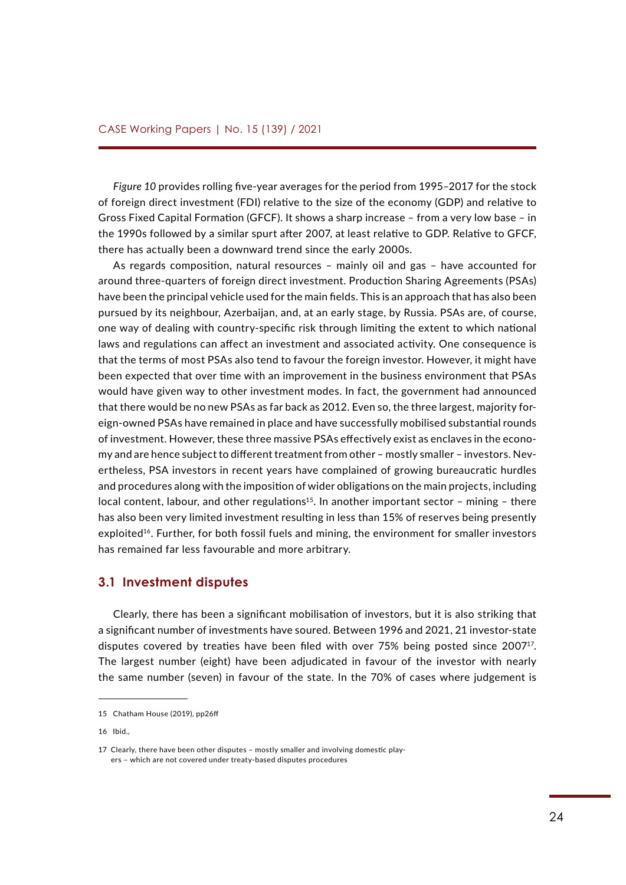*Figure 10* provides rolling five-year averages for the period from 1995–2017 for the stock of foreign direct investment (FDI) relative to the size of the economy (GDP) and relative to Gross Fixed Capital Formation (GFCF). It shows a sharp increase – from a very low base – in the 1990s followed by a similar spurt after 2007, at least relative to GDP. Relative to GFCF, there has actually been a downward trend since the early 2000s.

As regards composition, natural resources – mainly oil and gas – have accounted for around three-quarters of foreign direct investment. Production Sharing Agreements (PSAs) have been the principal vehicle used for the main fields. This is an approach that has also been pursued by its neighbour, Azerbaijan, and, at an early stage, by Russia. PSAs are, of course, one way of dealing with country-specific risk through limiting the extent to which national laws and regulations can affect an investment and associated activity. One consequence is that the terms of most PSAs also tend to favour the foreign investor. However, it might have been expected that over time with an improvement in the business environment that PSAs would have given way to other investment modes. In fact, the government had announced that there would be no new PSAs as far back as 2012. Even so, the three largest, majority foreign-owned PSAs have remained in place and have successfully mobilised substantial rounds of investment. However, these three massive PSAs effectively exist as enclaves in the economy and are hence subject to different treatment from other – mostly smaller – investors. Nevertheless, PSA investors in recent years have complained of growing bureaucratic hurdles and procedures along with the imposition of wider obligations on the main projects, including local content, labour, and other regulations[15]. In another important sector – mining – there has also been very limited investment resulting in less than 15% of reserves being presently exploited[16]. Further, for both fossil fuels and mining, the environment for smaller investors has remained far less favourable and more arbitrary.

## 3.1 Investment disputes

Clearly, there has been a significant mobilisation of investors, but it is also striking that a significant number of investments have soured. Between 1996 and 2021, 21 investor-state disputes covered by treaties have been filed with over 75% being posted since 2007[17]. The largest number (eight) have been adjudicated in favour of the investor with nearly the same number (seven) in favour of the state. In the 70% of cases where judgement is

---

15 Chatham House (2019), pp26ff

16 Ibid.,

17 Clearly, there have been other disputes – mostly smaller and involving domestic players – which are not covered under treaty-based disputes procedures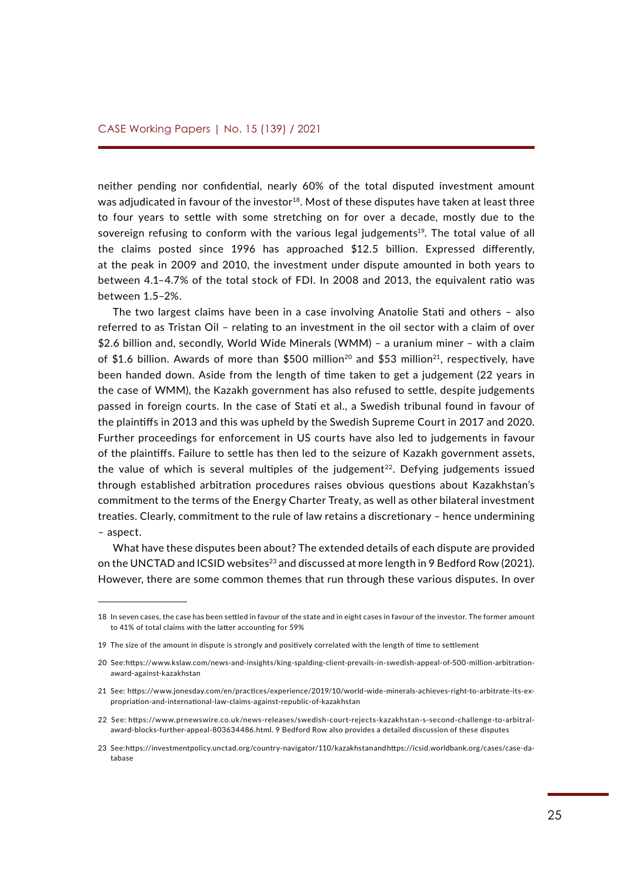neither pending nor confidential, nearly 60% of the total disputed investment amount was adjudicated in favour of the investor[18]. Most of these disputes have taken at least three to four years to settle with some stretching on for over a decade, mostly due to the sovereign refusing to conform with the various legal judgements[19]. The total value of all the claims posted since 1996 has approached $12.5 billion. Expressed differently, at the peak in 2009 and 2010, the investment under dispute amounted in both years to between 4.1–4.7% of the total stock of FDI. In 2008 and 2013, the equivalent ratio was between 1.5–2%.

The two largest claims have been in a case involving Anatolie Stati and others – also referred to as Tristan Oil – relating to an investment in the oil sector with a claim of over $2.6 billion and, secondly, World Wide Minerals (WMM) – a uranium miner – with a claim of $1.6 billion. Awards of more than $500 million[20] and $53 million[21], respectively, have been handed down. Aside from the length of time taken to get a judgement (22 years in the case of WMM), the Kazakh government has also refused to settle, despite judgements passed in foreign courts. In the case of Stati et al., a Swedish tribunal found in favour of the plaintiffs in 2013 and this was upheld by the Swedish Supreme Court in 2017 and 2020. Further proceedings for enforcement in US courts have also led to judgements in favour of the plaintiffs. Failure to settle has then led to the seizure of Kazakh government assets, the value of which is several multiples of the judgement[22]. Defying judgements issued through established arbitration procedures raises obvious questions about Kazakhstan's commitment to the terms of the Energy Charter Treaty, as well as other bilateral investment treaties. Clearly, commitment to the rule of law retains a discretionary – hence undermining – aspect.

What have these disputes been about? The extended details of each dispute are provided on the UNCTAD and ICSID websites[23] and discussed at more length in 9 Bedford Row (2021). However, there are some common themes that run through these various disputes. In over

---

18 In seven cases, the case has been settled in favour of the state and in eight cases in favour of the investor. The former amount to 41% of total claims with the latter accounting for 59%

19 The size of the amount in dispute is strongly and positively correlated with the length of time to settlement

20 See:https://www.kslaw.com/news-and-insights/king-spalding-client-prevails-in-swedish-appeal-of-500-million-arbitration-award-against-kazakhstan

21 See: https://www.jonesday.com/en/practices/experience/2019/10/world-wide-minerals-achieves-right-to-arbitrate-its-expropriation-and-international-law-claims-against-republic-of-kazakhstan

22 See: https://www.prnewswire.co.uk/news-releases/swedish-court-rejects-kazakhstan-s-second-challenge-to-arbitral-award-blocks-further-appeal-803634486.html. 9 Bedford Row also provides a detailed discussion of these disputes

23 See:https://investmentpolicy.unctad.org/country-navigator/110/kazakhstanandhttps://icsid.worldbank.org/cases/case-database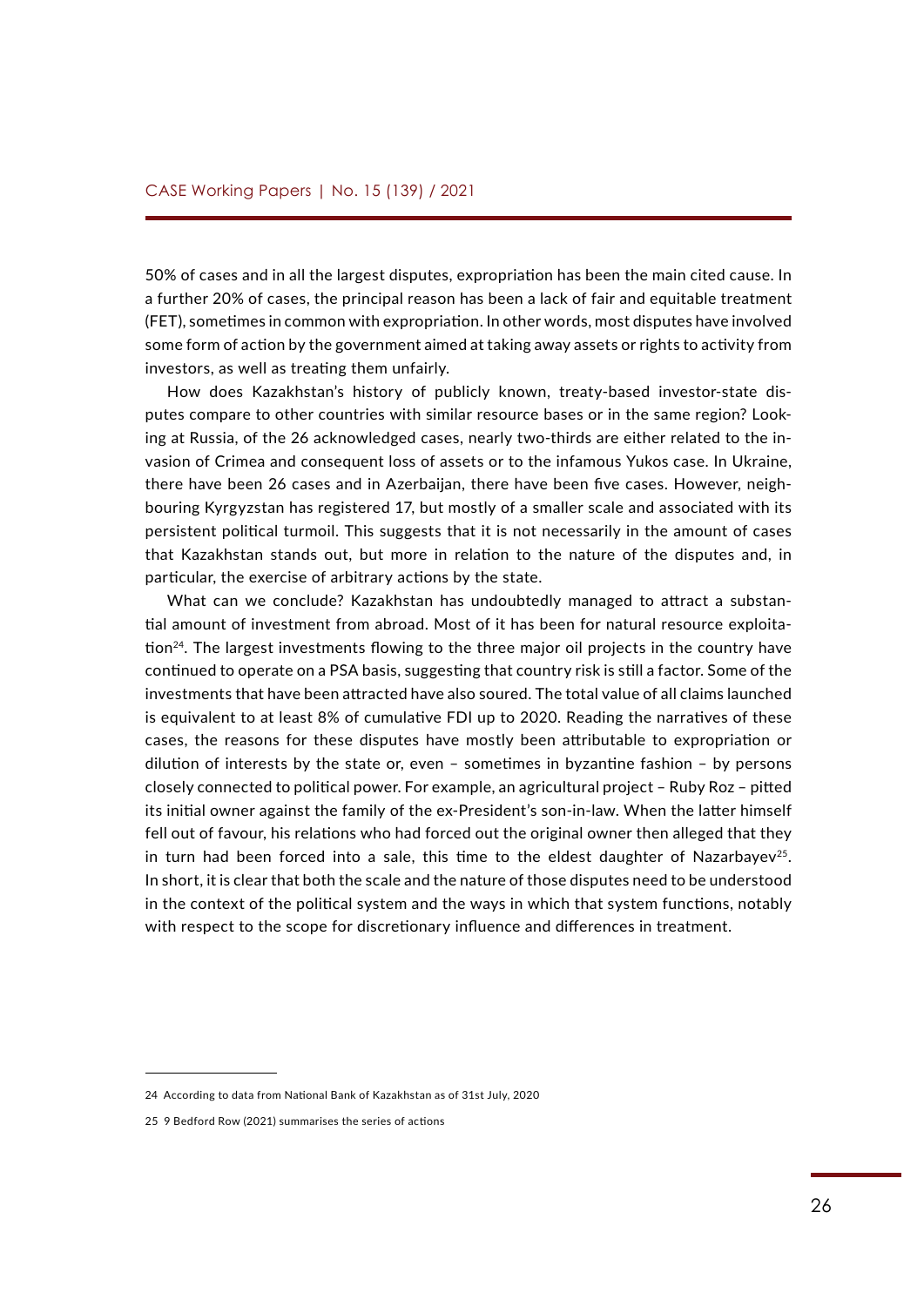50% of cases and in all the largest disputes, expropriation has been the main cited cause. In a further 20% of cases, the principal reason has been a lack of fair and equitable treatment (FET), sometimes in common with expropriation. In other words, most disputes have involved some form of action by the government aimed at taking away assets or rights to activity from investors, as well as treating them unfairly.

How does Kazakhstan's history of publicly known, treaty-based investor-state disputes compare to other countries with similar resource bases or in the same region? Looking at Russia, of the 26 acknowledged cases, nearly two-thirds are either related to the invasion of Crimea and consequent loss of assets or to the infamous Yukos case. In Ukraine, there have been 26 cases and in Azerbaijan, there have been five cases. However, neighbouring Kyrgyzstan has registered 17, but mostly of a smaller scale and associated with its persistent political turmoil. This suggests that it is not necessarily in the amount of cases that Kazakhstan stands out, but more in relation to the nature of the disputes and, in particular, the exercise of arbitrary actions by the state.

What can we conclude? Kazakhstan has undoubtedly managed to attract a substantial amount of investment from abroad. Most of it has been for natural resource exploitation[24]. The largest investments flowing to the three major oil projects in the country have continued to operate on a PSA basis, suggesting that country risk is still a factor. Some of the investments that have been attracted have also soured. The total value of all claims launched is equivalent to at least 8% of cumulative FDI up to 2020. Reading the narratives of these cases, the reasons for these disputes have mostly been attributable to expropriation or dilution of interests by the state or, even – sometimes in byzantine fashion – by persons closely connected to political power. For example, an agricultural project – Ruby Roz – pitted its initial owner against the family of the ex-President's son-in-law. When the latter himself fell out of favour, his relations who had forced out the original owner then alleged that they in turn had been forced into a sale, this time to the eldest daughter of Nazarbayev[25]. In short, it is clear that both the scale and the nature of those disputes need to be understood in the context of the political system and the ways in which that system functions, notably with respect to the scope for discretionary influence and differences in treatment.

---

24 According to data from National Bank of Kazakhstan as of 31st July, 2020

25 9 Bedford Row (2021) summarises the series of actions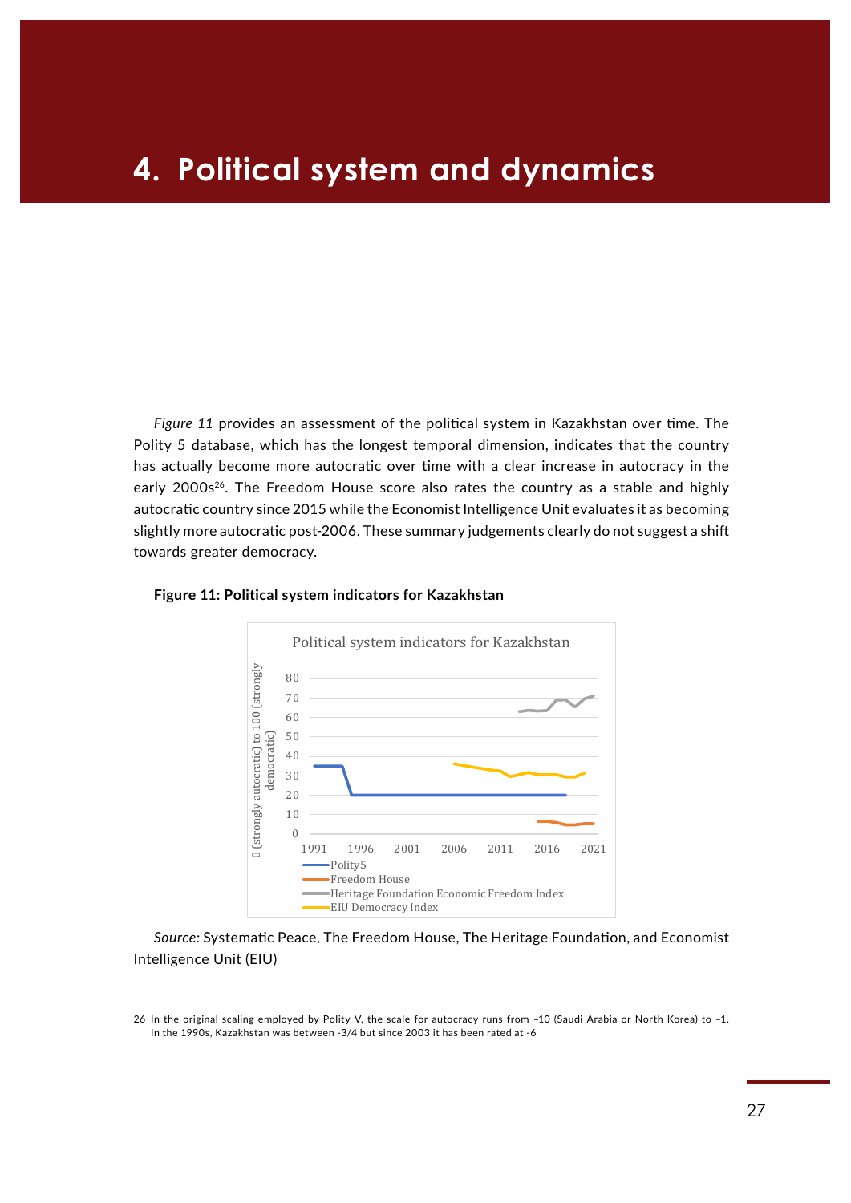# 4. Political system and dynamics

*Figure 11* provides an assessment of the political system in Kazakhstan over time. The Polity 5 database, which has the longest temporal dimension, indicates that the country has actually become more autocratic over time with a clear increase in autocracy in the early 2000s[26]. The Freedom House score also rates the country as a stable and highly autocratic country since 2015 while the Economist Intelligence Unit evaluates it as becoming slightly more autocratic post-2006. These summary judgements clearly do not suggest a shift towards greater democracy.

**Figure 11: Political system indicators for Kazakhstan**

*Source:* Systematic Peace, The Freedom House, The Heritage Foundation, and Economist Intelligence Unit (EIU)

26 In the original scaling employed by Polity V, the scale for autocracy runs from –10 (Saudi Arabia or North Korea) to –1. In the 1990s, Kazakhstan was between -3/4 but since 2003 it has been rated at -6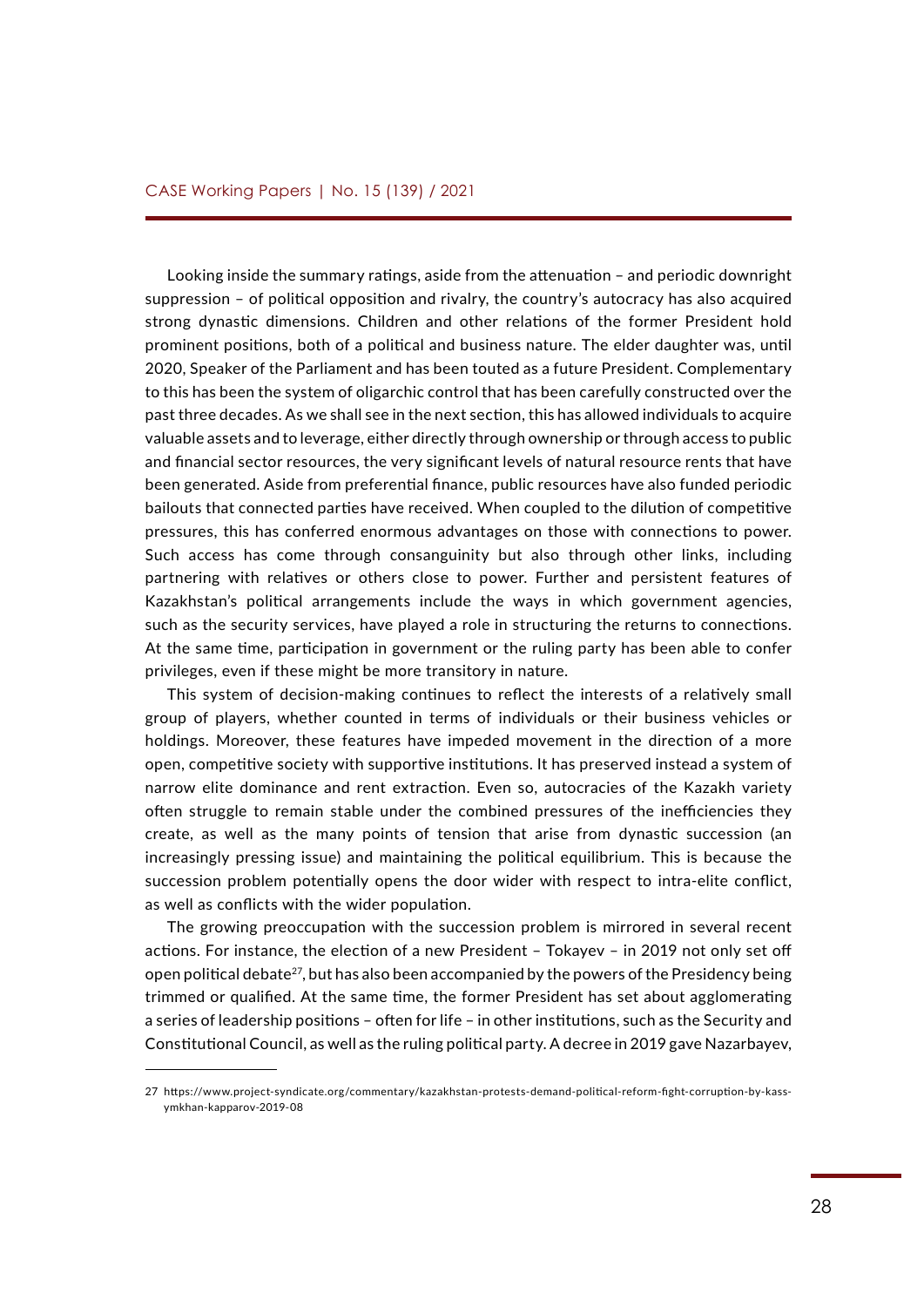Looking inside the summary ratings, aside from the attenuation – and periodic downright suppression – of political opposition and rivalry, the country's autocracy has also acquired strong dynastic dimensions. Children and other relations of the former President hold prominent positions, both of a political and business nature. The elder daughter was, until 2020, Speaker of the Parliament and has been touted as a future President. Complementary to this has been the system of oligarchic control that has been carefully constructed over the past three decades. As we shall see in the next section, this has allowed individuals to acquire valuable assets and to leverage, either directly through ownership or through access to public and financial sector resources, the very significant levels of natural resource rents that have been generated. Aside from preferential finance, public resources have also funded periodic bailouts that connected parties have received. When coupled to the dilution of competitive pressures, this has conferred enormous advantages on those with connections to power. Such access has come through consanguinity but also through other links, including partnering with relatives or others close to power. Further and persistent features of Kazakhstan's political arrangements include the ways in which government agencies, such as the security services, have played a role in structuring the returns to connections. At the same time, participation in government or the ruling party has been able to confer privileges, even if these might be more transitory in nature.

This system of decision-making continues to reflect the interests of a relatively small group of players, whether counted in terms of individuals or their business vehicles or holdings. Moreover, these features have impeded movement in the direction of a more open, competitive society with supportive institutions. It has preserved instead a system of narrow elite dominance and rent extraction. Even so, autocracies of the Kazakh variety often struggle to remain stable under the combined pressures of the inefficiencies they create, as well as the many points of tension that arise from dynastic succession (an increasingly pressing issue) and maintaining the political equilibrium. This is because the succession problem potentially opens the door wider with respect to intra-elite conflict, as well as conflicts with the wider population.

The growing preoccupation with the succession problem is mirrored in several recent actions. For instance, the election of a new President – Tokayev – in 2019 not only set off open political debate[27], but has also been accompanied by the powers of the Presidency being trimmed or qualified. At the same time, the former President has set about agglomerating a series of leadership positions – often for life – in other institutions, such as the Security and Constitutional Council, as well as the ruling political party. A decree in 2019 gave Nazarbayev,

---

27 https://www.project-syndicate.org/commentary/kazakhstan-protests-demand-political-reform-fight-corruption-by-kassymkhan-kapparov-2019-08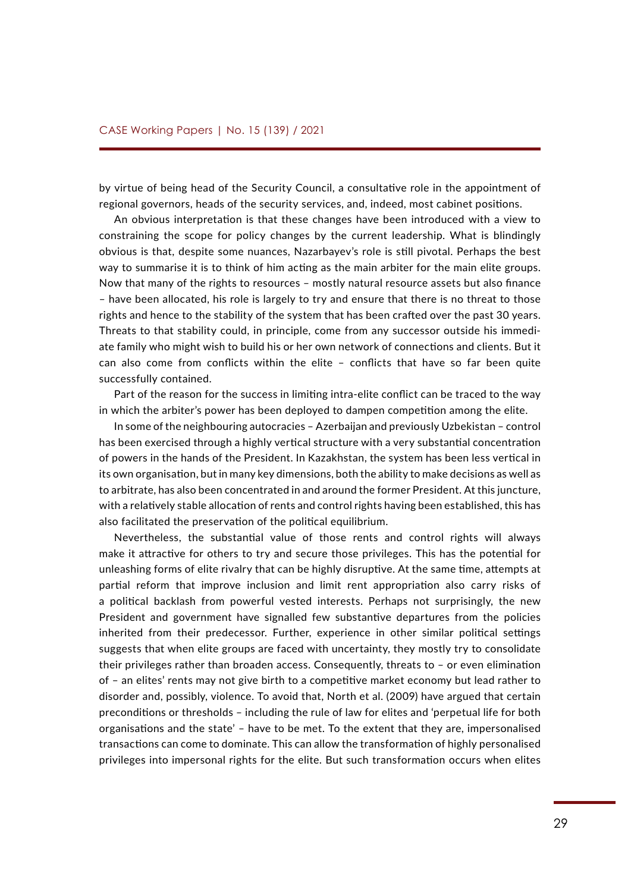by virtue of being head of the Security Council, a consultative role in the appointment of regional governors, heads of the security services, and, indeed, most cabinet positions.

An obvious interpretation is that these changes have been introduced with a view to constraining the scope for policy changes by the current leadership. What is blindingly obvious is that, despite some nuances, Nazarbayev's role is still pivotal. Perhaps the best way to summarise it is to think of him acting as the main arbiter for the main elite groups. Now that many of the rights to resources – mostly natural resource assets but also finance – have been allocated, his role is largely to try and ensure that there is no threat to those rights and hence to the stability of the system that has been crafted over the past 30 years. Threats to that stability could, in principle, come from any successor outside his immediate family who might wish to build his or her own network of connections and clients. But it can also come from conflicts within the elite – conflicts that have so far been quite successfully contained.

Part of the reason for the success in limiting intra-elite conflict can be traced to the way in which the arbiter's power has been deployed to dampen competition among the elite.

In some of the neighbouring autocracies – Azerbaijan and previously Uzbekistan – control has been exercised through a highly vertical structure with a very substantial concentration of powers in the hands of the President. In Kazakhstan, the system has been less vertical in its own organisation, but in many key dimensions, both the ability to make decisions as well as to arbitrate, has also been concentrated in and around the former President. At this juncture, with a relatively stable allocation of rents and control rights having been established, this has also facilitated the preservation of the political equilibrium.

Nevertheless, the substantial value of those rents and control rights will always make it attractive for others to try and secure those privileges. This has the potential for unleashing forms of elite rivalry that can be highly disruptive. At the same time, attempts at partial reform that improve inclusion and limit rent appropriation also carry risks of a political backlash from powerful vested interests. Perhaps not surprisingly, the new President and government have signalled few substantive departures from the policies inherited from their predecessor. Further, experience in other similar political settings suggests that when elite groups are faced with uncertainty, they mostly try to consolidate their privileges rather than broaden access. Consequently, threats to – or even elimination of – an elites' rents may not give birth to a competitive market economy but lead rather to disorder and, possibly, violence. To avoid that, North et al. (2009) have argued that certain preconditions or thresholds – including the rule of law for elites and 'perpetual life for both organisations and the state' – have to be met. To the extent that they are, impersonalised transactions can come to dominate. This can allow the transformation of highly personalised privileges into impersonal rights for the elite. But such transformation occurs when elites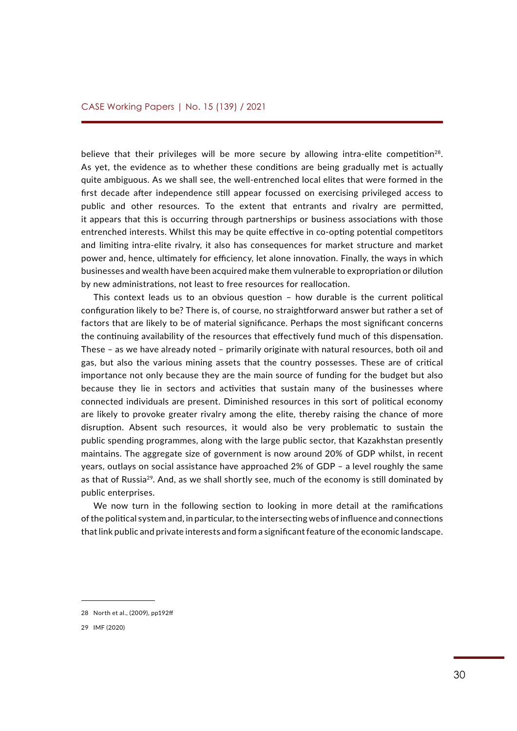believe that their privileges will be more secure by allowing intra-elite competition[28]. As yet, the evidence as to whether these conditions are being gradually met is actually quite ambiguous. As we shall see, the well-entrenched local elites that were formed in the first decade after independence still appear focussed on exercising privileged access to public and other resources. To the extent that entrants and rivalry are permitted, it appears that this is occurring through partnerships or business associations with those entrenched interests. Whilst this may be quite effective in co-opting potential competitors and limiting intra-elite rivalry, it also has consequences for market structure and market power and, hence, ultimately for efficiency, let alone innovation. Finally, the ways in which businesses and wealth have been acquired make them vulnerable to expropriation or dilution by new administrations, not least to free resources for reallocation.

This context leads us to an obvious question – how durable is the current political configuration likely to be? There is, of course, no straightforward answer but rather a set of factors that are likely to be of material significance. Perhaps the most significant concerns the continuing availability of the resources that effectively fund much of this dispensation. These – as we have already noted – primarily originate with natural resources, both oil and gas, but also the various mining assets that the country possesses. These are of critical importance not only because they are the main source of funding for the budget but also because they lie in sectors and activities that sustain many of the businesses where connected individuals are present. Diminished resources in this sort of political economy are likely to provoke greater rivalry among the elite, thereby raising the chance of more disruption. Absent such resources, it would also be very problematic to sustain the public spending programmes, along with the large public sector, that Kazakhstan presently maintains. The aggregate size of government is now around 20% of GDP whilst, in recent years, outlays on social assistance have approached 2% of GDP – a level roughly the same as that of Russia[29]. And, as we shall shortly see, much of the economy is still dominated by public enterprises.

We now turn in the following section to looking in more detail at the ramifications of the political system and, in particular, to the intersecting webs of influence and connections that link public and private interests and form a significant feature of the economic landscape.

---

28 North et al., (2009), pp192ff

29 IMF (2020)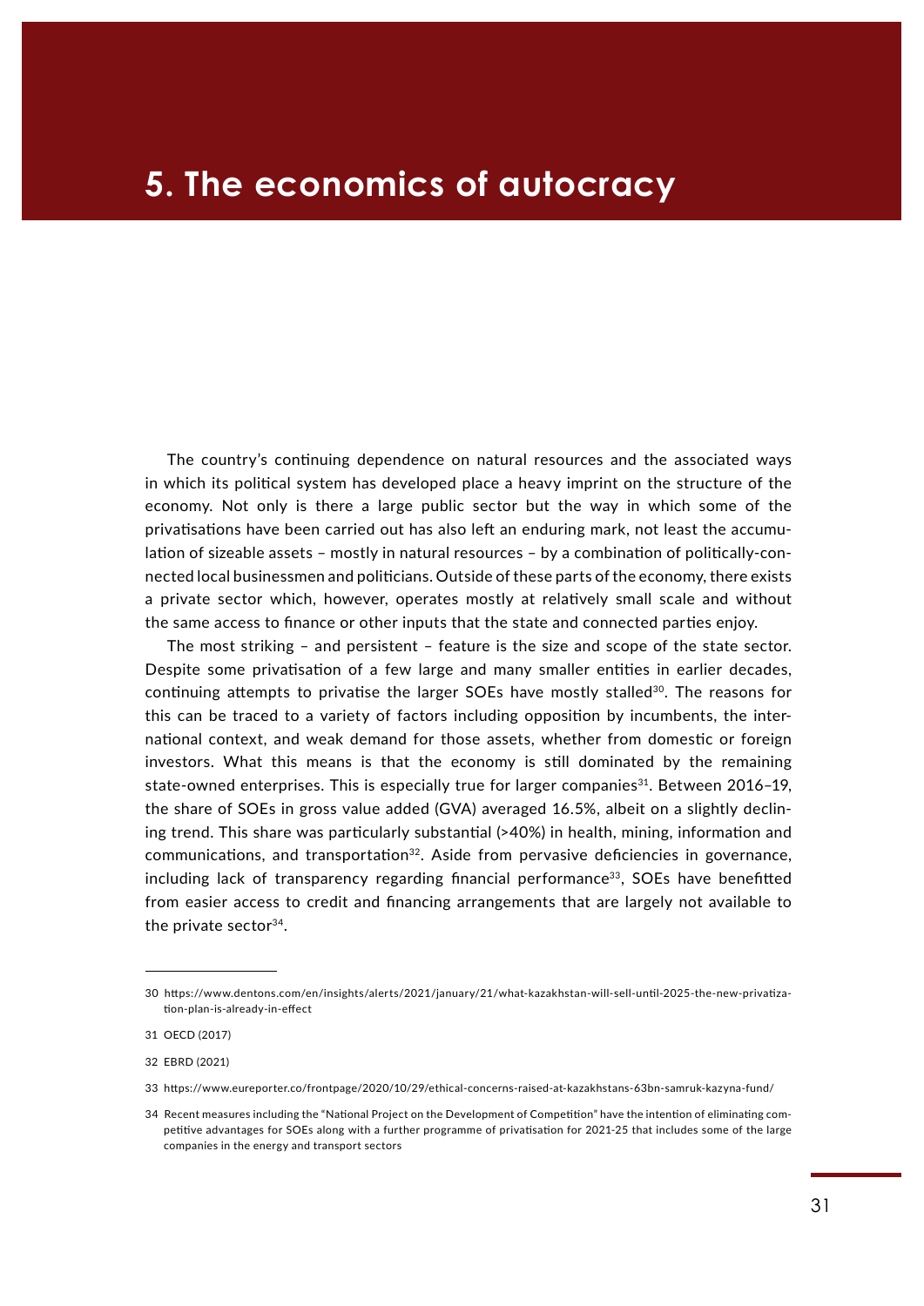# 5. The economics of autocracy

The country's continuing dependence on natural resources and the associated ways in which its political system has developed place a heavy imprint on the structure of the economy. Not only is there a large public sector but the way in which some of the privatisations have been carried out has also left an enduring mark, not least the accumulation of sizeable assets – mostly in natural resources – by a combination of politically-connected local businessmen and politicians. Outside of these parts of the economy, there exists a private sector which, however, operates mostly at relatively small scale and without the same access to finance or other inputs that the state and connected parties enjoy.

The most striking – and persistent – feature is the size and scope of the state sector. Despite some privatisation of a few large and many smaller entities in earlier decades, continuing attempts to privatise the larger SOEs have mostly stalled[30]. The reasons for this can be traced to a variety of factors including opposition by incumbents, the international context, and weak demand for those assets, whether from domestic or foreign investors. What this means is that the economy is still dominated by the remaining state-owned enterprises. This is especially true for larger companies[31]. Between 2016–19, the share of SOEs in gross value added (GVA) averaged 16.5%, albeit on a slightly declining trend. This share was particularly substantial (>40%) in health, mining, information and communications, and transportation[32]. Aside from pervasive deficiencies in governance, including lack of transparency regarding financial performance[33], SOEs have benefitted from easier access to credit and financing arrangements that are largely not available to the private sector[34].

---

30 https://www.dentons.com/en/insights/alerts/2021/january/21/what-kazakhstan-will-sell-until-2025-the-new-privatization-plan-is-already-in-effect

31 OECD (2017)

32 EBRD (2021)

33 https://www.eureporter.co/frontpage/2020/10/29/ethical-concerns-raised-at-kazakhstans-63bn-samruk-kazyna-fund/

34 Recent measures including the "National Project on the Development of Competition" have the intention of eliminating competitive advantages for SOEs along with a further programme of privatisation for 2021-25 that includes some of the large companies in the energy and transport sectors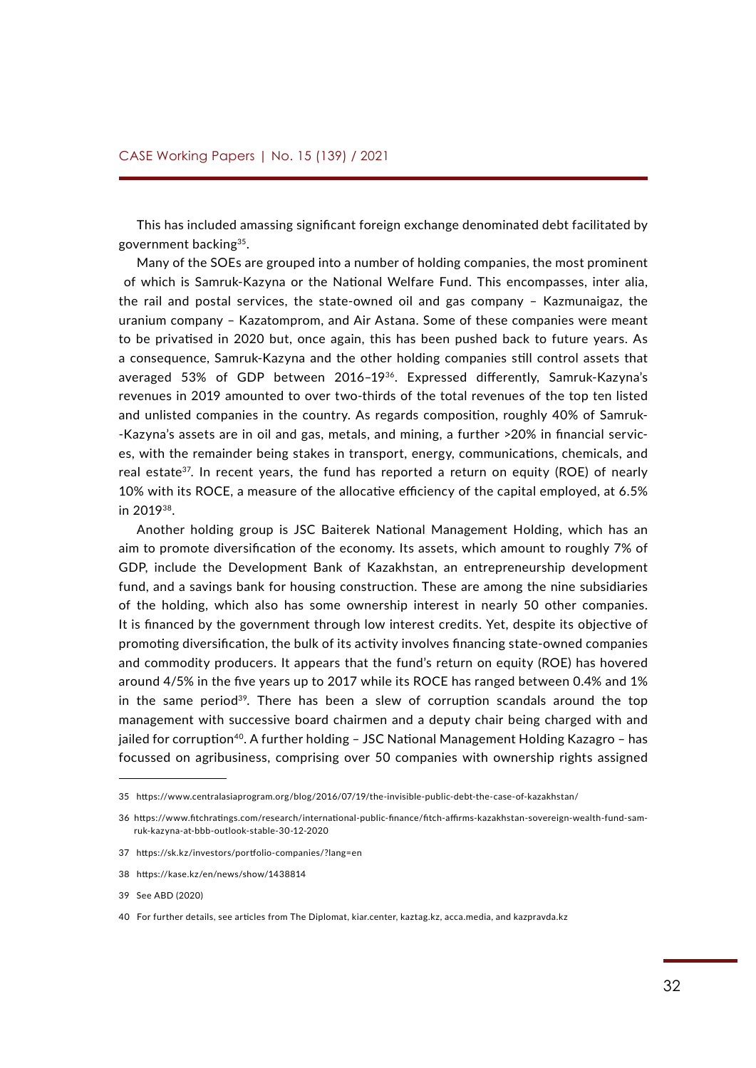This has included amassing significant foreign exchange denominated debt facilitated by government backing[35].

Many of the SOEs are grouped into a number of holding companies, the most prominent of which is Samruk-Kazyna or the National Welfare Fund. This encompasses, inter alia, the rail and postal services, the state-owned oil and gas company – Kazmunaigaz, the uranium company – Kazatomprom, and Air Astana. Some of these companies were meant to be privatised in 2020 but, once again, this has been pushed back to future years. As a consequence, Samruk-Kazyna and the other holding companies still control assets that averaged 53% of GDP between 2016–19[36]. Expressed differently, Samruk-Kazyna's revenues in 2019 amounted to over two-thirds of the total revenues of the top ten listed and unlisted companies in the country. As regards composition, roughly 40% of Samruk--Kazyna's assets are in oil and gas, metals, and mining, a further >20% in financial services, with the remainder being stakes in transport, energy, communications, chemicals, and real estate[37]. In recent years, the fund has reported a return on equity (ROE) of nearly 10% with its ROCE, a measure of the allocative efficiency of the capital employed, at 6.5% in 2019[38].

Another holding group is JSC Baiterek National Management Holding, which has an aim to promote diversification of the economy. Its assets, which amount to roughly 7% of GDP, include the Development Bank of Kazakhstan, an entrepreneurship development fund, and a savings bank for housing construction. These are among the nine subsidiaries of the holding, which also has some ownership interest in nearly 50 other companies. It is financed by the government through low interest credits. Yet, despite its objective of promoting diversification, the bulk of its activity involves financing state-owned companies and commodity producers. It appears that the fund's return on equity (ROE) has hovered around 4/5% in the five years up to 2017 while its ROCE has ranged between 0.4% and 1% in the same period[39]. There has been a slew of corruption scandals around the top management with successive board chairmen and a deputy chair being charged with and jailed for corruption[40]. A further holding – JSC National Management Holding Kazagro – has focussed on agribusiness, comprising over 50 companies with ownership rights assigned

---

35 https://www.centralasiaprogram.org/blog/2016/07/19/the-invisible-public-debt-the-case-of-kazakhstan/

36 https://www.fitchratings.com/research/international-public-finance/fitch-affirms-kazakhstan-sovereign-wealth-fund-samruk-kazyna-at-bbb-outlook-stable-30-12-2020

37 https://sk.kz/investors/portfolio-companies/?lang=en

38 https://kase.kz/en/news/show/1438814

39 See ABD (2020)

40 For further details, see articles from The Diplomat, kiar.center, kaztag.kz, acca.media, and kazpravda.kz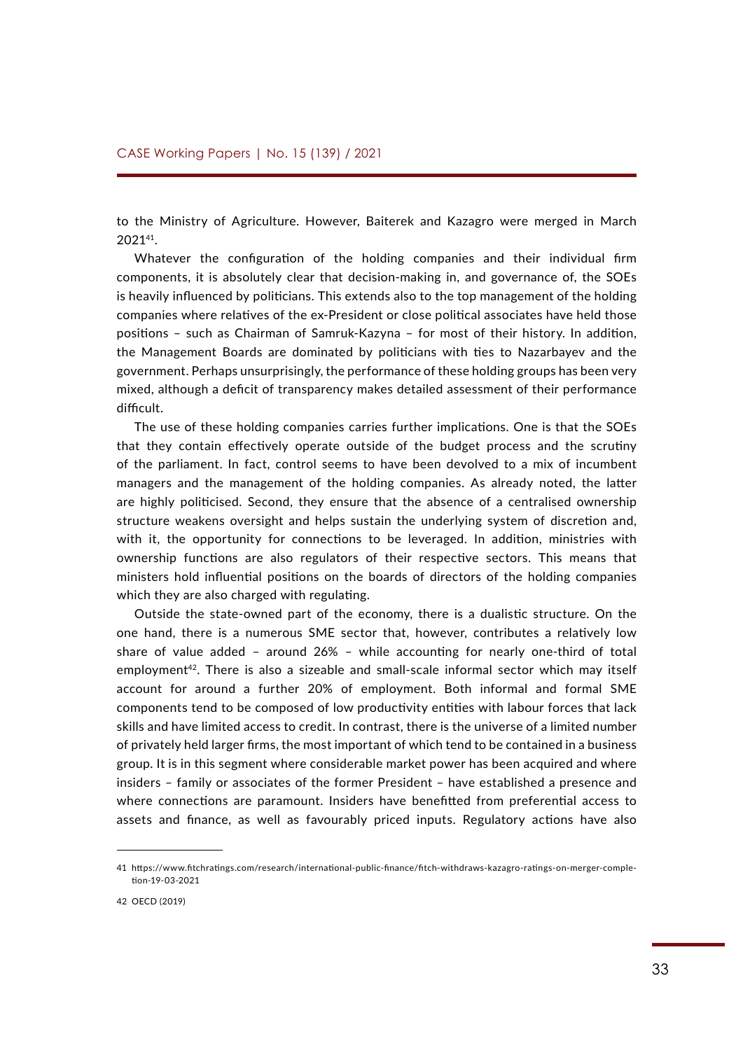to the Ministry of Agriculture. However, Baiterek and Kazagro were merged in March 2021[41].

Whatever the configuration of the holding companies and their individual firm components, it is absolutely clear that decision-making in, and governance of, the SOEs is heavily influenced by politicians. This extends also to the top management of the holding companies where relatives of the ex-President or close political associates have held those positions – such as Chairman of Samruk-Kazyna – for most of their history. In addition, the Management Boards are dominated by politicians with ties to Nazarbayev and the government. Perhaps unsurprisingly, the performance of these holding groups has been very mixed, although a deficit of transparency makes detailed assessment of their performance difficult.

The use of these holding companies carries further implications. One is that the SOEs that they contain effectively operate outside of the budget process and the scrutiny of the parliament. In fact, control seems to have been devolved to a mix of incumbent managers and the management of the holding companies. As already noted, the latter are highly politicised. Second, they ensure that the absence of a centralised ownership structure weakens oversight and helps sustain the underlying system of discretion and, with it, the opportunity for connections to be leveraged. In addition, ministries with ownership functions are also regulators of their respective sectors. This means that ministers hold influential positions on the boards of directors of the holding companies which they are also charged with regulating.

Outside the state-owned part of the economy, there is a dualistic structure. On the one hand, there is a numerous SME sector that, however, contributes a relatively low share of value added – around 26% – while accounting for nearly one-third of total employment[42]. There is also a sizeable and small-scale informal sector which may itself account for around a further 20% of employment. Both informal and formal SME components tend to be composed of low productivity entities with labour forces that lack skills and have limited access to credit. In contrast, there is the universe of a limited number of privately held larger firms, the most important of which tend to be contained in a business group. It is in this segment where considerable market power has been acquired and where insiders – family or associates of the former President – have established a presence and where connections are paramount. Insiders have benefitted from preferential access to assets and finance, as well as favourably priced inputs. Regulatory actions have also

---

41 https://www.fitchratings.com/research/international-public-finance/fitch-withdraws-kazagro-ratings-on-merger-completion-19-03-2021

42 OECD (2019)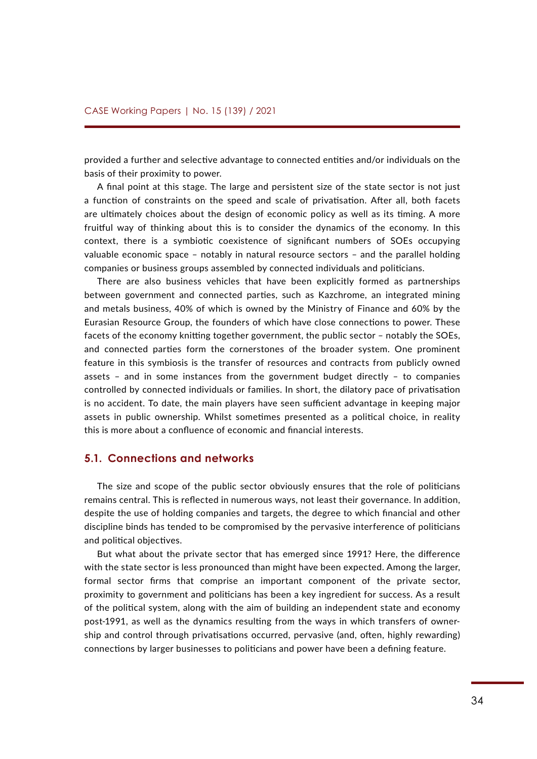provided a further and selective advantage to connected entities and/or individuals on the basis of their proximity to power.

A final point at this stage. The large and persistent size of the state sector is not just a function of constraints on the speed and scale of privatisation. After all, both facets are ultimately choices about the design of economic policy as well as its timing. A more fruitful way of thinking about this is to consider the dynamics of the economy. In this context, there is a symbiotic coexistence of significant numbers of SOEs occupying valuable economic space – notably in natural resource sectors – and the parallel holding companies or business groups assembled by connected individuals and politicians.

There are also business vehicles that have been explicitly formed as partnerships between government and connected parties, such as Kazchrome, an integrated mining and metals business, 40% of which is owned by the Ministry of Finance and 60% by the Eurasian Resource Group, the founders of which have close connections to power. These facets of the economy knitting together government, the public sector – notably the SOEs, and connected parties form the cornerstones of the broader system. One prominent feature in this symbiosis is the transfer of resources and contracts from publicly owned assets – and in some instances from the government budget directly – to companies controlled by connected individuals or families. In short, the dilatory pace of privatisation is no accident. To date, the main players have seen sufficient advantage in keeping major assets in public ownership. Whilst sometimes presented as a political choice, in reality this is more about a confluence of economic and financial interests.

## 5.1. Connections and networks

The size and scope of the public sector obviously ensures that the role of politicians remains central. This is reflected in numerous ways, not least their governance. In addition, despite the use of holding companies and targets, the degree to which financial and other discipline binds has tended to be compromised by the pervasive interference of politicians and political objectives.

But what about the private sector that has emerged since 1991? Here, the difference with the state sector is less pronounced than might have been expected. Among the larger, formal sector firms that comprise an important component of the private sector, proximity to government and politicians has been a key ingredient for success. As a result of the political system, along with the aim of building an independent state and economy post-1991, as well as the dynamics resulting from the ways in which transfers of ownership and control through privatisations occurred, pervasive (and, often, highly rewarding) connections by larger businesses to politicians and power have been a defining feature.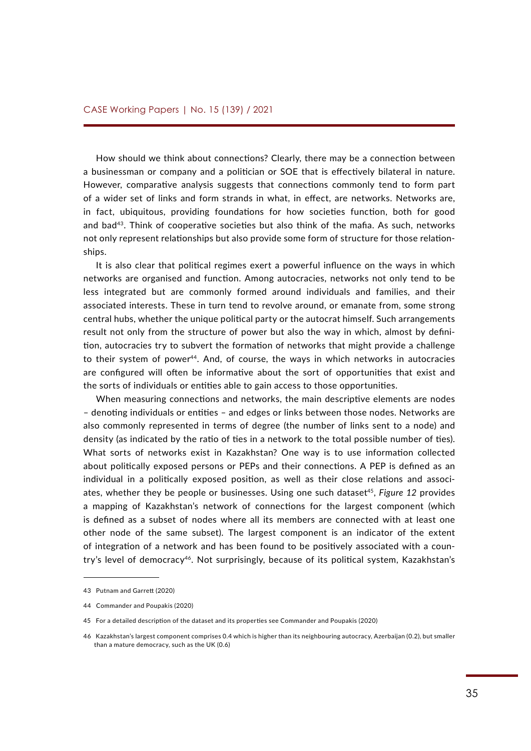How should we think about connections? Clearly, there may be a connection between a businessman or company and a politician or SOE that is effectively bilateral in nature. However, comparative analysis suggests that connections commonly tend to form part of a wider set of links and form strands in what, in effect, are networks. Networks are, in fact, ubiquitous, providing foundations for how societies function, both for good and bad[43]. Think of cooperative societies but also think of the mafia. As such, networks not only represent relationships but also provide some form of structure for those relationships.

It is also clear that political regimes exert a powerful influence on the ways in which networks are organised and function. Among autocracies, networks not only tend to be less integrated but are commonly formed around individuals and families, and their associated interests. These in turn tend to revolve around, or emanate from, some strong central hubs, whether the unique political party or the autocrat himself. Such arrangements result not only from the structure of power but also the way in which, almost by definition, autocracies try to subvert the formation of networks that might provide a challenge to their system of power[44]. And, of course, the ways in which networks in autocracies are configured will often be informative about the sort of opportunities that exist and the sorts of individuals or entities able to gain access to those opportunities.

When measuring connections and networks, the main descriptive elements are nodes – denoting individuals or entities – and edges or links between those nodes. Networks are also commonly represented in terms of degree (the number of links sent to a node) and density (as indicated by the ratio of ties in a network to the total possible number of ties). What sorts of networks exist in Kazakhstan? One way is to use information collected about politically exposed persons or PEPs and their connections. A PEP is defined as an individual in a politically exposed position, as well as their close relations and associates, whether they be people or businesses. Using one such dataset[45], *Figure 12* provides a mapping of Kazakhstan's network of connections for the largest component (which is defined as a subset of nodes where all its members are connected with at least one other node of the same subset). The largest component is an indicator of the extent of integration of a network and has been found to be positively associated with a country's level of democracy[46]. Not surprisingly, because of its political system, Kazakhstan's

---

43 Putnam and Garrett (2020)

44 Commander and Poupakis (2020)

45 For a detailed description of the dataset and its properties see Commander and Poupakis (2020)

46 Kazakhstan's largest component comprises 0.4 which is higher than its neighbouring autocracy, Azerbaijan (0.2), but smaller than a mature democracy, such as the UK (0.6)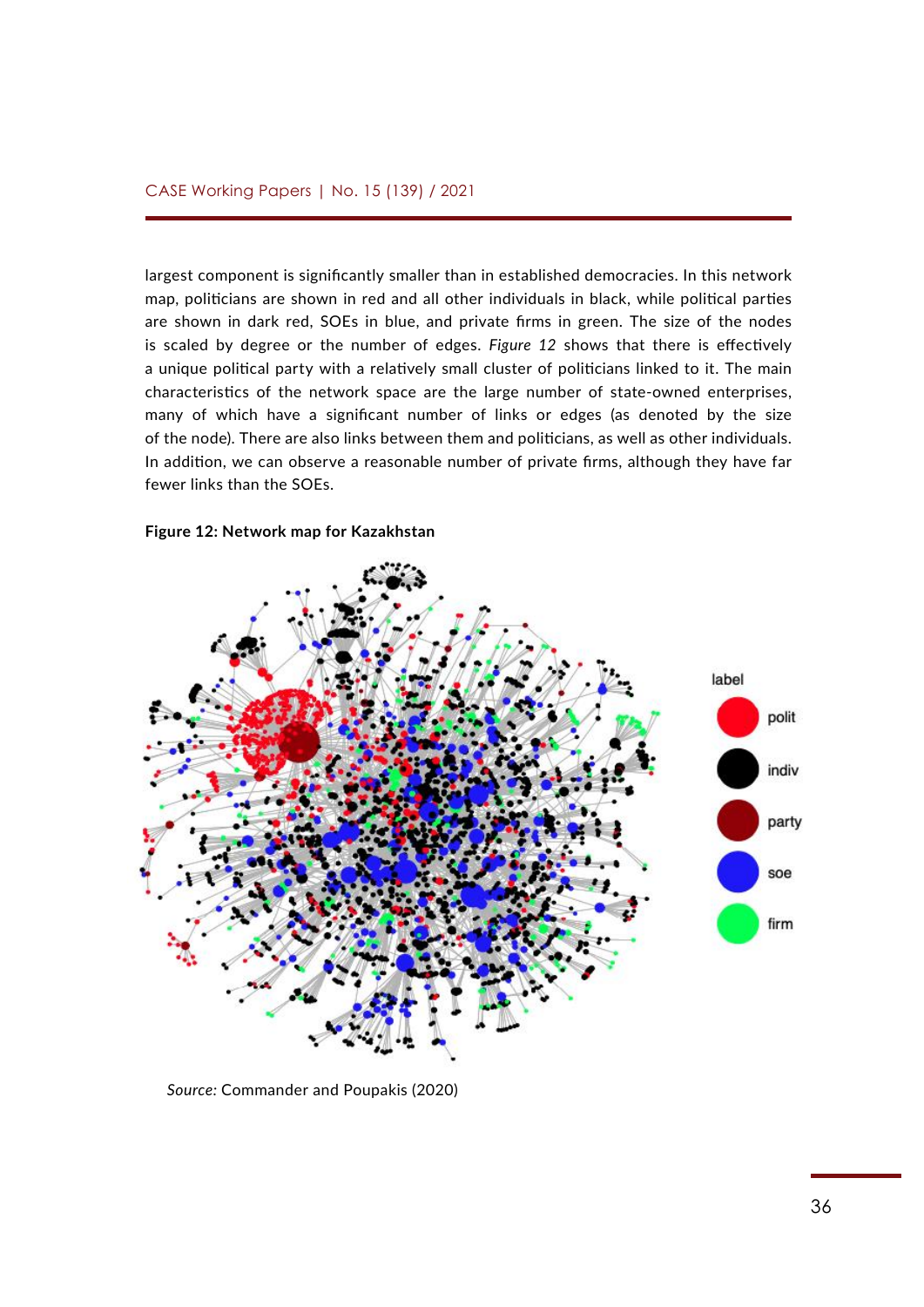largest component is significantly smaller than in established democracies. In this network map, politicians are shown in red and all other individuals in black, while political parties are shown in dark red, SOEs in blue, and private firms in green. The size of the nodes is scaled by degree or the number of edges. *Figure 12* shows that there is effectively a unique political party with a relatively small cluster of politicians linked to it. The main characteristics of the network space are the large number of state-owned enterprises, many of which have a significant number of links or edges (as denoted by the size of the node). There are also links between them and politicians, as well as other individuals. In addition, we can observe a reasonable number of private firms, although they have far fewer links than the SOEs.

**Figure 12: Network map for Kazakhstan**

*Source:* Commander and Poupakis (2020)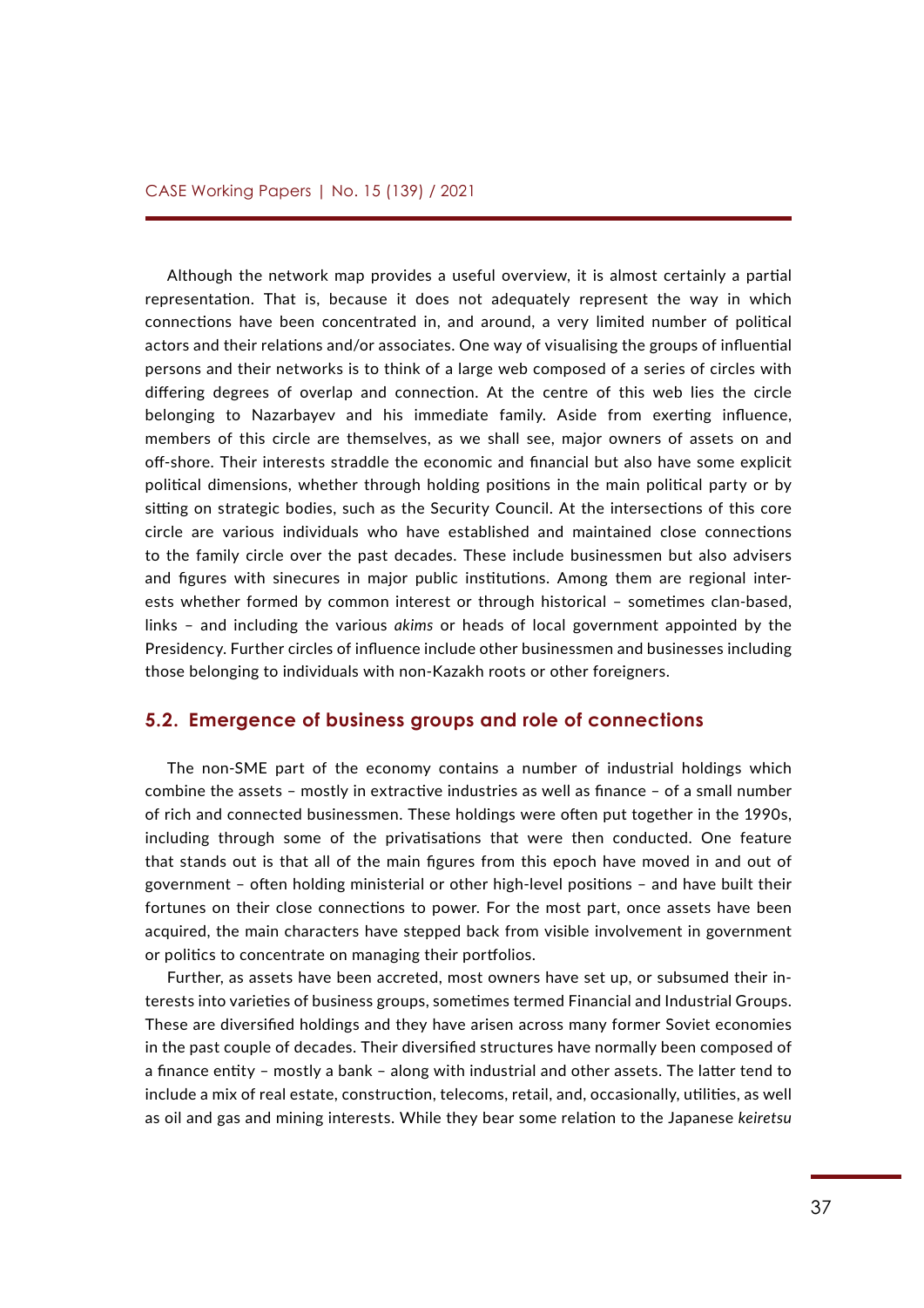Although the network map provides a useful overview, it is almost certainly a partial representation. That is, because it does not adequately represent the way in which connections have been concentrated in, and around, a very limited number of political actors and their relations and/or associates. One way of visualising the groups of influential persons and their networks is to think of a large web composed of a series of circles with differing degrees of overlap and connection. At the centre of this web lies the circle belonging to Nazarbayev and his immediate family. Aside from exerting influence, members of this circle are themselves, as we shall see, major owners of assets on and off-shore. Their interests straddle the economic and financial but also have some explicit political dimensions, whether through holding positions in the main political party or by sitting on strategic bodies, such as the Security Council. At the intersections of this core circle are various individuals who have established and maintained close connections to the family circle over the past decades. These include businessmen but also advisers and figures with sinecures in major public institutions. Among them are regional interests whether formed by common interest or through historical – sometimes clan-based, links – and including the various *akims* or heads of local government appointed by the Presidency. Further circles of influence include other businessmen and businesses including those belonging to individuals with non-Kazakh roots or other foreigners.

## 5.2. Emergence of business groups and role of connections

The non-SME part of the economy contains a number of industrial holdings which combine the assets – mostly in extractive industries as well as finance – of a small number of rich and connected businessmen. These holdings were often put together in the 1990s, including through some of the privatisations that were then conducted. One feature that stands out is that all of the main figures from this epoch have moved in and out of government – often holding ministerial or other high-level positions – and have built their fortunes on their close connections to power. For the most part, once assets have been acquired, the main characters have stepped back from visible involvement in government or politics to concentrate on managing their portfolios.

Further, as assets have been accreted, most owners have set up, or subsumed their interests into varieties of business groups, sometimes termed Financial and Industrial Groups. These are diversified holdings and they have arisen across many former Soviet economies in the past couple of decades. Their diversified structures have normally been composed of a finance entity – mostly a bank – along with industrial and other assets. The latter tend to include a mix of real estate, construction, telecoms, retail, and, occasionally, utilities, as well as oil and gas and mining interests. While they bear some relation to the Japanese *keiretsu*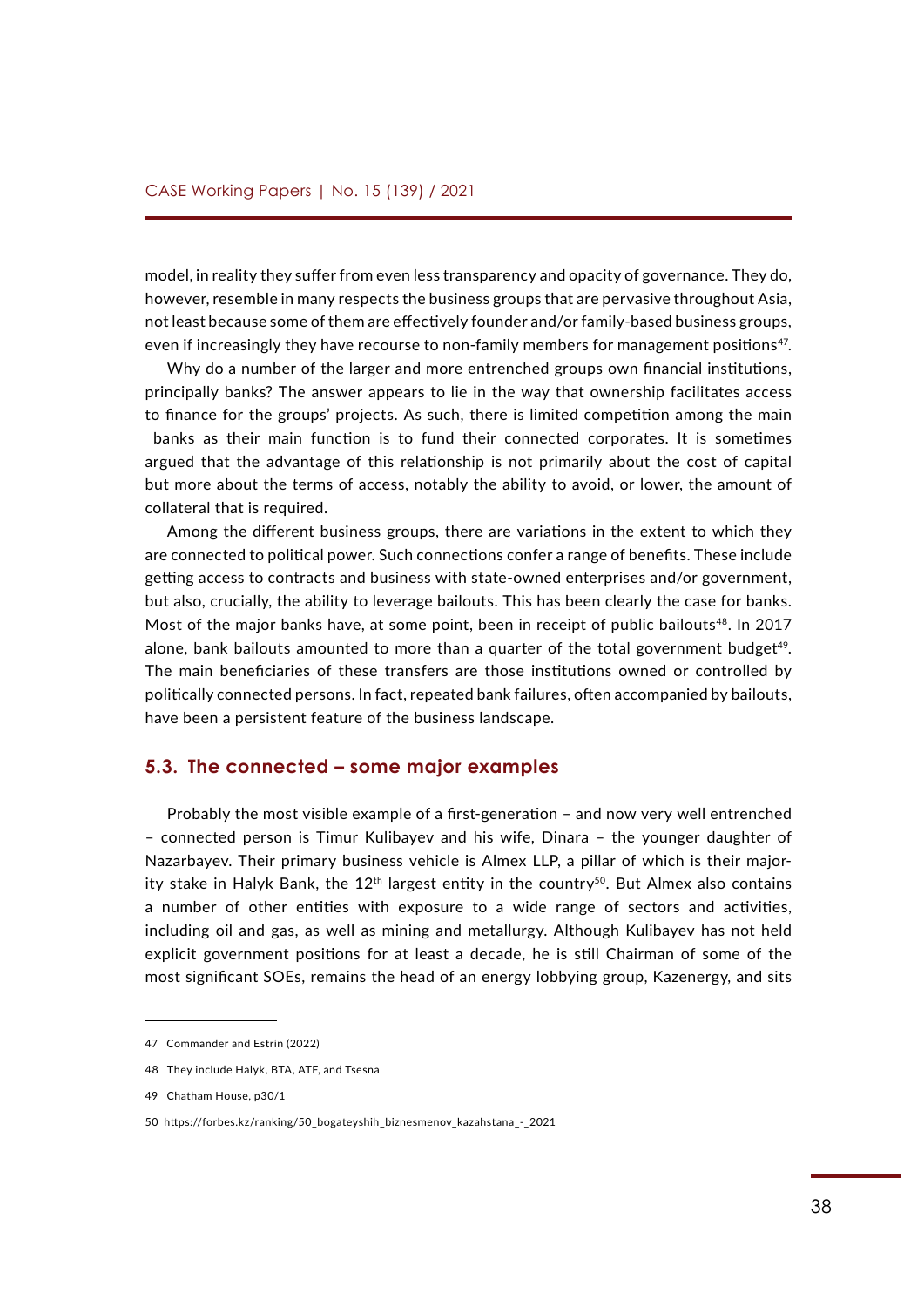model, in reality they suffer from even less transparency and opacity of governance. They do, however, resemble in many respects the business groups that are pervasive throughout Asia, not least because some of them are effectively founder and/or family-based business groups, even if increasingly they have recourse to non-family members for management positions[47].

Why do a number of the larger and more entrenched groups own financial institutions, principally banks? The answer appears to lie in the way that ownership facilitates access to finance for the groups' projects. As such, there is limited competition among the main banks as their main function is to fund their connected corporates. It is sometimes argued that the advantage of this relationship is not primarily about the cost of capital but more about the terms of access, notably the ability to avoid, or lower, the amount of collateral that is required.

Among the different business groups, there are variations in the extent to which they are connected to political power. Such connections confer a range of benefits. These include getting access to contracts and business with state-owned enterprises and/or government, but also, crucially, the ability to leverage bailouts. This has been clearly the case for banks. Most of the major banks have, at some point, been in receipt of public bailouts[48]. In 2017 alone, bank bailouts amounted to more than a quarter of the total government budget[49]. The main beneficiaries of these transfers are those institutions owned or controlled by politically connected persons. In fact, repeated bank failures, often accompanied by bailouts, have been a persistent feature of the business landscape.

### 5.3. The connected – some major examples

Probably the most visible example of a first-generation – and now very well entrenched – connected person is Timur Kulibayev and his wife, Dinara – the younger daughter of Nazarbayev. Their primary business vehicle is Almex LLP, a pillar of which is their majority stake in Halyk Bank, the 12th largest entity in the country[50]. But Almex also contains a number of other entities with exposure to a wide range of sectors and activities, including oil and gas, as well as mining and metallurgy. Although Kulibayev has not held explicit government positions for at least a decade, he is still Chairman of some of the most significant SOEs, remains the head of an energy lobbying group, Kazenergy, and sits

---

47 Commander and Estrin (2022)

48 They include Halyk, BTA, ATF, and Tsesna

49 Chatham House, p30/1

50 https://forbes.kz/ranking/50_bogateyshih_biznesmenov_kazahstana_-_2021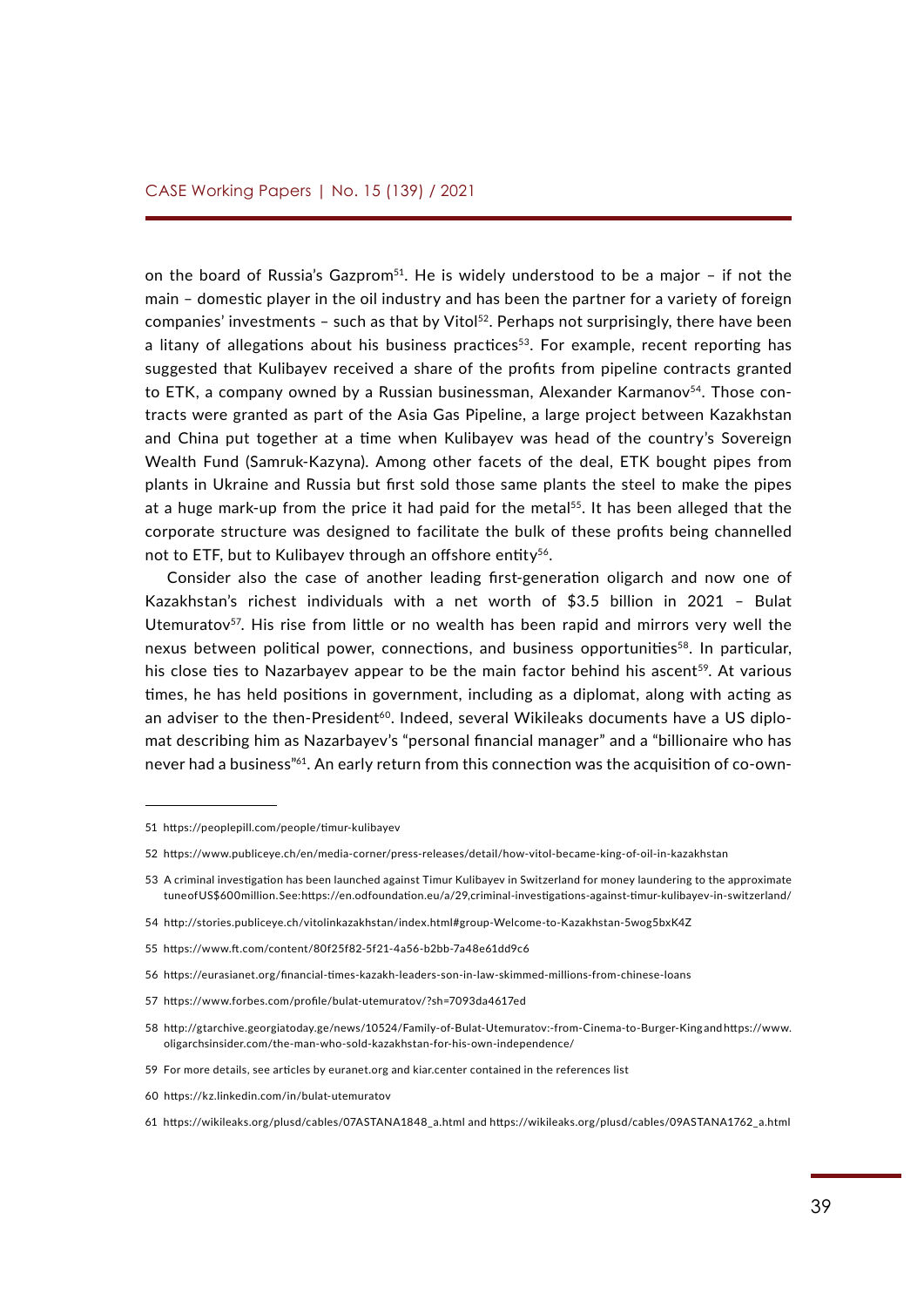on the board of Russia's Gazprom[51]. He is widely understood to be a major – if not the main – domestic player in the oil industry and has been the partner for a variety of foreign companies' investments – such as that by Vitol[52]. Perhaps not surprisingly, there have been a litany of allegations about his business practices[53]. For example, recent reporting has suggested that Kulibayev received a share of the profits from pipeline contracts granted to ETK, a company owned by a Russian businessman, Alexander Karmanov[54]. Those contracts were granted as part of the Asia Gas Pipeline, a large project between Kazakhstan and China put together at a time when Kulibayev was head of the country's Sovereign Wealth Fund (Samruk-Kazyna). Among other facets of the deal, ETK bought pipes from plants in Ukraine and Russia but first sold those same plants the steel to make the pipes at a huge mark-up from the price it had paid for the metal[55]. It has been alleged that the corporate structure was designed to facilitate the bulk of these profits being channelled not to ETF, but to Kulibayev through an offshore entity[56].

Consider also the case of another leading first-generation oligarch and now one of Kazakhstan's richest individuals with a net worth of $3.5 billion in 2021 – Bulat Utemuratov[57]. His rise from little or no wealth has been rapid and mirrors very well the nexus between political power, connections, and business opportunities[58]. In particular, his close ties to Nazarbayev appear to be the main factor behind his ascent[59]. At various times, he has held positions in government, including as a diplomat, along with acting as an adviser to the then-President[60]. Indeed, several Wikileaks documents have a US diplomat describing him as Nazarbayev's "personal financial manager" and a "billionaire who has never had a business"[61]. An early return from this connection was the acquisition of co-own-

---

51 https://peoplepill.com/people/timur-kulibayev

52 https://www.publiceye.ch/en/media-corner/press-releases/detail/how-vitol-became-king-of-oil-in-kazakhstan

53 A criminal investigation has been launched against Timur Kulibayev in Switzerland for money laundering to the approximate tune of US$600 million. See: https://en.odfoundation.eu/a/29,criminal-investigations-against-timur-kulibayev-in-switzerland/

54 http://stories.publiceye.ch/vitolinkazakhstan/index.html#group-Welcome-to-Kazakhstan-5wog5bxK4Z

55 https://www.ft.com/content/80f25f82-5f21-4a56-b2bb-7a48e61dd9c6

56 https://eurasianet.org/financial-times-kazakh-leaders-son-in-law-skimmed-millions-from-chinese-loans

57 https://www.forbes.com/profile/bulat-utemuratov/?sh=7093da4617ed

58 http://gtarchive.georgiatoday.ge/news/10524/Family-of-Bulat-Utemuratov:-from-Cinema-to-Burger-King and https://www.oligarchsinsider.com/the-man-who-sold-kazakhstan-for-his-own-independence/

59 For more details, see articles by euranet.org and kiar.center contained in the references list

60 https://kz.linkedin.com/in/bulat-utemuratov

61 https://wikileaks.org/plusd/cables/07ASTANA1848_a.html and https://wikileaks.org/plusd/cables/09ASTANA1762_a.html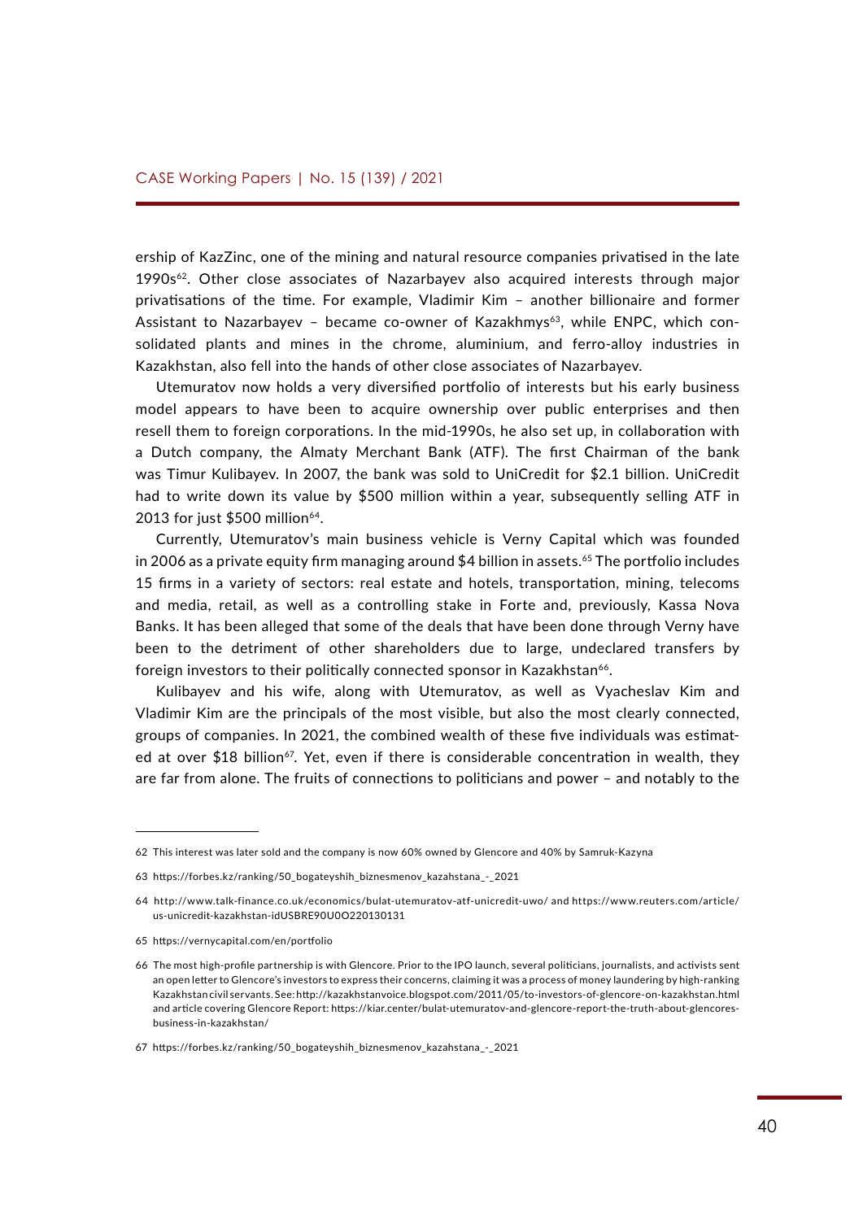ership of KazZinc, one of the mining and natural resource companies privatised in the late 1990s[62]. Other close associates of Nazarbayev also acquired interests through major privatisations of the time. For example, Vladimir Kim – another billionaire and former Assistant to Nazarbayev – became co-owner of Kazakhmys[63], while ENPC, which consolidated plants and mines in the chrome, aluminium, and ferro-alloy industries in Kazakhstan, also fell into the hands of other close associates of Nazarbayev.

Utemuratov now holds a very diversified portfolio of interests but his early business model appears to have been to acquire ownership over public enterprises and then resell them to foreign corporations. In the mid-1990s, he also set up, in collaboration with a Dutch company, the Almaty Merchant Bank (ATF). The first Chairman of the bank was Timur Kulibayev. In 2007, the bank was sold to UniCredit for $2.1 billion. UniCredit had to write down its value by $500 million within a year, subsequently selling ATF in 2013 for just $500 million[64].

Currently, Utemuratov's main business vehicle is Verny Capital which was founded in 2006 as a private equity firm managing around $4 billion in assets.[65] The portfolio includes 15 firms in a variety of sectors: real estate and hotels, transportation, mining, telecoms and media, retail, as well as a controlling stake in Forte and, previously, Kassa Nova Banks. It has been alleged that some of the deals that have been done through Verny have been to the detriment of other shareholders due to large, undeclared transfers by foreign investors to their politically connected sponsor in Kazakhstan[66].

Kulibayev and his wife, along with Utemuratov, as well as Vyacheslav Kim and Vladimir Kim are the principals of the most visible, but also the most clearly connected, groups of companies. In 2021, the combined wealth of these five individuals was estimated at over $18 billion[67]. Yet, even if there is considerable concentration in wealth, they are far from alone. The fruits of connections to politicians and power – and notably to the

---

62 This interest was later sold and the company is now 60% owned by Glencore and 40% by Samruk-Kazyna

63 https://forbes.kz/ranking/50_bogateyshih_biznesmenov_kazahstana_-_2021

64 http://www.talk-finance.co.uk/economics/bulat-utemuratov-atf-unicredit-uwo/ and https://www.reuters.com/article/us-unicredit-kazakhstan-idUSBRE90U0O220130131

65 https://vernycapital.com/en/portfolio

66 The most high-profile partnership is with Glencore. Prior to the IPO launch, several politicians, journalists, and activists sent an open letter to Glencore's investors to express their concerns, claiming it was a process of money laundering by high-ranking Kazakhstan civil servants. See: http://kazakhstanvoice.blogspot.com/2011/05/to-investors-of-glencore-on-kazakhstan.html and article covering Glencore Report: https://kiar.center/bulat-utemuratov-and-glencore-report-the-truth-about-glencores-business-in-kazakhstan/

67 https://forbes.kz/ranking/50_bogateyshih_biznesmenov_kazahstana_-_2021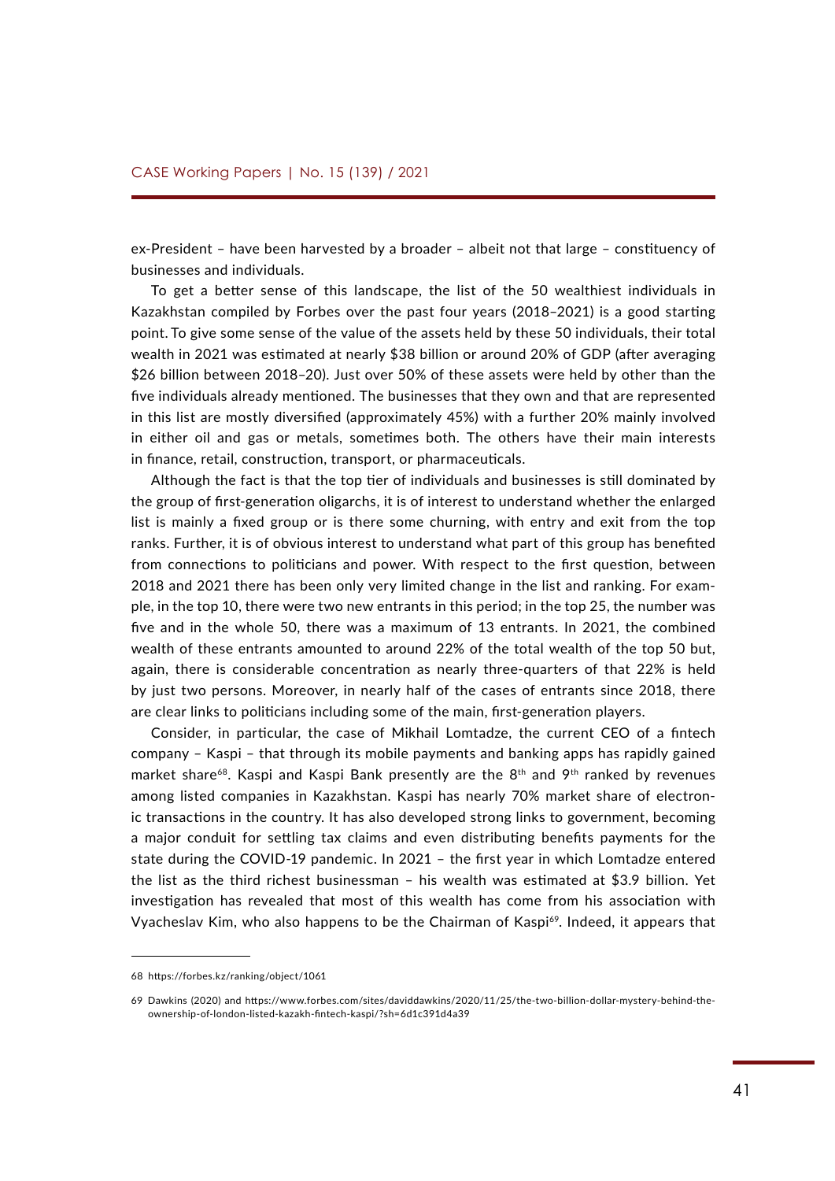ex-President – have been harvested by a broader – albeit not that large – constituency of businesses and individuals.

To get a better sense of this landscape, the list of the 50 wealthiest individuals in Kazakhstan compiled by Forbes over the past four years (2018–2021) is a good starting point. To give some sense of the value of the assets held by these 50 individuals, their total wealth in 2021 was estimated at nearly $38 billion or around 20% of GDP (after averaging $26 billion between 2018–20). Just over 50% of these assets were held by other than the five individuals already mentioned. The businesses that they own and that are represented in this list are mostly diversified (approximately 45%) with a further 20% mainly involved in either oil and gas or metals, sometimes both. The others have their main interests in finance, retail, construction, transport, or pharmaceuticals.

Although the fact is that the top tier of individuals and businesses is still dominated by the group of first-generation oligarchs, it is of interest to understand whether the enlarged list is mainly a fixed group or is there some churning, with entry and exit from the top ranks. Further, it is of obvious interest to understand what part of this group has benefited from connections to politicians and power. With respect to the first question, between 2018 and 2021 there has been only very limited change in the list and ranking. For example, in the top 10, there were two new entrants in this period; in the top 25, the number was five and in the whole 50, there was a maximum of 13 entrants. In 2021, the combined wealth of these entrants amounted to around 22% of the total wealth of the top 50 but, again, there is considerable concentration as nearly three-quarters of that 22% is held by just two persons. Moreover, in nearly half of the cases of entrants since 2018, there are clear links to politicians including some of the main, first-generation players.

Consider, in particular, the case of Mikhail Lomtadze, the current CEO of a fintech company – Kaspi – that through its mobile payments and banking apps has rapidly gained market share[68]. Kaspi and Kaspi Bank presently are the 8th and 9th ranked by revenues among listed companies in Kazakhstan. Kaspi has nearly 70% market share of electronic transactions in the country. It has also developed strong links to government, becoming a major conduit for settling tax claims and even distributing benefits payments for the state during the COVID-19 pandemic. In 2021 – the first year in which Lomtadze entered the list as the third richest businessman – his wealth was estimated at $3.9 billion. Yet investigation has revealed that most of this wealth has come from his association with Vyacheslav Kim, who also happens to be the Chairman of Kaspi[69]. Indeed, it appears that

---

68 https://forbes.kz/ranking/object/1061

69 Dawkins (2020) and https://www.forbes.com/sites/daviddawkins/2020/11/25/the-two-billion-dollar-mystery-behind-the-ownership-of-london-listed-kazakh-fintech-kaspi/?sh=6d1c391d4a39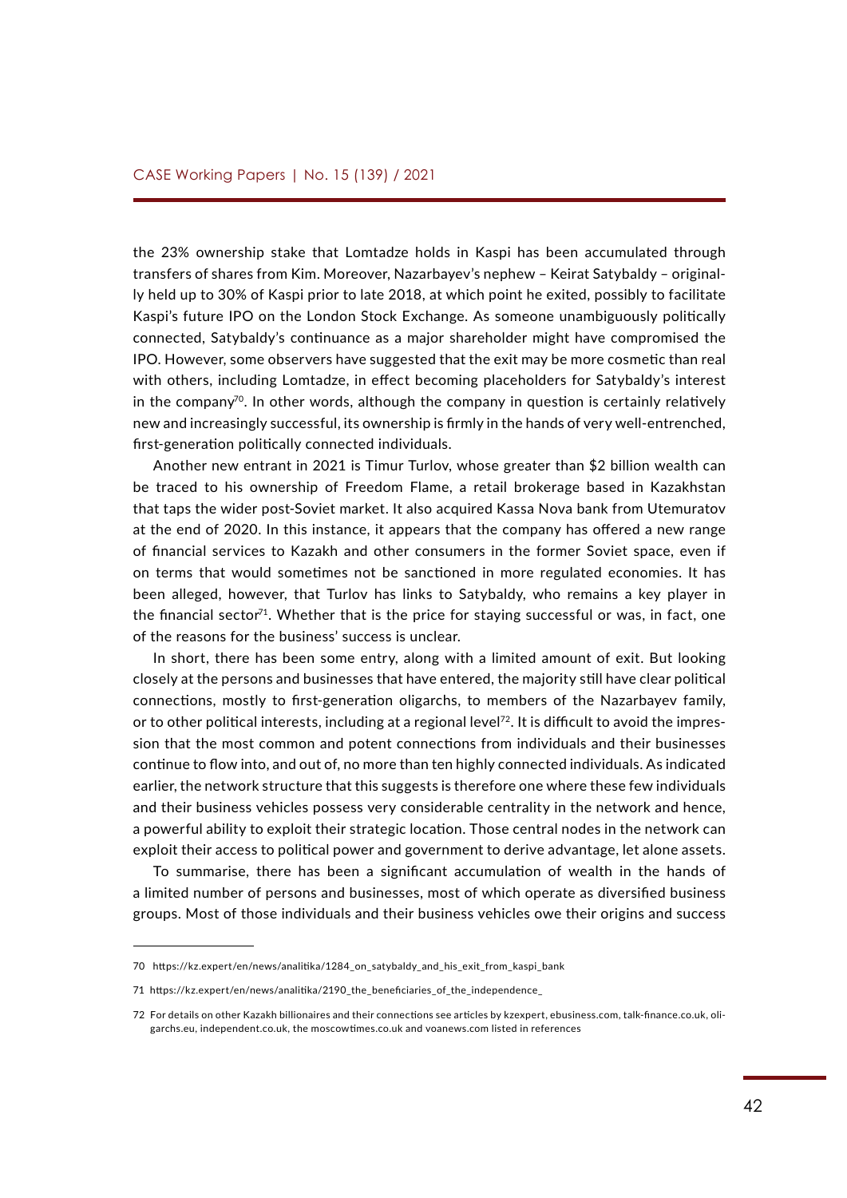the 23% ownership stake that Lomtadze holds in Kaspi has been accumulated through transfers of shares from Kim. Moreover, Nazarbayev's nephew – Keirat Satybaldy – originally held up to 30% of Kaspi prior to late 2018, at which point he exited, possibly to facilitate Kaspi's future IPO on the London Stock Exchange. As someone unambiguously politically connected, Satybaldy's continuance as a major shareholder might have compromised the IPO. However, some observers have suggested that the exit may be more cosmetic than real with others, including Lomtadze, in effect becoming placeholders for Satybaldy's interest in the company[70]. In other words, although the company in question is certainly relatively new and increasingly successful, its ownership is firmly in the hands of very well-entrenched, first-generation politically connected individuals.

Another new entrant in 2021 is Timur Turlov, whose greater than $2 billion wealth can be traced to his ownership of Freedom Flame, a retail brokerage based in Kazakhstan that taps the wider post-Soviet market. It also acquired Kassa Nova bank from Utemuratov at the end of 2020. In this instance, it appears that the company has offered a new range of financial services to Kazakh and other consumers in the former Soviet space, even if on terms that would sometimes not be sanctioned in more regulated economies. It has been alleged, however, that Turlov has links to Satybaldy, who remains a key player in the financial sector[71]. Whether that is the price for staying successful or was, in fact, one of the reasons for the business' success is unclear.

In short, there has been some entry, along with a limited amount of exit. But looking closely at the persons and businesses that have entered, the majority still have clear political connections, mostly to first-generation oligarchs, to members of the Nazarbayev family, or to other political interests, including at a regional level[72]. It is difficult to avoid the impression that the most common and potent connections from individuals and their businesses continue to flow into, and out of, no more than ten highly connected individuals. As indicated earlier, the network structure that this suggests is therefore one where these few individuals and their business vehicles possess very considerable centrality in the network and hence, a powerful ability to exploit their strategic location. Those central nodes in the network can exploit their access to political power and government to derive advantage, let alone assets.

To summarise, there has been a significant accumulation of wealth in the hands of a limited number of persons and businesses, most of which operate as diversified business groups. Most of those individuals and their business vehicles owe their origins and success

---

70 https://kz.expert/en/news/analitika/1284_on_satybaldy_and_his_exit_from_kaspi_bank

71 https://kz.expert/en/news/analitika/2190_the_beneficiaries_of_the_independence_

72 For details on other Kazakh billionaires and their connections see articles by kzexpert, ebusiness.com, talk-finance.co.uk, oligarchs.eu, independent.co.uk, the moscowtimes.co.uk and voanews.com listed in references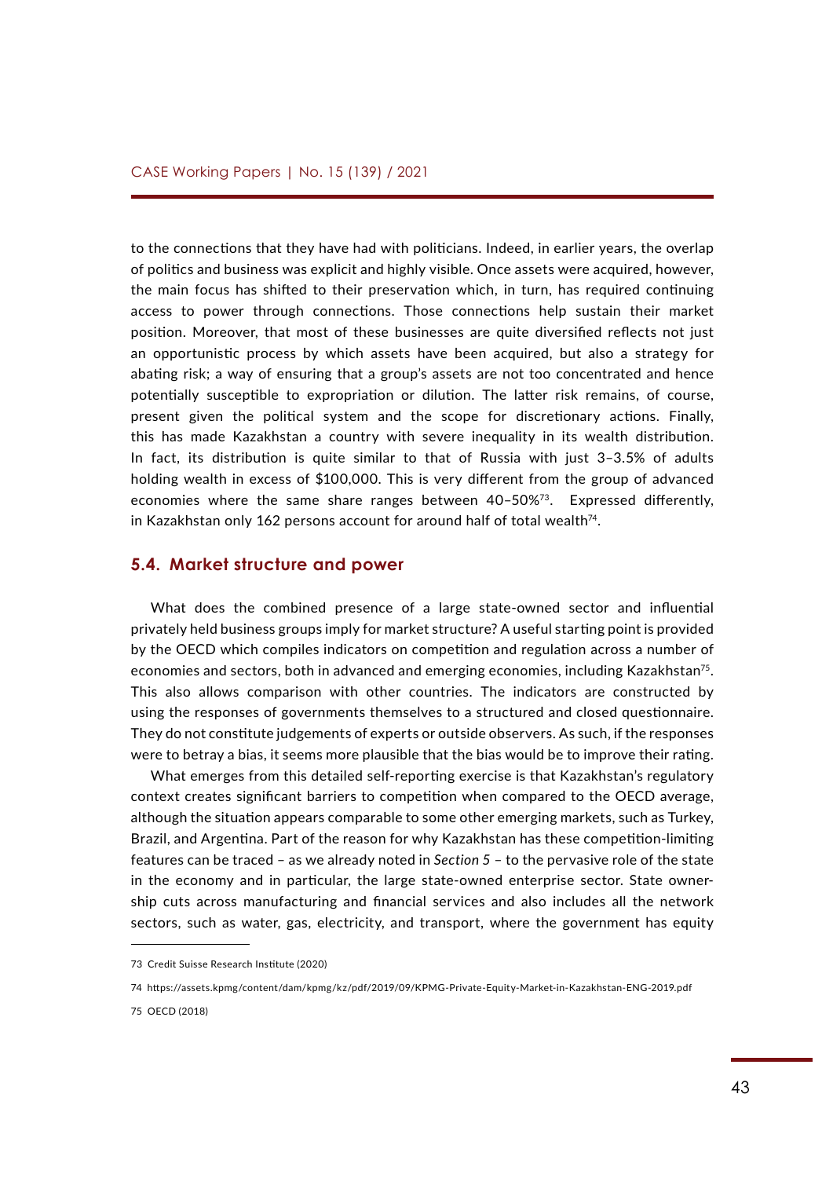to the connections that they have had with politicians. Indeed, in earlier years, the overlap of politics and business was explicit and highly visible. Once assets were acquired, however, the main focus has shifted to their preservation which, in turn, has required continuing access to power through connections. Those connections help sustain their market position. Moreover, that most of these businesses are quite diversified reflects not just an opportunistic process by which assets have been acquired, but also a strategy for abating risk; a way of ensuring that a group's assets are not too concentrated and hence potentially susceptible to expropriation or dilution. The latter risk remains, of course, present given the political system and the scope for discretionary actions. Finally, this has made Kazakhstan a country with severe inequality in its wealth distribution. In fact, its distribution is quite similar to that of Russia with just 3–3.5% of adults holding wealth in excess of $100,000. This is very different from the group of advanced economies where the same share ranges between 40–50%[73]. Expressed differently, in Kazakhstan only 162 persons account for around half of total wealth[74].

### 5.4. Market structure and power

What does the combined presence of a large state-owned sector and influential privately held business groups imply for market structure? A useful starting point is provided by the OECD which compiles indicators on competition and regulation across a number of economies and sectors, both in advanced and emerging economies, including Kazakhstan[75]. This also allows comparison with other countries. The indicators are constructed by using the responses of governments themselves to a structured and closed questionnaire. They do not constitute judgements of experts or outside observers. As such, if the responses were to betray a bias, it seems more plausible that the bias would be to improve their rating.

What emerges from this detailed self-reporting exercise is that Kazakhstan's regulatory context creates significant barriers to competition when compared to the OECD average, although the situation appears comparable to some other emerging markets, such as Turkey, Brazil, and Argentina. Part of the reason for why Kazakhstan has these competition-limiting features can be traced – as we already noted in *Section 5* – to the pervasive role of the state in the economy and in particular, the large state-owned enterprise sector. State ownership cuts across manufacturing and financial services and also includes all the network sectors, such as water, gas, electricity, and transport, where the government has equity

---

73 Credit Suisse Research Institute (2020)

74 https://assets.kpmg/content/dam/kpmg/kz/pdf/2019/09/KPMG-Private-Equity-Market-in-Kazakhstan-ENG-2019.pdf

75 OECD (2018)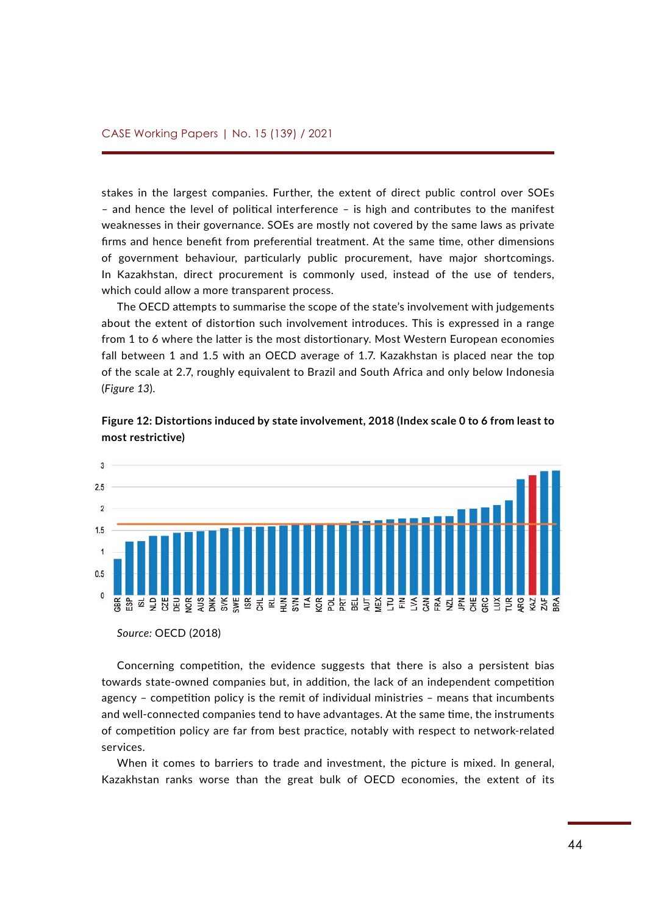stakes in the largest companies. Further, the extent of direct public control over SOEs – and hence the level of political interference – is high and contributes to the manifest weaknesses in their governance. SOEs are mostly not covered by the same laws as private firms and hence benefit from preferential treatment. At the same time, other dimensions of government behaviour, particularly public procurement, have major shortcomings. In Kazakhstan, direct procurement is commonly used, instead of the use of tenders, which could allow a more transparent process.

The OECD attempts to summarise the scope of the state's involvement with judgements about the extent of distortion such involvement introduces. This is expressed in a range from 1 to 6 where the latter is the most distortionary. Most Western European economies fall between 1 and 1.5 with an OECD average of 1.7. Kazakhstan is placed near the top of the scale at 2.7, roughly equivalent to Brazil and South Africa and only below Indonesia (*Figure 13*).

**Figure 12: Distortions induced by state involvement, 2018 (Index scale 0 to 6 from least to most restrictive)**

*Source:* OECD (2018)

Concerning competition, the evidence suggests that there is also a persistent bias towards state-owned companies but, in addition, the lack of an independent competition agency – competition policy is the remit of individual ministries – means that incumbents and well-connected companies tend to have advantages. At the same time, the instruments of competition policy are far from best practice, notably with respect to network-related services.

When it comes to barriers to trade and investment, the picture is mixed. In general, Kazakhstan ranks worse than the great bulk of OECD economies, the extent of its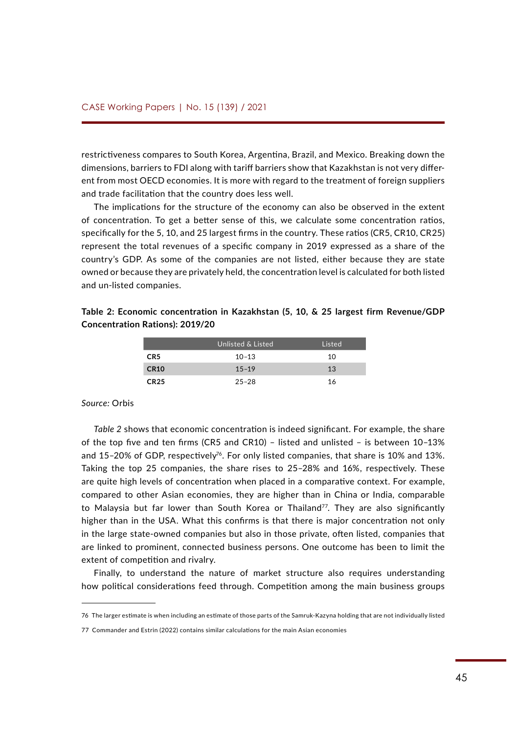restrictiveness compares to South Korea, Argentina, Brazil, and Mexico. Breaking down the dimensions, barriers to FDI along with tariff barriers show that Kazakhstan is not very different from most OECD economies. It is more with regard to the treatment of foreign suppliers and trade facilitation that the country does less well.

The implications for the structure of the economy can also be observed in the extent of concentration. To get a better sense of this, we calculate some concentration ratios, specifically for the 5, 10, and 25 largest firms in the country. These ratios (CR5, CR10, CR25) represent the total revenues of a specific company in 2019 expressed as a share of the country's GDP. As some of the companies are not listed, either because they are state owned or because they are privately held, the concentration level is calculated for both listed and un-listed companies.

**Table 2: Economic concentration in Kazakhstan (5, 10, & 25 largest firm Revenue/GDP Concentration Rations): 2019/20**

| | Unlisted & Listed | Listed |
|---|---|---|
| **CR5** | 10–13 | 10 |
| **CR10** | 15–19 | 13 |
| **CR25** | 25–28 | 16 |

*Source:* Orbis

*Table 2* shows that economic concentration is indeed significant. For example, the share of the top five and ten firms (CR5 and CR10) – listed and unlisted – is between 10–13% and 15–20% of GDP, respectively[76]. For only listed companies, that share is 10% and 13%. Taking the top 25 companies, the share rises to 25–28% and 16%, respectively. These are quite high levels of concentration when placed in a comparative context. For example, compared to other Asian economies, they are higher than in China or India, comparable to Malaysia but far lower than South Korea or Thailand[77]. They are also significantly higher than in the USA. What this confirms is that there is major concentration not only in the large state-owned companies but also in those private, often listed, companies that are linked to prominent, connected business persons. One outcome has been to limit the extent of competition and rivalry.

Finally, to understand the nature of market structure also requires understanding how political considerations feed through. Competition among the main business groups

---

76 The larger estimate is when including an estimate of those parts of the Samruk-Kazyna holding that are not individually listed

77 Commander and Estrin (2022) contains similar calculations for the main Asian economies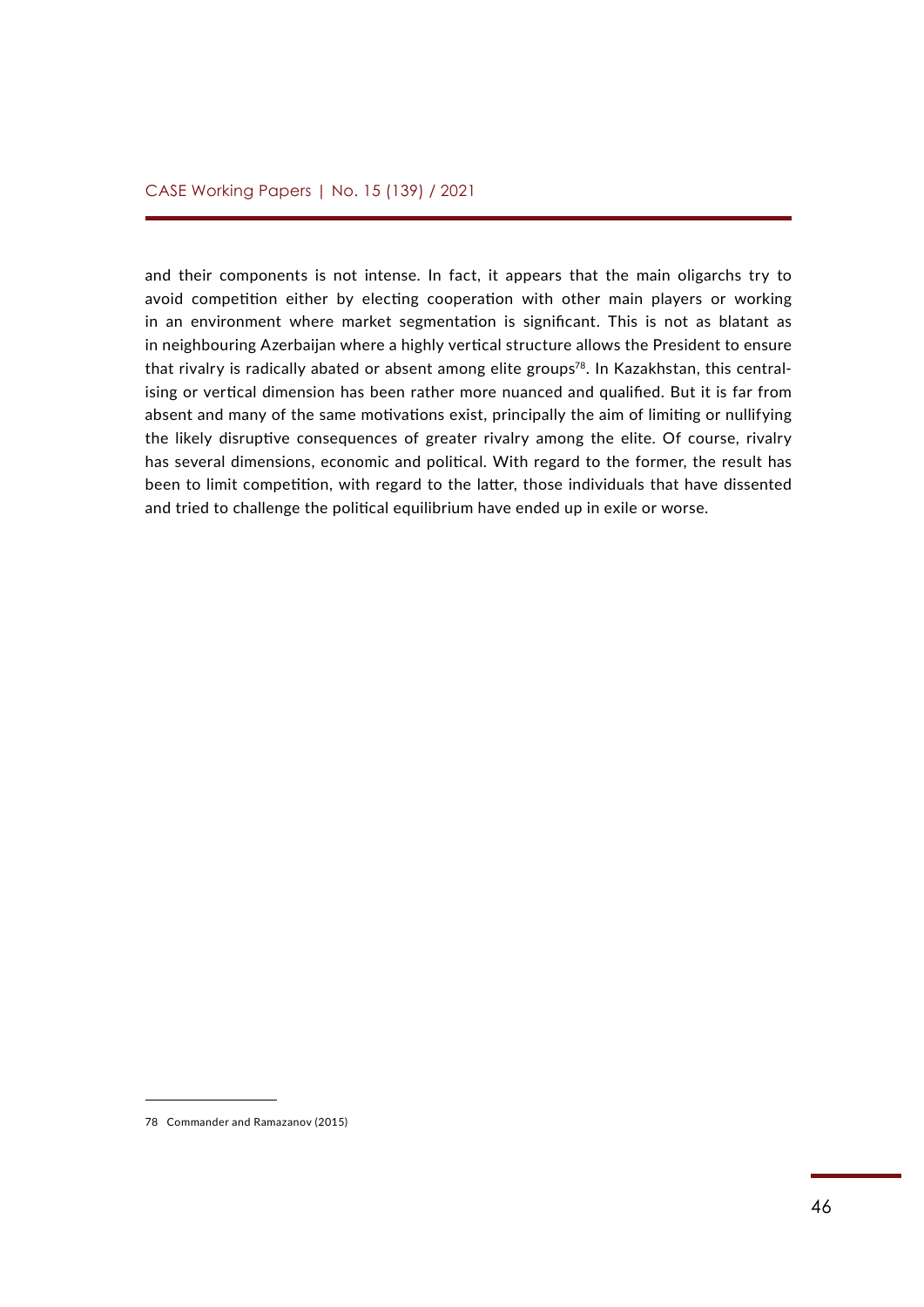and their components is not intense. In fact, it appears that the main oligarchs try to avoid competition either by electing cooperation with other main players or working in an environment where market segmentation is significant. This is not as blatant as in neighbouring Azerbaijan where a highly vertical structure allows the President to ensure that rivalry is radically abated or absent among elite groups[78]. In Kazakhstan, this centralising or vertical dimension has been rather more nuanced and qualified. But it is far from absent and many of the same motivations exist, principally the aim of limiting or nullifying the likely disruptive consequences of greater rivalry among the elite. Of course, rivalry has several dimensions, economic and political. With regard to the former, the result has been to limit competition, with regard to the latter, those individuals that have dissented and tried to challenge the political equilibrium have ended up in exile or worse.

---

78 Commander and Ramazanov (2015)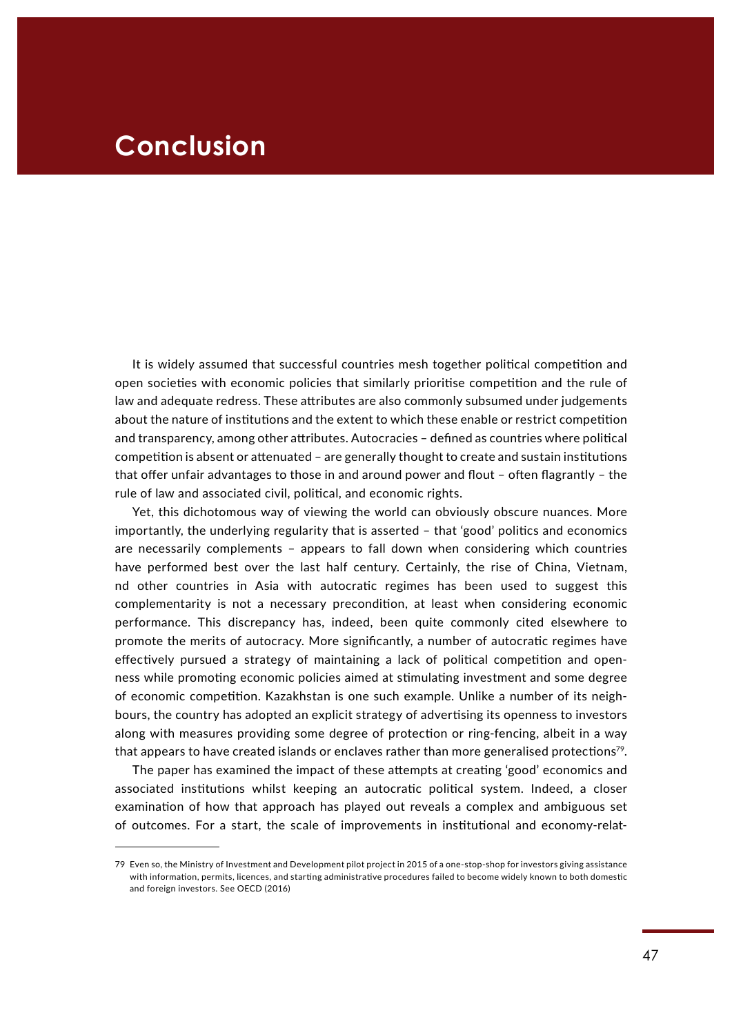# Conclusion

It is widely assumed that successful countries mesh together political competition and open societies with economic policies that similarly prioritise competition and the rule of law and adequate redress. These attributes are also commonly subsumed under judgements about the nature of institutions and the extent to which these enable or restrict competition and transparency, among other attributes. Autocracies – defined as countries where political competition is absent or attenuated – are generally thought to create and sustain institutions that offer unfair advantages to those in and around power and flout – often flagrantly – the rule of law and associated civil, political, and economic rights.

Yet, this dichotomous way of viewing the world can obviously obscure nuances. More importantly, the underlying regularity that is asserted – that 'good' politics and economics are necessarily complements – appears to fall down when considering which countries have performed best over the last half century. Certainly, the rise of China, Vietnam, nd other countries in Asia with autocratic regimes has been used to suggest this complementarity is not a necessary precondition, at least when considering economic performance. This discrepancy has, indeed, been quite commonly cited elsewhere to promote the merits of autocracy. More significantly, a number of autocratic regimes have effectively pursued a strategy of maintaining a lack of political competition and openness while promoting economic policies aimed at stimulating investment and some degree of economic competition. Kazakhstan is one such example. Unlike a number of its neighbours, the country has adopted an explicit strategy of advertising its openness to investors along with measures providing some degree of protection or ring-fencing, albeit in a way that appears to have created islands or enclaves rather than more generalised protections[79].

The paper has examined the impact of these attempts at creating 'good' economics and associated institutions whilst keeping an autocratic political system. Indeed, a closer examination of how that approach has played out reveals a complex and ambiguous set of outcomes. For a start, the scale of improvements in institutional and economy-relat-

---

79 Even so, the Ministry of Investment and Development pilot project in 2015 of a one-stop-shop for investors giving assistance with information, permits, licences, and starting administrative procedures failed to become widely known to both domestic and foreign investors. See OECD (2016)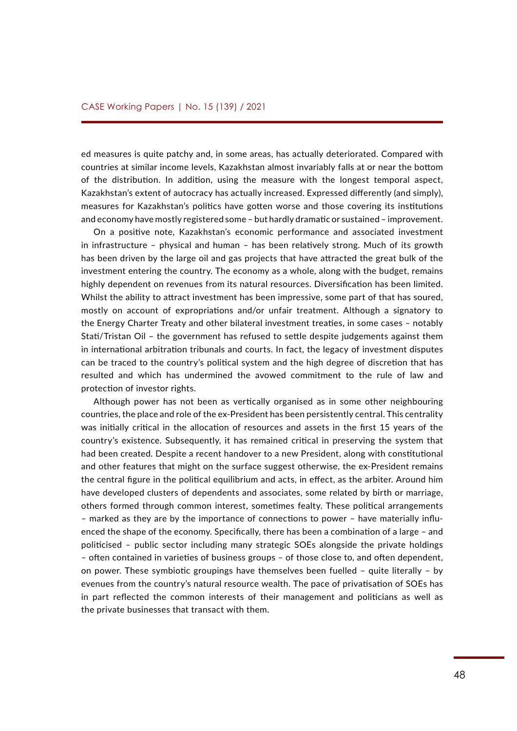ed measures is quite patchy and, in some areas, has actually deteriorated. Compared with countries at similar income levels, Kazakhstan almost invariably falls at or near the bottom of the distribution. In addition, using the measure with the longest temporal aspect, Kazakhstan's extent of autocracy has actually increased. Expressed differently (and simply), measures for Kazakhstan's politics have gotten worse and those covering its institutions and economy have mostly registered some – but hardly dramatic or sustained – improvement.

On a positive note, Kazakhstan's economic performance and associated investment in infrastructure – physical and human – has been relatively strong. Much of its growth has been driven by the large oil and gas projects that have attracted the great bulk of the investment entering the country. The economy as a whole, along with the budget, remains highly dependent on revenues from its natural resources. Diversification has been limited. Whilst the ability to attract investment has been impressive, some part of that has soured, mostly on account of expropriations and/or unfair treatment. Although a signatory to the Energy Charter Treaty and other bilateral investment treaties, in some cases – notably Stati/Tristan Oil – the government has refused to settle despite judgements against them in international arbitration tribunals and courts. In fact, the legacy of investment disputes can be traced to the country's political system and the high degree of discretion that has resulted and which has undermined the avowed commitment to the rule of law and protection of investor rights.

Although power has not been as vertically organised as in some other neighbouring countries, the place and role of the ex-President has been persistently central. This centrality was initially critical in the allocation of resources and assets in the first 15 years of the country's existence. Subsequently, it has remained critical in preserving the system that had been created. Despite a recent handover to a new President, along with constitutional and other features that might on the surface suggest otherwise, the ex-President remains the central figure in the political equilibrium and acts, in effect, as the arbiter. Around him have developed clusters of dependents and associates, some related by birth or marriage, others formed through common interest, sometimes fealty. These political arrangements – marked as they are by the importance of connections to power – have materially influenced the shape of the economy. Specifically, there has been a combination of a large – and politicised – public sector including many strategic SOEs alongside the private holdings – often contained in varieties of business groups – of those close to, and often dependent, on power. These symbiotic groupings have themselves been fuelled – quite literally – by evenues from the country's natural resource wealth. The pace of privatisation of SOEs has in part reflected the common interests of their management and politicians as well as the private businesses that transact with them.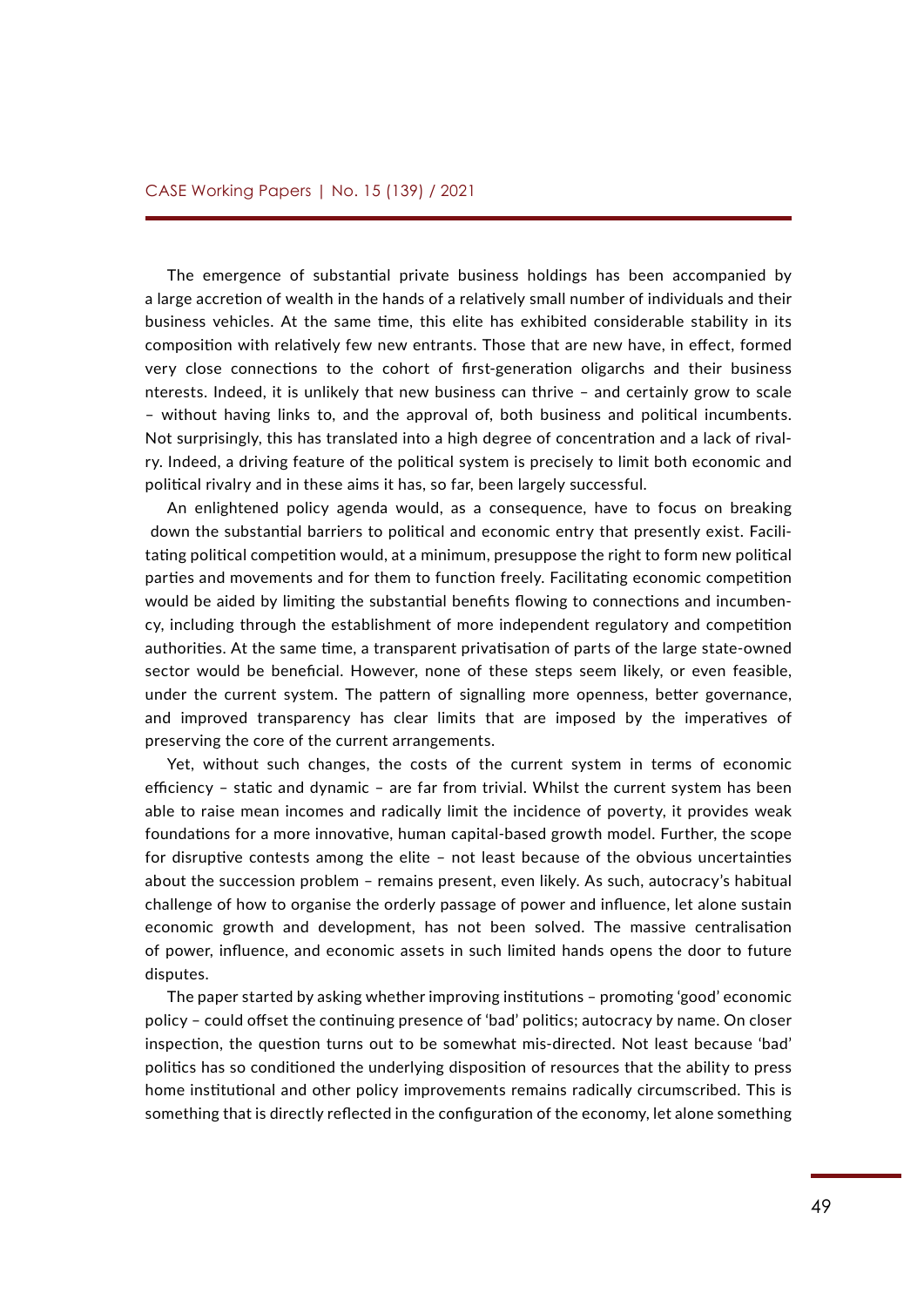The emergence of substantial private business holdings has been accompanied by a large accretion of wealth in the hands of a relatively small number of individuals and their business vehicles. At the same time, this elite has exhibited considerable stability in its composition with relatively few new entrants. Those that are new have, in effect, formed very close connections to the cohort of first-generation oligarchs and their business nterests. Indeed, it is unlikely that new business can thrive – and certainly grow to scale – without having links to, and the approval of, both business and political incumbents. Not surprisingly, this has translated into a high degree of concentration and a lack of rivalry. Indeed, a driving feature of the political system is precisely to limit both economic and political rivalry and in these aims it has, so far, been largely successful.

An enlightened policy agenda would, as a consequence, have to focus on breaking down the substantial barriers to political and economic entry that presently exist. Facilitating political competition would, at a minimum, presuppose the right to form new political parties and movements and for them to function freely. Facilitating economic competition would be aided by limiting the substantial benefits flowing to connections and incumbency, including through the establishment of more independent regulatory and competition authorities. At the same time, a transparent privatisation of parts of the large state-owned sector would be beneficial. However, none of these steps seem likely, or even feasible, under the current system. The pattern of signalling more openness, better governance, and improved transparency has clear limits that are imposed by the imperatives of preserving the core of the current arrangements.

Yet, without such changes, the costs of the current system in terms of economic efficiency – static and dynamic – are far from trivial. Whilst the current system has been able to raise mean incomes and radically limit the incidence of poverty, it provides weak foundations for a more innovative, human capital-based growth model. Further, the scope for disruptive contests among the elite – not least because of the obvious uncertainties about the succession problem – remains present, even likely. As such, autocracy's habitual challenge of how to organise the orderly passage of power and influence, let alone sustain economic growth and development, has not been solved. The massive centralisation of power, influence, and economic assets in such limited hands opens the door to future disputes.

The paper started by asking whether improving institutions – promoting 'good' economic policy – could offset the continuing presence of 'bad' politics; autocracy by name. On closer inspection, the question turns out to be somewhat mis-directed. Not least because 'bad' politics has so conditioned the underlying disposition of resources that the ability to press home institutional and other policy improvements remains radically circumscribed. This is something that is directly reflected in the configuration of the economy, let alone something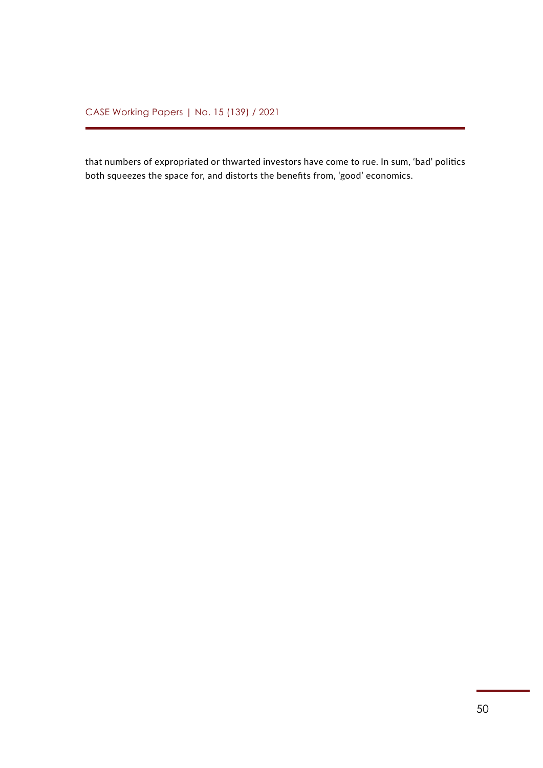that numbers of expropriated or thwarted investors have come to rue. In sum, ‘bad’ politics both squeezes the space for, and distorts the benefits from, ‘good’ economics.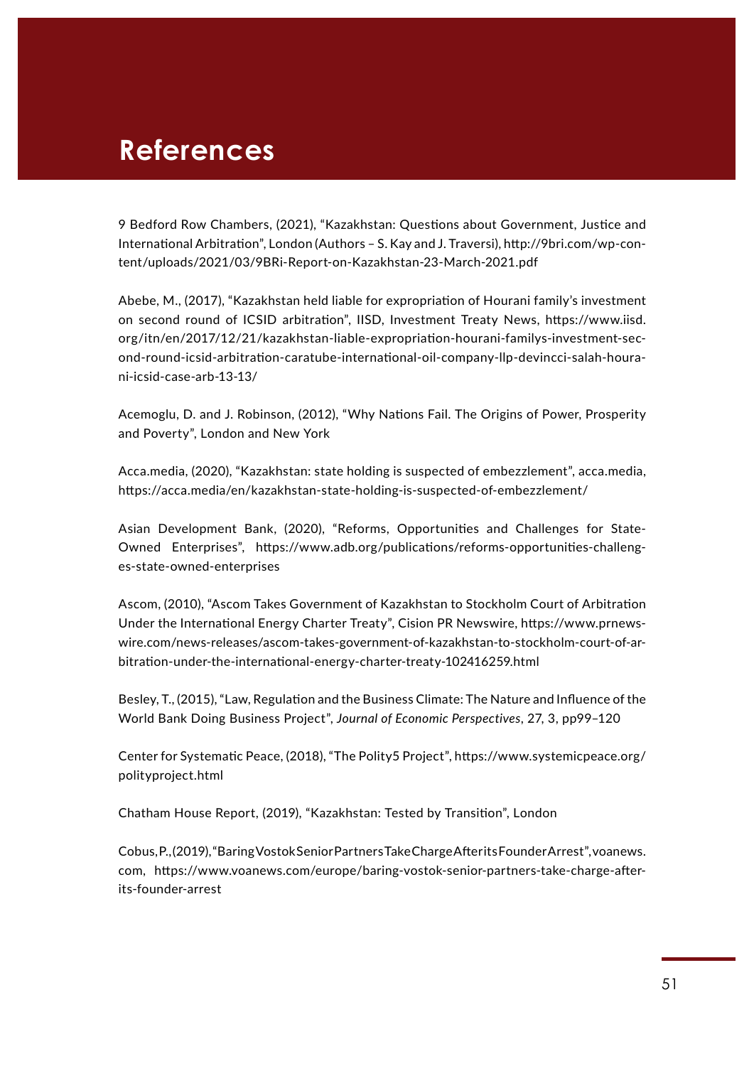# References

9 Bedford Row Chambers, (2021), “Kazakhstan: Questions about Government, Justice and International Arbitration”, London (Authors – S. Kay and J. Traversi), http://9bri.com/wp-content/uploads/2021/03/9BRi-Report-on-Kazakhstan-23-March-2021.pdf

Abebe, M., (2017), “Kazakhstan held liable for expropriation of Hourani family’s investment on second round of ICSID arbitration”, IISD, Investment Treaty News, https://www.iisd.org/itn/en/2017/12/21/kazakhstan-liable-expropriation-hourani-familys-investment-second-round-icsid-arbitration-caratube-international-oil-company-llp-devincci-salah-hourani-icsid-case-arb-13-13/

Acemoglu, D. and J. Robinson, (2012), “Why Nations Fail. The Origins of Power, Prosperity and Poverty”, London and New York

Acca.media, (2020), “Kazakhstan: state holding is suspected of embezzlement”, acca.media, https://acca.media/en/kazakhstan-state-holding-is-suspected-of-embezzlement/

Asian Development Bank, (2020), “Reforms, Opportunities and Challenges for State-Owned Enterprises”, https://www.adb.org/publications/reforms-opportunities-challenges-state-owned-enterprises

Ascom, (2010), “Ascom Takes Government of Kazakhstan to Stockholm Court of Arbitration Under the International Energy Charter Treaty”, Cision PR Newswire, https://www.prnewswire.com/news-releases/ascom-takes-government-of-kazakhstan-to-stockholm-court-of-arbitration-under-the-international-energy-charter-treaty-102416259.html

Besley, T., (2015), “Law, Regulation and the Business Climate: The Nature and Influence of the World Bank Doing Business Project”, *Journal of Economic Perspectives*, 27, 3, pp99–120

Center for Systematic Peace, (2018), “The Polity5 Project”, https://www.systemicpeace.org/polityproject.html

Chatham House Report, (2019), “Kazakhstan: Tested by Transition”, London

Cobus, P., (2019), “Baring Vostok Senior Partners Take Charge After its Founder Arrest”, voanews.com, https://www.voanews.com/europe/baring-vostok-senior-partners-take-charge-after-its-founder-arrest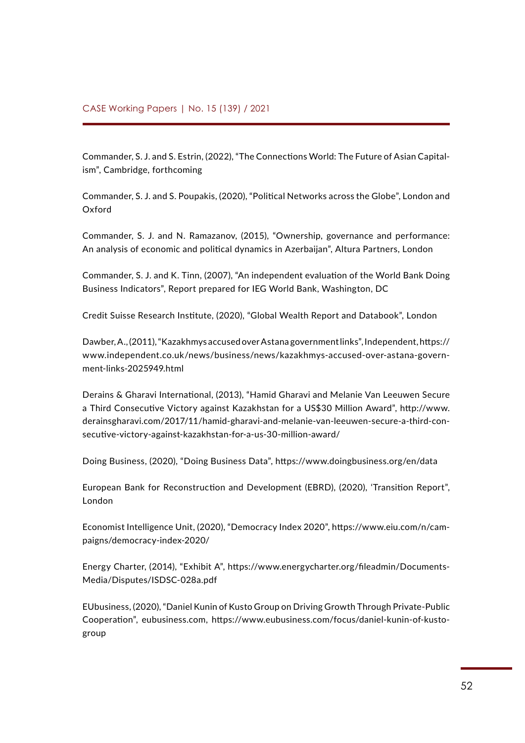Commander, S. J. and S. Estrin, (2022), "The Connections World: The Future of Asian Capitalism", Cambridge, forthcoming

Commander, S. J. and S. Poupakis, (2020), "Political Networks across the Globe", London and Oxford

Commander, S. J. and N. Ramazanov, (2015), "Ownership, governance and performance: An analysis of economic and political dynamics in Azerbaijan", Altura Partners, London

Commander, S. J. and K. Tinn, (2007), "An independent evaluation of the World Bank Doing Business Indicators", Report prepared for IEG World Bank, Washington, DC

Credit Suisse Research Institute, (2020), "Global Wealth Report and Databook", London

Dawber, A., (2011), "Kazakhmys accused over Astana government links", Independent, https://www.independent.co.uk/news/business/news/kazakhmys-accused-over-astana-government-links-2025949.html

Derains & Gharavi International, (2013), "Hamid Gharavi and Melanie Van Leeuwen Secure a Third Consecutive Victory against Kazakhstan for a US$30 Million Award", http://www.derainsgharavi.com/2017/11/hamid-gharavi-and-melanie-van-leeuwen-secure-a-third-consecutive-victory-against-kazakhstan-for-a-us-30-million-award/

Doing Business, (2020), "Doing Business Data", https://www.doingbusiness.org/en/data

European Bank for Reconstruction and Development (EBRD), (2020), 'Transition Report", London

Economist Intelligence Unit, (2020), "Democracy Index 2020", https://www.eiu.com/n/campaigns/democracy-index-2020/

Energy Charter, (2014), "Exhibit A", https://www.energycharter.org/fileadmin/DocumentsMedia/Disputes/ISDSC-028a.pdf

EUbusiness, (2020), "Daniel Kunin of Kusto Group on Driving Growth Through Private-Public Cooperation", eubusiness.com, https://www.eubusiness.com/focus/daniel-kunin-of-kusto-group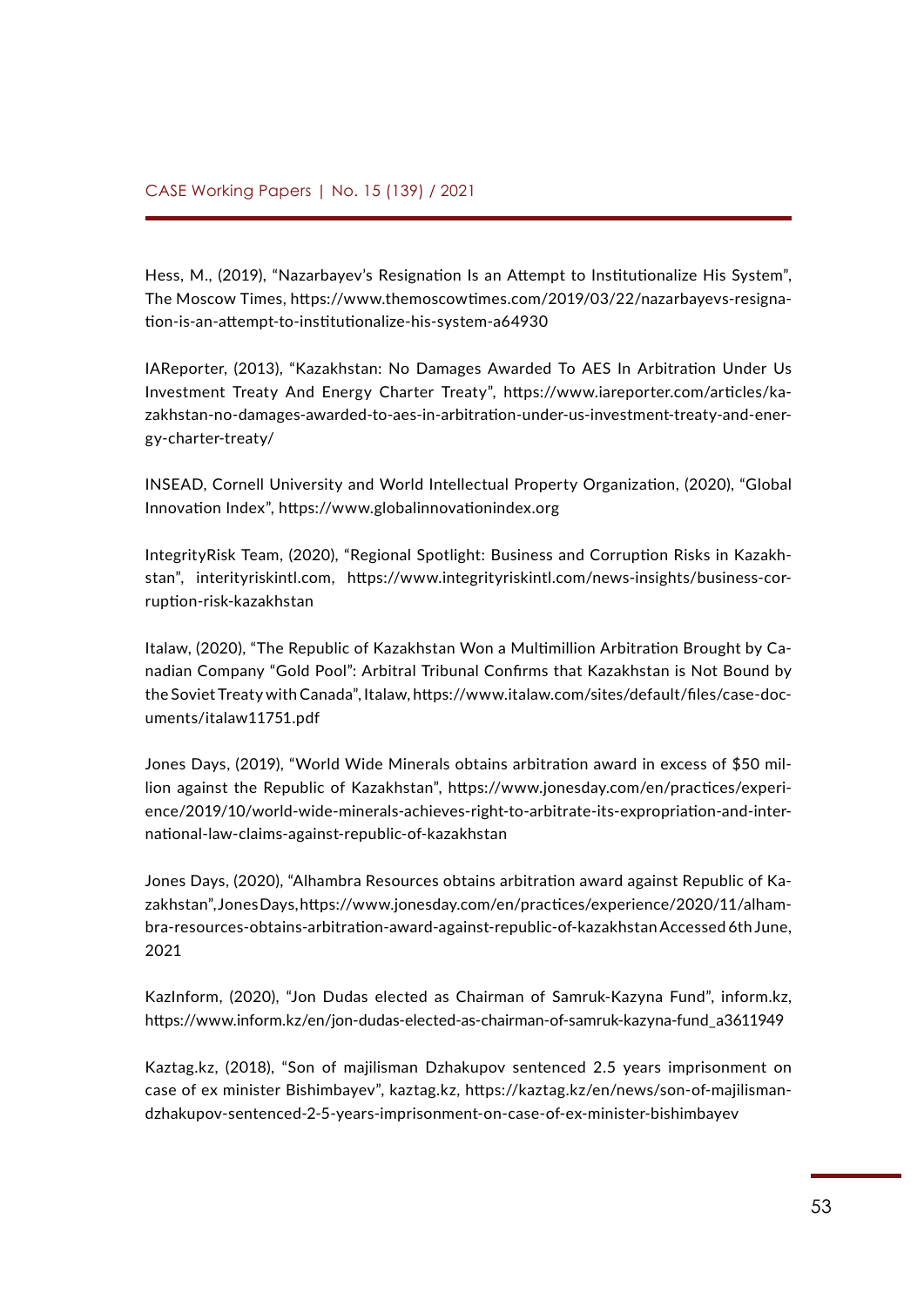Hess, M., (2019), "Nazarbayev's Resignation Is an Attempt to Institutionalize His System", The Moscow Times, https://www.themoscowtimes.com/2019/03/22/nazarbayevs-resignation-is-an-attempt-to-institutionalize-his-system-a64930

IAReporter, (2013), "Kazakhstan: No Damages Awarded To AES In Arbitration Under Us Investment Treaty And Energy Charter Treaty", https://www.iareporter.com/articles/kazakhstan-no-damages-awarded-to-aes-in-arbitration-under-us-investment-treaty-and-energy-charter-treaty/

INSEAD, Cornell University and World Intellectual Property Organization, (2020), "Global Innovation Index", https://www.globalinnovationindex.org

IntegrityRisk Team, (2020), "Regional Spotlight: Business and Corruption Risks in Kazakhstan", interityriskintl.com, https://www.integrityriskintl.com/news-insights/business-corruption-risk-kazakhstan

Italaw, (2020), "The Republic of Kazakhstan Won a Multimillion Arbitration Brought by Canadian Company "Gold Pool": Arbitral Tribunal Confirms that Kazakhstan is Not Bound by the Soviet Treaty with Canada", Italaw, https://www.italaw.com/sites/default/files/case-documents/italaw11751.pdf

Jones Days, (2019), "World Wide Minerals obtains arbitration award in excess of $50 million against the Republic of Kazakhstan", https://www.jonesday.com/en/practices/experience/2019/10/world-wide-minerals-achieves-right-to-arbitrate-its-expropriation-and-international-law-claims-against-republic-of-kazakhstan

Jones Days, (2020), "Alhambra Resources obtains arbitration award against Republic of Kazakhstan", Jones Days, https://www.jonesday.com/en/practices/experience/2020/11/alhambra-resources-obtains-arbitration-award-against-republic-of-kazakhstan Accessed 6th June, 2021

KazInform, (2020), "Jon Dudas elected as Chairman of Samruk-Kazyna Fund", inform.kz, https://www.inform.kz/en/jon-dudas-elected-as-chairman-of-samruk-kazyna-fund_a3611949

Kaztag.kz, (2018), "Son of majilisman Dzhakupov sentenced 2.5 years imprisonment on case of ex minister Bishimbayev", kaztag.kz, https://kaztag.kz/en/news/son-of-majilisman-dzhakupov-sentenced-2-5-years-imprisonment-on-case-of-ex-minister-bishimbayev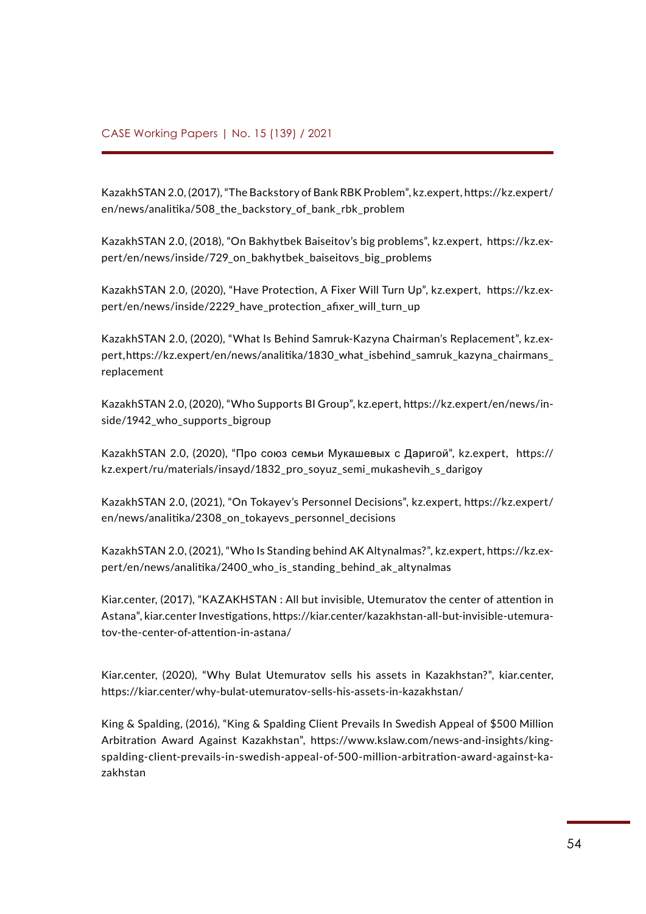KazakhSTAN 2.0, (2017), "The Backstory of Bank RBK Problem", kz.expert, https://kz.expert/en/news/analitika/508_the_backstory_of_bank_rbk_problem

KazakhSTAN 2.0, (2018), "On Bakhytbek Baiseitov's big problems", kz.expert, https://kz.expert/en/news/inside/729_on_bakhytbek_baiseitovs_big_problems

KazakhSTAN 2.0, (2020), "Have Protection, A Fixer Will Turn Up", kz.expert, https://kz.expert/en/news/inside/2229_have_protection_afixer_will_turn_up

KazakhSTAN 2.0, (2020), "What Is Behind Samruk-Kazyna Chairman's Replacement", kz.expert, https://kz.expert/en/news/analitika/1830_what_isbehind_samruk_kazyna_chairmans_replacement

KazakhSTAN 2.0, (2020), "Who Supports BI Group", kz.epert, https://kz.expert/en/news/inside/1942_who_supports_bigroup

KazakhSTAN 2.0, (2020), "Про союз семьи Мукашевых с Даригой", kz.expert, https://kz.expert/ru/materials/insayd/1832_pro_soyuz_semi_mukashevih_s_darigoy

KazakhSTAN 2.0, (2021), "On Tokayev's Personnel Decisions", kz.expert, https://kz.expert/en/news/analitika/2308_on_tokayevs_personnel_decisions

KazakhSTAN 2.0, (2021), "Who Is Standing behind AK Altynalmas?", kz.expert, https://kz.expert/en/news/analitika/2400_who_is_standing_behind_ak_altynalmas

Kiar.center, (2017), "KAZAKHSTAN : All but invisible, Utemuratov the center of attention in Astana", kiar.center Investigations, https://kiar.center/kazakhstan-all-but-invisible-utemuratov-the-center-of-attention-in-astana/

Kiar.center, (2020), "Why Bulat Utemuratov sells his assets in Kazakhstan?", kiar.center, https://kiar.center/why-bulat-utemuratov-sells-his-assets-in-kazakhstan/

King & Spalding, (2016), "King & Spalding Client Prevails In Swedish Appeal of $500 Million Arbitration Award Against Kazakhstan", https://www.kslaw.com/news-and-insights/king-spalding-client-prevails-in-swedish-appeal-of-500-million-arbitration-award-against-kazakhstan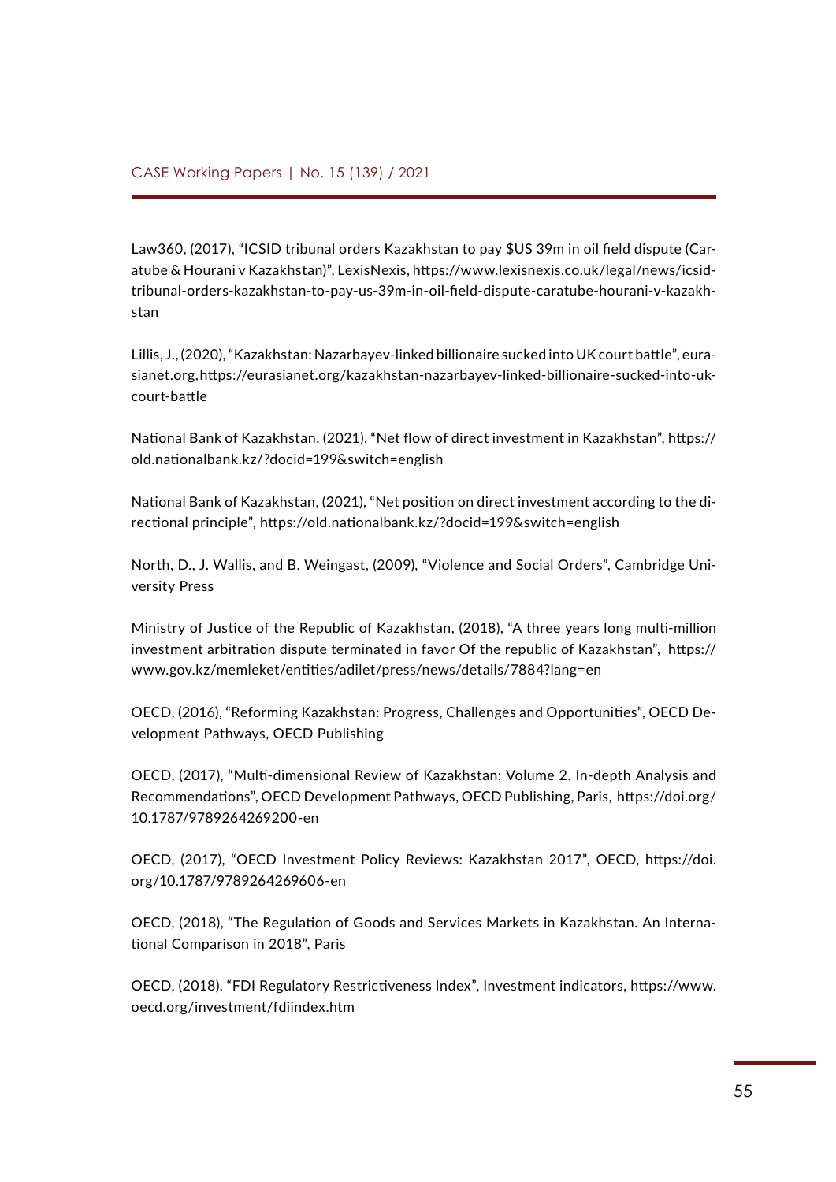Law360, (2017), "ICSID tribunal orders Kazakhstan to pay $US 39m in oil field dispute (Caratube & Hourani v Kazakhstan)", LexisNexis, https://www.lexisnexis.co.uk/legal/news/icsid-tribunal-orders-kazakhstan-to-pay-us-39m-in-oil-field-dispute-caratube-hourani-v-kazakhstan

Lillis, J., (2020), "Kazakhstan: Nazarbayev-linked billionaire sucked into UK court battle", eurasianet.org, https://eurasianet.org/kazakhstan-nazarbayev-linked-billionaire-sucked-into-uk-court-battle

National Bank of Kazakhstan, (2021), "Net flow of direct investment in Kazakhstan", https://old.nationalbank.kz/?docid=199&switch=english

National Bank of Kazakhstan, (2021), "Net position on direct investment according to the directional principle", https://old.nationalbank.kz/?docid=199&switch=english

North, D., J. Wallis, and B. Weingast, (2009), "Violence and Social Orders", Cambridge University Press

Ministry of Justice of the Republic of Kazakhstan, (2018), "A three years long multi-million investment arbitration dispute terminated in favor Of the republic of Kazakhstan", https://www.gov.kz/memleket/entities/adilet/press/news/details/7884?lang=en

OECD, (2016), "Reforming Kazakhstan: Progress, Challenges and Opportunities", OECD Development Pathways, OECD Publishing

OECD, (2017), "Multi-dimensional Review of Kazakhstan: Volume 2. In-depth Analysis and Recommendations", OECD Development Pathways, OECD Publishing, Paris, https://doi.org/10.1787/9789264269200-en

OECD, (2017), "OECD Investment Policy Reviews: Kazakhstan 2017", OECD, https://doi.org/10.1787/9789264269606-en

OECD, (2018), "The Regulation of Goods and Services Markets in Kazakhstan. An International Comparison in 2018", Paris

OECD, (2018), "FDI Regulatory Restrictiveness Index", Investment indicators, https://www.oecd.org/investment/fdiindex.htm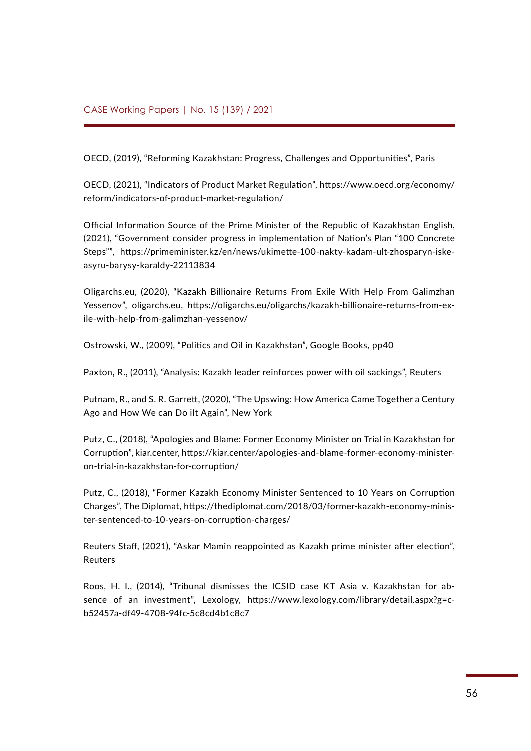OECD, (2019), "Reforming Kazakhstan: Progress, Challenges and Opportunities", Paris

OECD, (2021), "Indicators of Product Market Regulation", https://www.oecd.org/economy/reform/indicators-of-product-market-regulation/

Official Information Source of the Prime Minister of the Republic of Kazakhstan English, (2021), "Government consider progress in implementation of Nation's Plan "100 Concrete Steps"", https://primeminister.kz/en/news/ukimette-100-nakty-kadam-ult-zhosparyn-iske-asyru-barysy-karaldy-22113834

Oligarchs.eu, (2020), "Kazakh Billionaire Returns From Exile With Help From Galimzhan Yessenov", oligarchs.eu, https://oligarchs.eu/oligarchs/kazakh-billionaire-returns-from-exile-with-help-from-galimzhan-yessenov/

Ostrowski, W., (2009), "Politics and Oil in Kazakhstan", Google Books, pp40

Paxton, R., (2011), "Analysis: Kazakh leader reinforces power with oil sackings", Reuters

Putnam, R., and S. R. Garrett, (2020), "The Upswing: How America Came Together a Century Ago and How We can Do iIt Again", New York

Putz, C., (2018), "Apologies and Blame: Former Economy Minister on Trial in Kazakhstan for Corruption", kiar.center, https://kiar.center/apologies-and-blame-former-economy-minister-on-trial-in-kazakhstan-for-corruption/

Putz, C., (2018), "Former Kazakh Economy Minister Sentenced to 10 Years on Corruption Charges", The Diplomat, https://thediplomat.com/2018/03/former-kazakh-economy-minister-sentenced-to-10-years-on-corruption-charges/

Reuters Staff, (2021), "Askar Mamin reappointed as Kazakh prime minister after election", Reuters

Roos, H. I., (2014), "Tribunal dismisses the ICSID case KT Asia v. Kazakhstan for absence of an investment", Lexology, https://www.lexology.com/library/detail.aspx?g=cb52457a-df49-4708-94fc-5c8cd4b1c8c7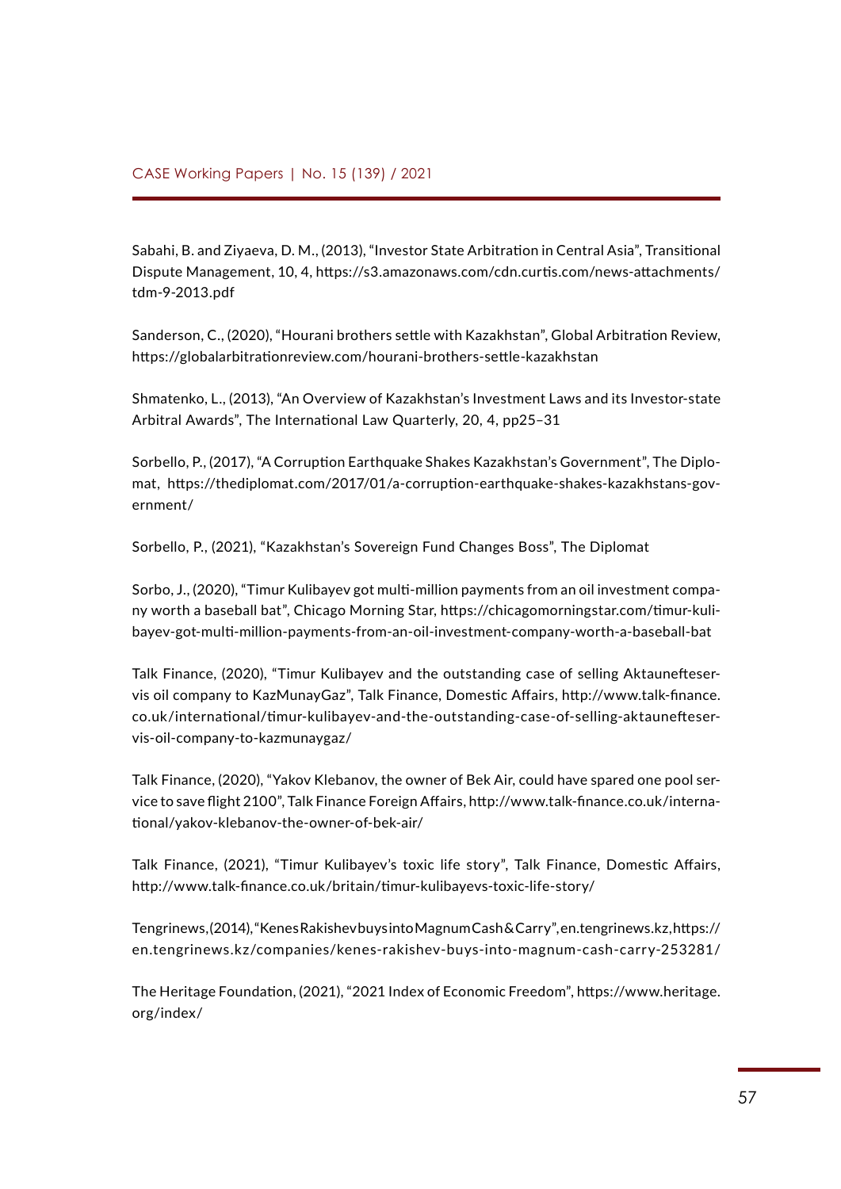Sabahi, B. and Ziyaeva, D. M., (2013), "Investor State Arbitration in Central Asia", Transitional Dispute Management, 10, 4, https://s3.amazonaws.com/cdn.curtis.com/news-attachments/tdm-9-2013.pdf

Sanderson, C., (2020), "Hourani brothers settle with Kazakhstan", Global Arbitration Review, https://globalarbitrationreview.com/hourani-brothers-settle-kazakhstan

Shmatenko, L., (2013), "An Overview of Kazakhstan's Investment Laws and its Investor-state Arbitral Awards", The International Law Quarterly, 20, 4, pp25–31

Sorbello, P., (2017), "A Corruption Earthquake Shakes Kazakhstan's Government", The Diplomat, https://thediplomat.com/2017/01/a-corruption-earthquake-shakes-kazakhstans-government/

Sorbello, P., (2021), "Kazakhstan's Sovereign Fund Changes Boss", The Diplomat

Sorbo, J., (2020), "Timur Kulibayev got multi-million payments from an oil investment company worth a baseball bat", Chicago Morning Star, https://chicagomorningstar.com/timur-kulibayev-got-multi-million-payments-from-an-oil-investment-company-worth-a-baseball-bat

Talk Finance, (2020), "Timur Kulibayev and the outstanding case of selling Aktaunefteservis oil company to KazMunayGaz", Talk Finance, Domestic Affairs, http://www.talk-finance.co.uk/international/timur-kulibayev-and-the-outstanding-case-of-selling-aktaunefteservis-oil-company-to-kazmunaygaz/

Talk Finance, (2020), "Yakov Klebanov, the owner of Bek Air, could have spared one pool service to save flight 2100", Talk Finance Foreign Affairs, http://www.talk-finance.co.uk/international/yakov-klebanov-the-owner-of-bek-air/

Talk Finance, (2021), "Timur Kulibayev's toxic life story", Talk Finance, Domestic Affairs, http://www.talk-finance.co.uk/britain/timur-kulibayevs-toxic-life-story/

Tengrinews, (2014), "Kenes Rakishev buys into Magnum Cash & Carry", en.tengrinews.kz, https://en.tengrinews.kz/companies/kenes-rakishev-buys-into-magnum-cash-carry-253281/

The Heritage Foundation, (2021), "2021 Index of Economic Freedom", https://www.heritage.org/index/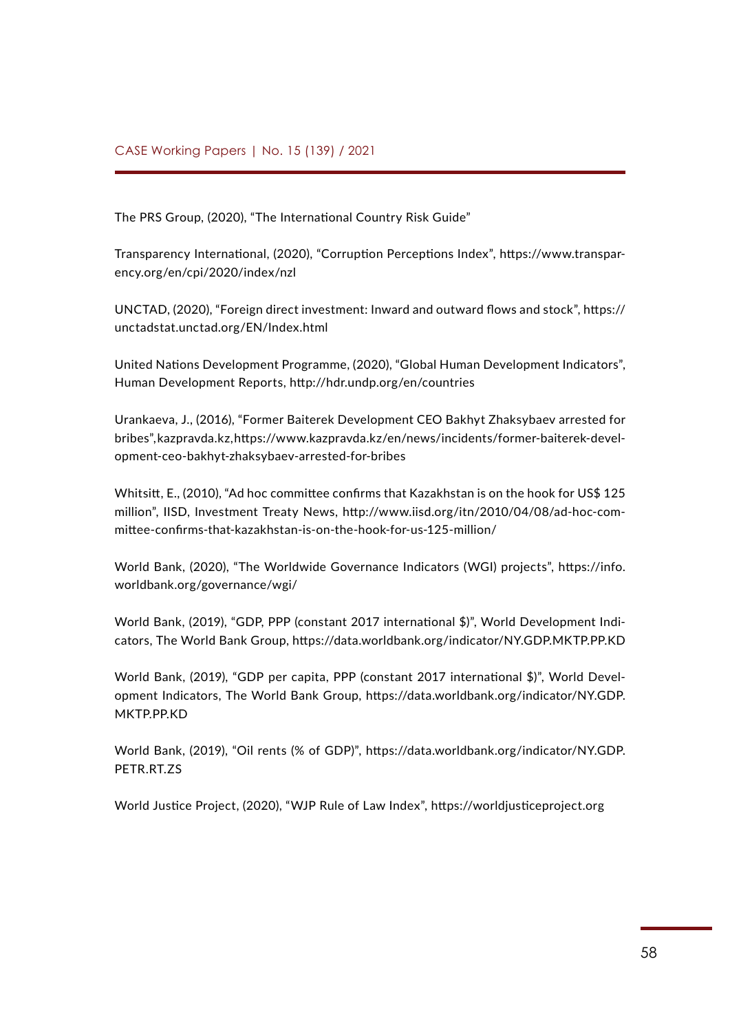The PRS Group, (2020), "The International Country Risk Guide"

Transparency International, (2020), "Corruption Perceptions Index", https://www.transparency.org/en/cpi/2020/index/nzl

UNCTAD, (2020), "Foreign direct investment: Inward and outward flows and stock", https://unctadstat.unctad.org/EN/Index.html

United Nations Development Programme, (2020), "Global Human Development Indicators", Human Development Reports, http://hdr.undp.org/en/countries

Urankaeva, J., (2016), "Former Baiterek Development CEO Bakhyt Zhaksybaev arrested for bribes", kazpravda.kz, https://www.kazpravda.kz/en/news/incidents/former-baiterek-development-ceo-bakhyt-zhaksybaev-arrested-for-bribes

Whitsitt, E., (2010), "Ad hoc committee confirms that Kazakhstan is on the hook for US$ 125 million", IISD, Investment Treaty News, http://www.iisd.org/itn/2010/04/08/ad-hoc-committee-confirms-that-kazakhstan-is-on-the-hook-for-us-125-million/

World Bank, (2020), "The Worldwide Governance Indicators (WGI) projects", https://info.worldbank.org/governance/wgi/

World Bank, (2019), "GDP, PPP (constant 2017 international $)", World Development Indicators, The World Bank Group, https://data.worldbank.org/indicator/NY.GDP.MKTP.PP.KD

World Bank, (2019), "GDP per capita, PPP (constant 2017 international $)", World Development Indicators, The World Bank Group, https://data.worldbank.org/indicator/NY.GDP.MKTP.PP.KD

World Bank, (2019), "Oil rents (% of GDP)", https://data.worldbank.org/indicator/NY.GDP.PETR.RT.ZS

World Justice Project, (2020), "WJP Rule of Law Index", https://worldjusticeproject.org